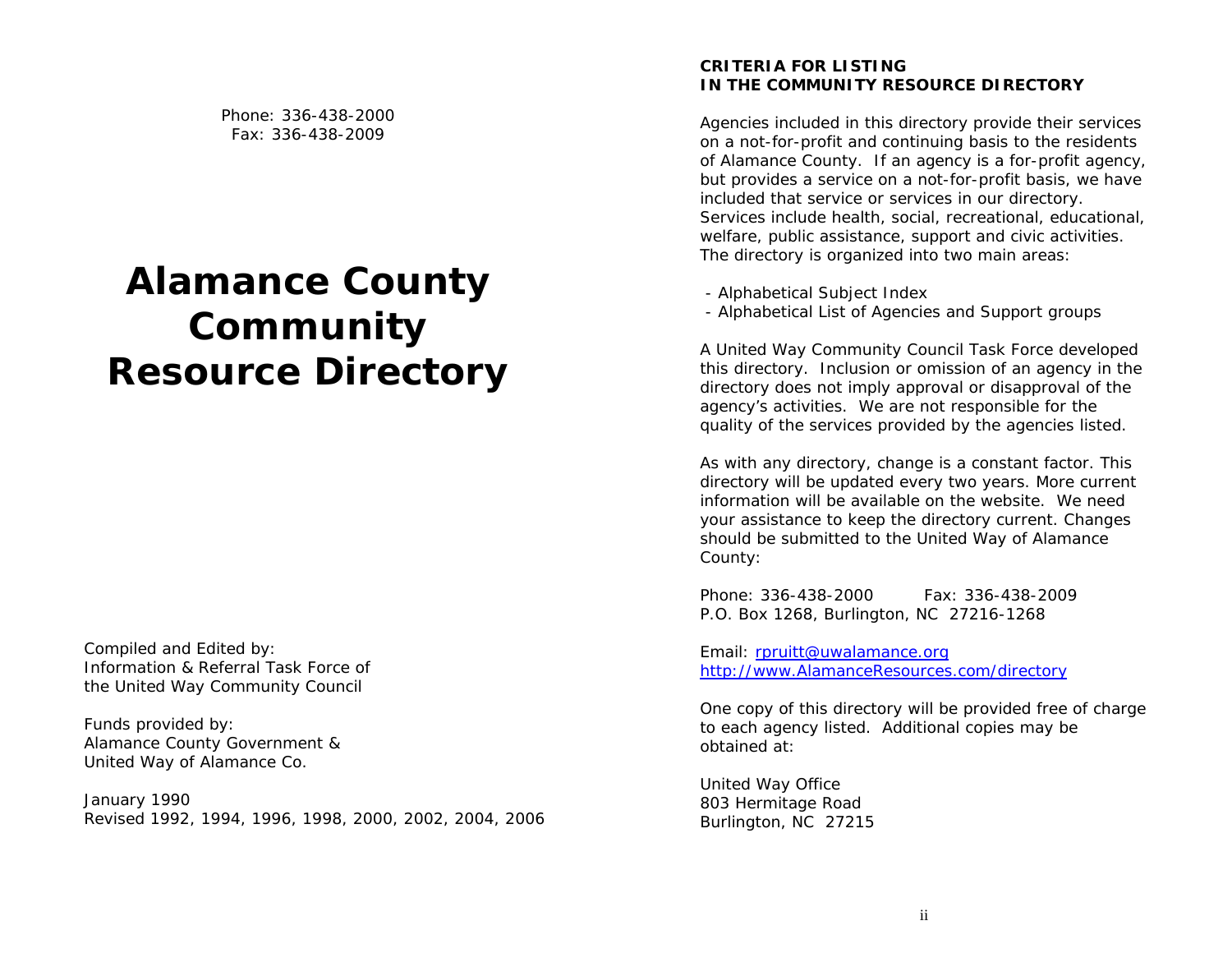Phone: 336-438-2000
Fax: 336-438-2009

# Alamance County Community Resource Directory

Compiled and Edited by:
Information & Referral Task Force of
the United Way Community Council

Funds provided by:
Alamance County Government &
United Way of Alamance Co.

January 1990
Revised 1992, 1994, 1996, 1998, 2000, 2002, 2004, 2006

## CRITERIA FOR LISTING IN THE COMMUNITY RESOURCE DIRECTORY

Agencies included in this directory provide their services on a not-for-profit and continuing basis to the residents of Alamance County. If an agency is a for-profit agency, but provides a service on a not-for-profit basis, we have included that service or services in our directory. Services include health, social, recreational, educational, welfare, public assistance, support and civic activities. The directory is organized into two main areas:

- Alphabetical Subject Index
- Alphabetical List of Agencies and Support groups

A United Way Community Council Task Force developed this directory. Inclusion or omission of an agency in the directory does not imply approval or disapproval of the agency's activities. We are not responsible for the quality of the services provided by the agencies listed.

As with any directory, change is a constant factor. This directory will be updated every two years. More current information will be available on the website. We need your assistance to keep the directory current. Changes should be submitted to the United Way of Alamance County:

Phone: 336-438-2000 Fax: 336-438-2009
P.O. Box 1268, Burlington, NC 27216-1268

Email: rpruitt@uwalamance.org
http://www.AlamanceResources.com/directory

One copy of this directory will be provided free of charge to each agency listed. Additional copies may be obtained at:

United Way Office
803 Hermitage Road
Burlington, NC 27215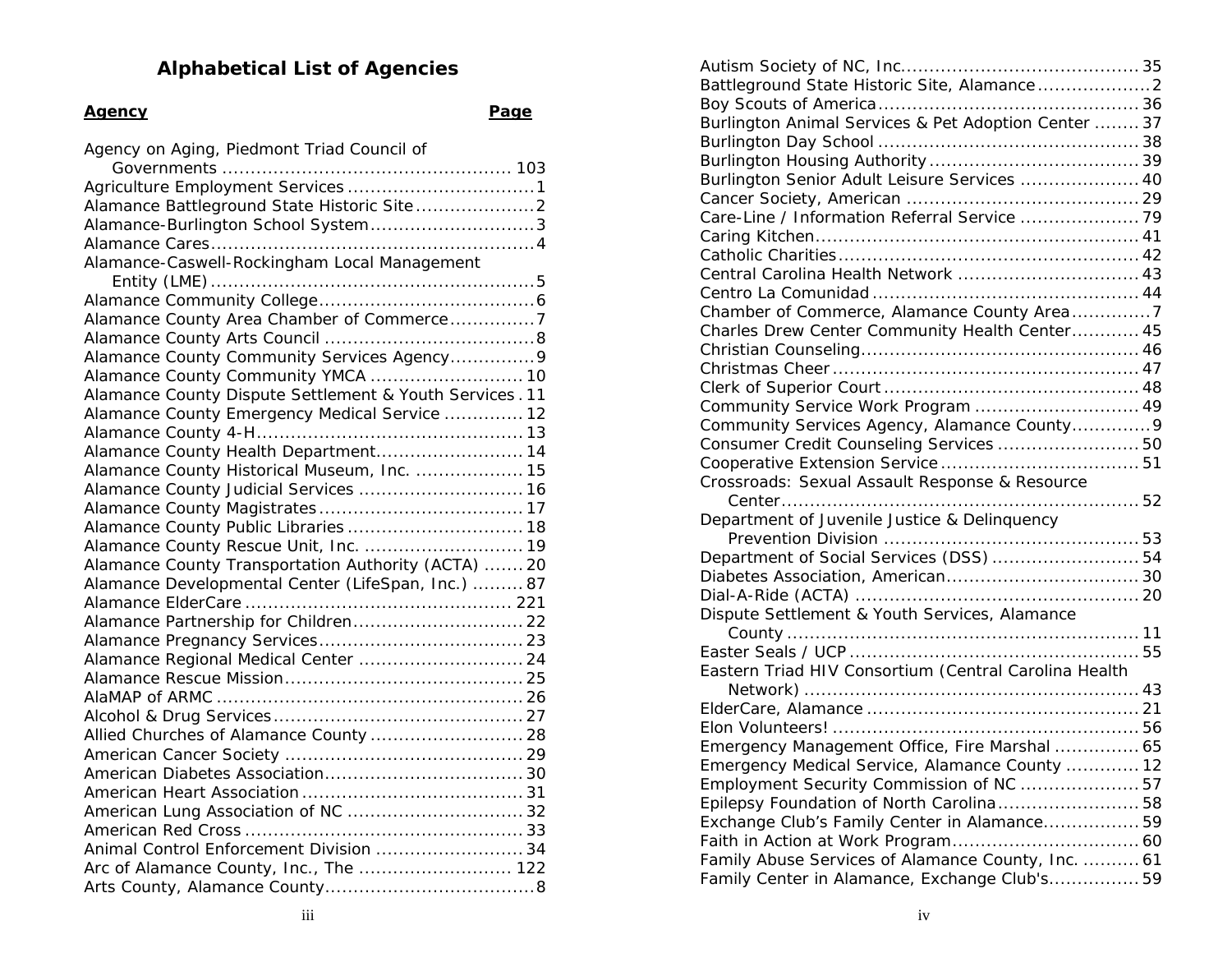## Alphabetical List of Agencies

| Agency | Page |
|---|---|
| Agency on Aging, Piedmont Triad Council of Governments | 103 |
| Agriculture Employment Services | 1 |
| Alamance Battleground State Historic Site | 2 |
| Alamance-Burlington School System | 3 |
| Alamance Cares | 4 |
| Alamance-Caswell-Rockingham Local Management Entity (LME) | 5 |
| Alamance Community College | 6 |
| Alamance County Area Chamber of Commerce | 7 |
| Alamance County Arts Council | 8 |
| Alamance County Community Services Agency | 9 |
| Alamance County Community YMCA | 10 |
| Alamance County Dispute Settlement & Youth Services | 11 |
| Alamance County Emergency Medical Service | 12 |
| Alamance County 4-H | 13 |
| Alamance County Health Department | 14 |
| Alamance County Historical Museum, Inc. | 15 |
| Alamance County Judicial Services | 16 |
| Alamance County Magistrates | 17 |
| Alamance County Public Libraries | 18 |
| Alamance County Rescue Unit, Inc. | 19 |
| Alamance County Transportation Authority (ACTA) | 20 |
| Alamance Developmental Center (LifeSpan, Inc.) | 87 |
| Alamance ElderCare | 221 |
| Alamance Partnership for Children | 22 |
| Alamance Pregnancy Services | 23 |
| Alamance Regional Medical Center | 24 |
| Alamance Rescue Mission | 25 |
| AlaMAP of ARMC | 26 |
| Alcohol & Drug Services | 27 |
| Allied Churches of Alamance County | 28 |
| American Cancer Society | 29 |
| American Diabetes Association | 30 |
| American Heart Association | 31 |
| American Lung Association of NC | 32 |
| American Red Cross | 33 |
| Animal Control Enforcement Division | 34 |
| Arc of Alamance County, Inc., The | 122 |
| Arts County, Alamance County | 8 |
| Autism Society of NC, Inc. | 35 |
| Battleground State Historic Site, Alamance | 2 |
| Boy Scouts of America | 36 |
| Burlington Animal Services & Pet Adoption Center | 37 |
| Burlington Day School | 38 |
| Burlington Housing Authority | 39 |
| Burlington Senior Adult Leisure Services | 40 |
| Cancer Society, American | 29 |
| Care-Line / Information Referral Service | 79 |
| Caring Kitchen | 41 |
| Catholic Charities | 42 |
| Central Carolina Health Network | 43 |
| Centro La Comunidad | 44 |
| Chamber of Commerce, Alamance County Area | 7 |
| Charles Drew Center Community Health Center | 45 |
| Christian Counseling | 46 |
| Christmas Cheer | 47 |
| Clerk of Superior Court | 48 |
| Community Service Work Program | 49 |
| Community Services Agency, Alamance County | 9 |
| Consumer Credit Counseling Services | 50 |
| Cooperative Extension Service | 51 |
| Crossroads: Sexual Assault Response & Resource Center | 52 |
| Department of Juvenile Justice & Delinquency Prevention Division | 53 |
| Department of Social Services (DSS) | 54 |
| Diabetes Association, American | 30 |
| Dial-A-Ride (ACTA) | 20 |
| Dispute Settlement & Youth Services, Alamance County | 11 |
| Easter Seals / UCP | 55 |
| Eastern Triad HIV Consortium (Central Carolina Health Network) | 43 |
| ElderCare, Alamance | 21 |
| Elon Volunteers! | 56 |
| Emergency Management Office, Fire Marshal | 65 |
| Emergency Medical Service, Alamance County | 12 |
| Employment Security Commission of NC | 57 |
| Epilepsy Foundation of North Carolina | 58 |
| Exchange Club's Family Center in Alamance | 59 |
| Faith in Action at Work Program | 60 |
| Family Abuse Services of Alamance County, Inc. | 61 |
| Family Center in Alamance, Exchange Club's | 59 |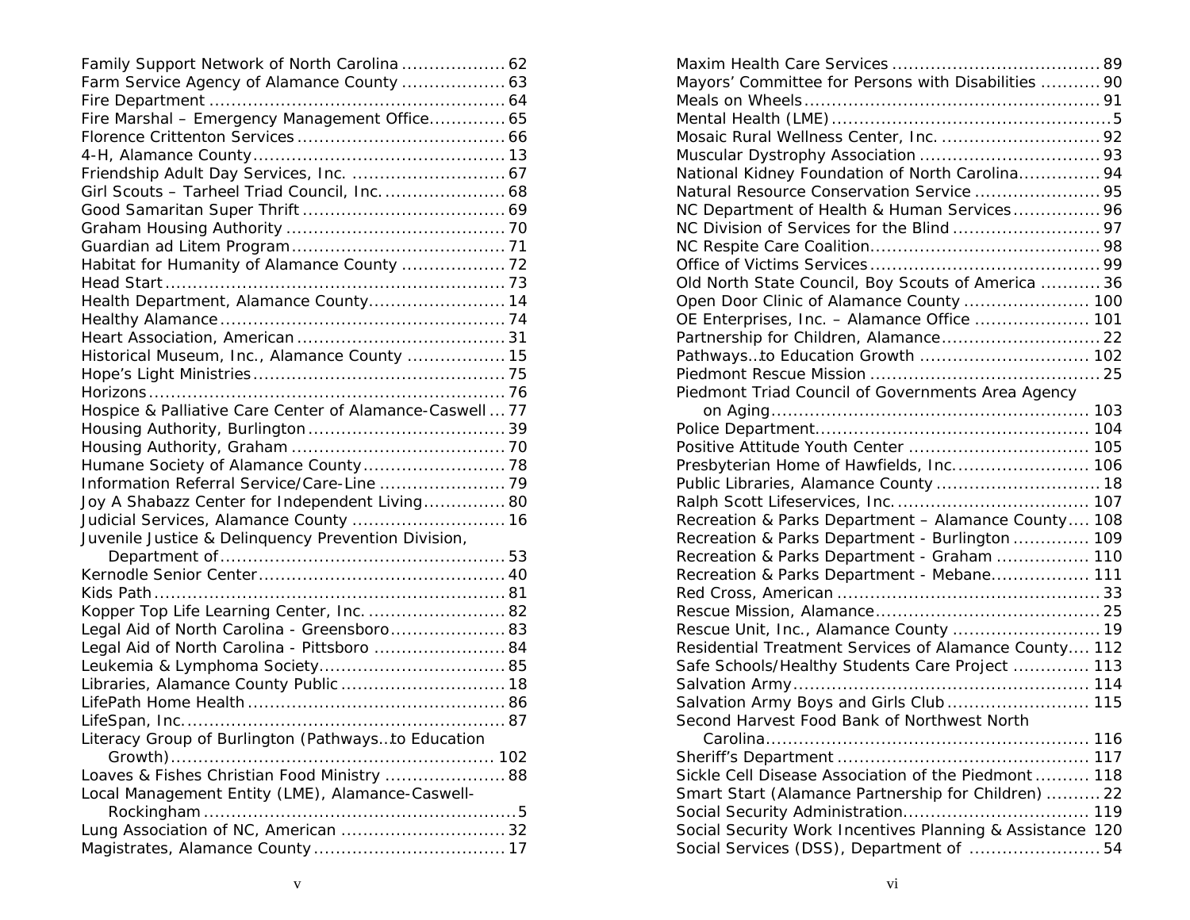Family Support Network of North Carolina ................... 62
Farm Service Agency of Alamance County ................... 63
Fire Department ..................................................... 64
Fire Marshal – Emergency Management Office.............. 65
Florence Crittenton Services ...................................... 66
4-H, Alamance County.............................................. 13
Friendship Adult Day Services, Inc. ............................ 67
Girl Scouts – Tarheel Triad Council, Inc. ...................... 68
Good Samaritan Super Thrift ..................................... 69
Graham Housing Authority ........................................ 70
Guardian ad Litem Program....................................... 71
Habitat for Humanity of Alamance County ................... 72
Head Start .............................................................. 73
Health Department, Alamance County......................... 14
Healthy Alamance.................................................... 74
Heart Association, American ...................................... 31
Historical Museum, Inc., Alamance County .................. 15
Hope's Light Ministries.............................................. 75
Horizons ................................................................. 76
Hospice & Palliative Care Center of Alamance-Caswell ... 77
Housing Authority, Burlington.................................... 39
Housing Authority, Graham ....................................... 70
Humane Society of Alamance County.......................... 78
Information Referral Service/Care-Line ....................... 79
Joy A Shabazz Center for Independent Living............... 80
Judicial Services, Alamance County ............................ 16
Juvenile Justice & Delinquency Prevention Division, Department of.................................................... 53
Kernodle Senior Center............................................. 40
Kids Path ................................................................ 81
Kopper Top Life Learning Center, Inc. ......................... 82
Legal Aid of North Carolina - Greensboro..................... 83
Legal Aid of North Carolina - Pittsboro ........................ 84
Leukemia & Lymphoma Society.................................. 85
Libraries, Alamance County Public .............................. 18
LifePath Home Health .............................................. 86
LifeSpan, Inc........................................................... 87
Literacy Group of Burlington (Pathways…to Education Growth)........................................................... 102
Loaves & Fishes Christian Food Ministry ...................... 88
Local Management Entity (LME), Alamance-Caswell-Rockingham .........................................................5
Lung Association of NC, American .............................. 32
Magistrates, Alamance County ................................... 17
Maxim Health Care Services ...................................... 89
Mayors' Committee for Persons with Disabilities ........... 90
Meals on Wheels...................................................... 91
Mental Health (LME)...................................................5
Mosaic Rural Wellness Center, Inc. ............................. 92
Muscular Dystrophy Association ................................. 93
National Kidney Foundation of North Carolina............... 94
Natural Resource Conservation Service ....................... 95
NC Department of Health & Human Services................ 96
NC Division of Services for the Blind ........................... 97
NC Respite Care Coalition.......................................... 98
Office of Victims Services .......................................... 99
Old North State Council, Boy Scouts of America ........... 36
Open Door Clinic of Alamance County ....................... 100
OE Enterprises, Inc. – Alamance Office ..................... 101
Partnership for Children, Alamance............................. 22
Pathways…to Education Growth ............................... 102
Piedmont Rescue Mission .......................................... 25
Piedmont Triad Council of Governments Area Agency on Aging.......................................................... 103
Police Department.................................................. 104
Positive Attitude Youth Center ................................. 105
Presbyterian Home of Hawfields, Inc......................... 106
Public Libraries, Alamance County .............................. 18
Ralph Scott Lifeservices, Inc. ................................... 107
Recreation & Parks Department – Alamance County.... 108
Recreation & Parks Department - Burlington .............. 109
Recreation & Parks Department - Graham ................. 110
Recreation & Parks Department - Mebane.................. 111
Red Cross, American ................................................ 33
Rescue Mission, Alamance......................................... 25
Rescue Unit, Inc., Alamance County ........................... 19
Residential Treatment Services of Alamance County.... 112
Safe Schools/Healthy Students Care Project .............. 113
Salvation Army...................................................... 114
Salvation Army Boys and Girls Club .......................... 115
Second Harvest Food Bank of Northwest North Carolina.......................................................... 116
Sheriff's Department ............................................. 117
Sickle Cell Disease Association of the Piedmont .......... 118
Smart Start (Alamance Partnership for Children) .......... 22
Social Security Administration................................. 119
Social Security Work Incentives Planning & Assistance 120
Social Services (DSS), Department of ........................ 54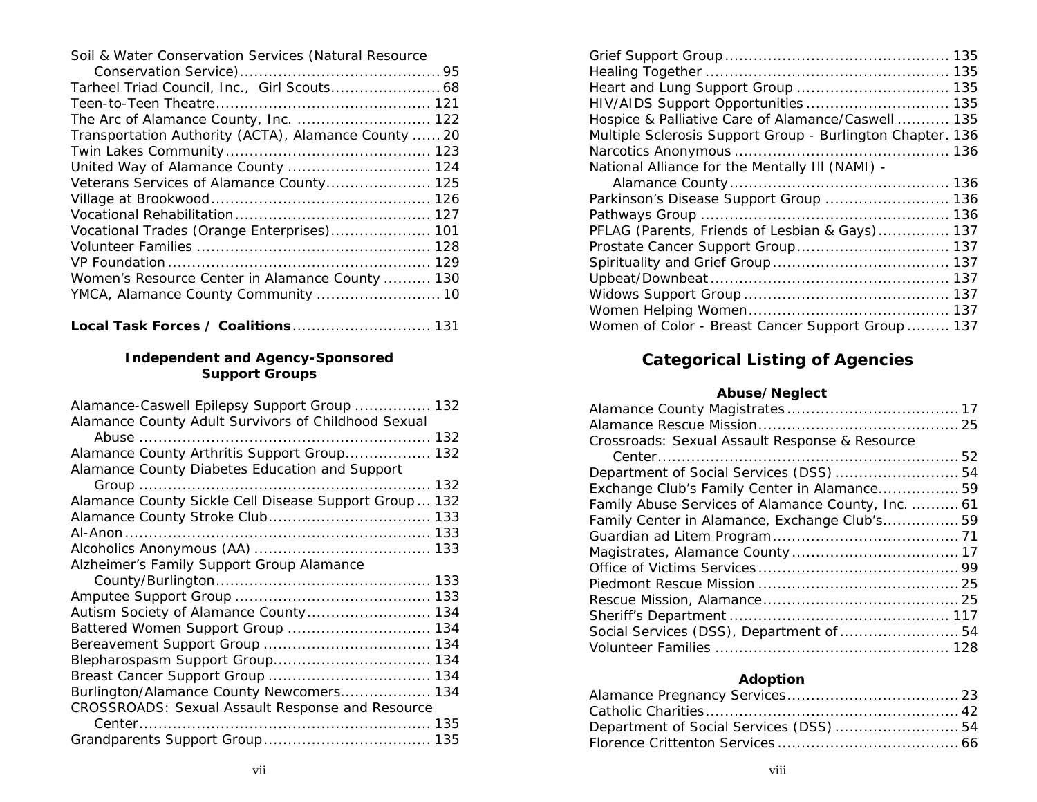Soil & Water Conservation Services (Natural Resource Conservation Service) .......... 95
Tarheel Triad Council, Inc., Girl Scouts .......... 68
Teen-to-Teen Theatre .......... 121
The Arc of Alamance County, Inc. .......... 122
Transportation Authority (ACTA), Alamance County .......... 20
Twin Lakes Community .......... 123
United Way of Alamance County .......... 124
Veterans Services of Alamance County .......... 125
Village at Brookwood .......... 126
Vocational Rehabilitation .......... 127
Vocational Trades (Orange Enterprises) .......... 101
Volunteer Families .......... 128
VP Foundation .......... 129
Women's Resource Center in Alamance County .......... 130
YMCA, Alamance County Community .......... 10

**Local Task Forces / Coalitions** .......... 131

### Independent and Agency-Sponsored Support Groups

Alamance-Caswell Epilepsy Support Group .......... 132
Alamance County Adult Survivors of Childhood Sexual Abuse .......... 132
Alamance County Arthritis Support Group .......... 132
Alamance County Diabetes Education and Support Group .......... 132
Alamance County Sickle Cell Disease Support Group .......... 132
Alamance County Stroke Club .......... 133
Al-Anon .......... 133
Alcoholics Anonymous (AA) .......... 133
Alzheimer's Family Support Group Alamance County/Burlington .......... 133
Amputee Support Group .......... 133
Autism Society of Alamance County .......... 134
Battered Women Support Group .......... 134
Bereavement Support Group .......... 134
Blepharospasm Support Group .......... 134
Breast Cancer Support Group .......... 134
Burlington/Alamance County Newcomers .......... 134
CROSSROADS: Sexual Assault Response and Resource Center .......... 135
Grandparents Support Group .......... 135
Grief Support Group .......... 135
Healing Together .......... 135
Heart and Lung Support Group .......... 135
HIV/AIDS Support Opportunities .......... 135
Hospice & Palliative Care of Alamance/Caswell .......... 135
Multiple Sclerosis Support Group - Burlington Chapter .......... 136
Narcotics Anonymous .......... 136
National Alliance for the Mentally Ill (NAMI) - Alamance County .......... 136
Parkinson's Disease Support Group .......... 136
Pathways Group .......... 136
PFLAG (Parents, Friends of Lesbian & Gays) .......... 137
Prostate Cancer Support Group .......... 137
Spirituality and Grief Group .......... 137
Upbeat/Downbeat .......... 137
Widows Support Group .......... 137
Women Helping Women .......... 137
Women of Color - Breast Cancer Support Group .......... 137

## Categorical Listing of Agencies

### Abuse/Neglect

Alamance County Magistrates .......... 17
Alamance Rescue Mission .......... 25
Crossroads: Sexual Assault Response & Resource Center .......... 52
Department of Social Services (DSS) .......... 54
Exchange Club's Family Center in Alamance .......... 59
Family Abuse Services of Alamance County, Inc. .......... 61
Family Center in Alamance, Exchange Club's .......... 59
Guardian ad Litem Program .......... 71
Magistrates, Alamance County .......... 17
Office of Victims Services .......... 99
Piedmont Rescue Mission .......... 25
Rescue Mission, Alamance .......... 25
Sheriff's Department .......... 117
Social Services (DSS), Department of .......... 54
Volunteer Families .......... 128

### Adoption

Alamance Pregnancy Services .......... 23
Catholic Charities .......... 42
Department of Social Services (DSS) .......... 54
Florence Crittenton Services .......... 66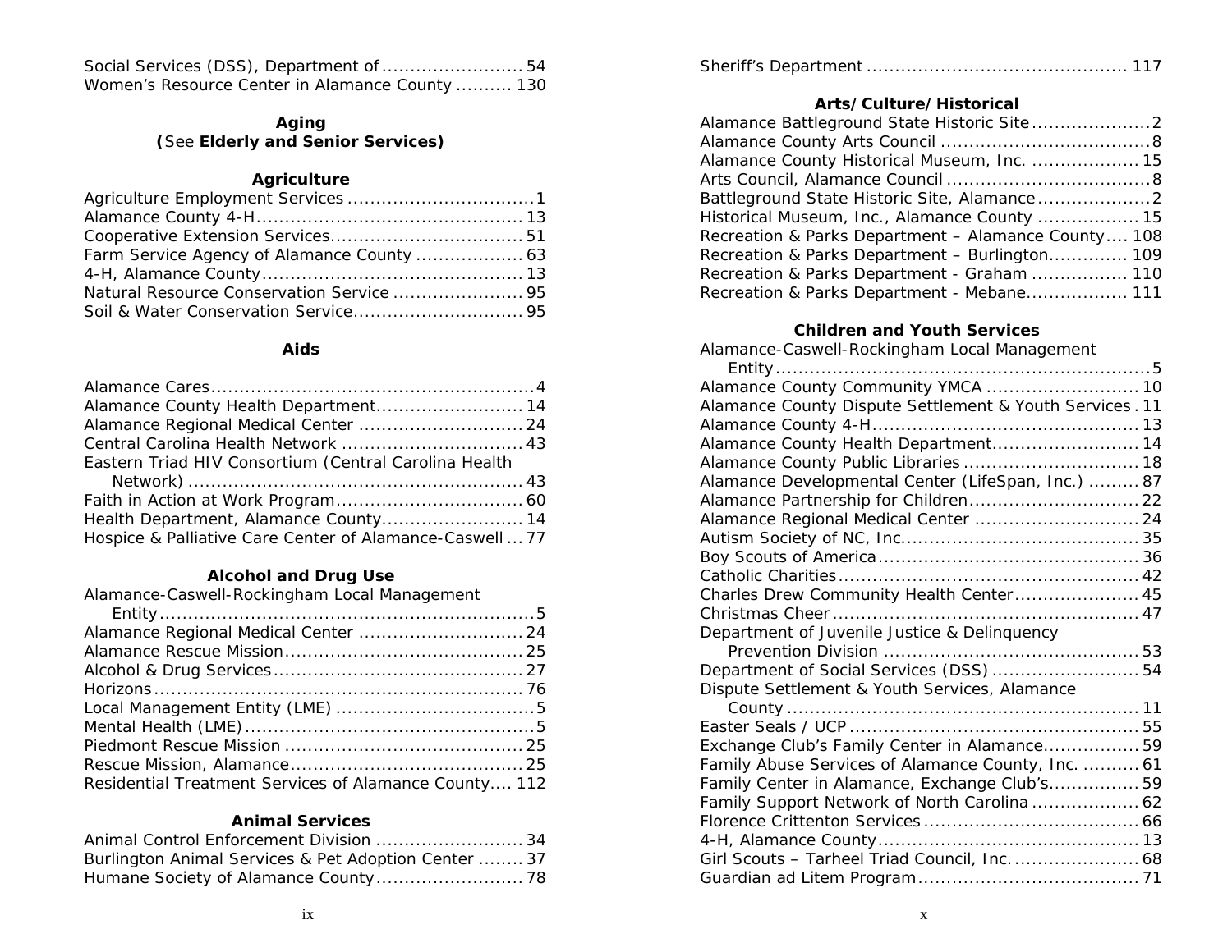Social Services (DSS), Department of ........................ 54
Women's Resource Center in Alamance County .......... 130

**Aging**
**(**See **Elderly and Senior Services)**

**Agriculture**

Agriculture Employment Services ................................1
Alamance County 4-H............................................... 13
Cooperative Extension Services.................................. 51
Farm Service Agency of Alamance County .................. 63
4-H, Alamance County.............................................. 13
Natural Resource Conservation Service ....................... 95
Soil & Water Conservation Service.............................. 95

**Aids**

Alamance Cares.........................................................4
Alamance County Health Department.......................... 14
Alamance Regional Medical Center ............................. 24
Central Carolina Health Network ................................ 43
Eastern Triad HIV Consortium (Central Carolina Health Network) ........................................................... 43
Faith in Action at Work Program................................. 60
Health Department, Alamance County......................... 14
Hospice & Palliative Care Center of Alamance-Caswell ... 77

**Alcohol and Drug Use**

Alamance-Caswell-Rockingham Local Management Entity...................................................................5
Alamance Regional Medical Center ............................. 24
Alamance Rescue Mission.......................................... 25
Alcohol & Drug Services............................................ 27
Horizons................................................................. 76
Local Management Entity (LME) ...................................5
Mental Health (LME)...................................................5
Piedmont Rescue Mission .......................................... 25
Rescue Mission, Alamance......................................... 25
Residential Treatment Services of Alamance County.... 112

**Animal Services**

Animal Control Enforcement Division .......................... 34
Burlington Animal Services & Pet Adoption Center ........ 37
Humane Society of Alamance County.......................... 78

Sheriff's Department ............................................. 117

**Arts/Culture/Historical**

Alamance Battleground State Historic Site.....................2
Alamance County Arts Council .....................................8
Alamance County Historical Museum, Inc. ................... 15
Arts Council, Alamance Council ....................................8
Battleground State Historic Site, Alamance....................2
Historical Museum, Inc., Alamance County .................. 15
Recreation & Parks Department – Alamance County.... 108
Recreation & Parks Department – Burlington............. 109
Recreation & Parks Department - Graham ................. 110
Recreation & Parks Department - Mebane.................. 111

**Children and Youth Services**

Alamance-Caswell-Rockingham Local Management Entity...................................................................5
Alamance County Community YMCA ........................... 10
Alamance County Dispute Settlement & Youth Services . 11
Alamance County 4-H............................................... 13
Alamance County Health Department.......................... 14
Alamance County Public Libraries ............................... 18
Alamance Developmental Center (LifeSpan, Inc.) ......... 87
Alamance Partnership for Children.............................. 22
Alamance Regional Medical Center ............................. 24
Autism Society of NC, Inc.......................................... 35
Boy Scouts of America.............................................. 36
Catholic Charities..................................................... 42
Charles Drew Community Health Center...................... 45
Christmas Cheer ...................................................... 47
Department of Juvenile Justice & Delinquency Prevention Division ............................................ 53
Department of Social Services (DSS) .......................... 54
Dispute Settlement & Youth Services, Alamance County ............................................................. 11
Easter Seals / UCP ................................................... 55
Exchange Club's Family Center in Alamance................. 59
Family Abuse Services of Alamance County, Inc. .......... 61
Family Center in Alamance, Exchange Club's................ 59
Family Support Network of North Carolina ................... 62
Florence Crittenton Services ...................................... 66
4-H, Alamance County.............................................. 13
Girl Scouts – Tarheel Triad Council, Inc. ...................... 68
Guardian ad Litem Program....................................... 71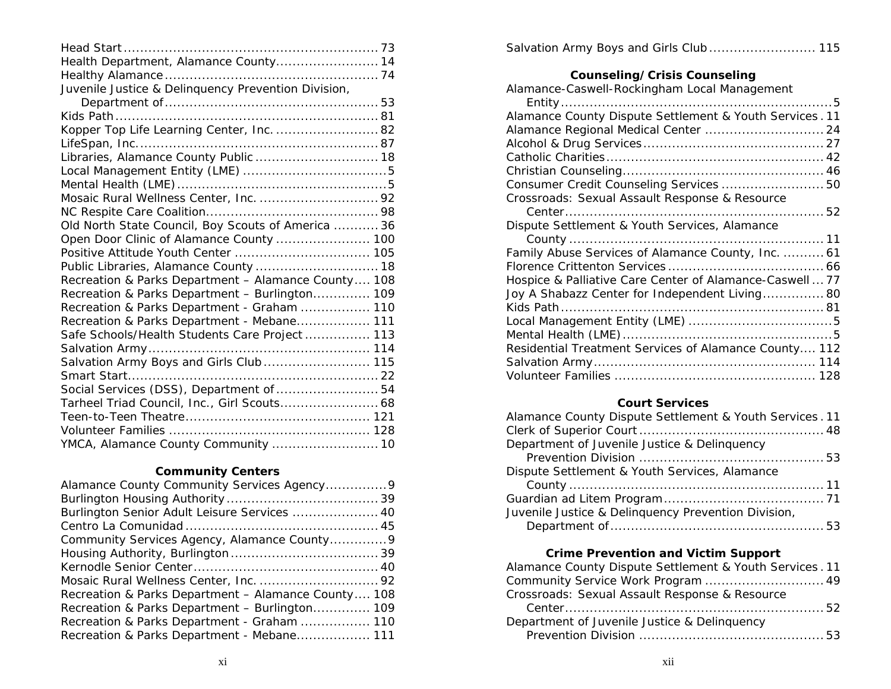Head Start ... 73
Health Department, Alamance County ... 14
Healthy Alamance ... 74
Juvenile Justice & Delinquency Prevention Division, Department of ... 53
Kids Path ... 81
Kopper Top Life Learning Center, Inc. ... 82
LifeSpan, Inc. ... 87
Libraries, Alamance County Public ... 18
Local Management Entity (LME) ... 5
Mental Health (LME) ... 5
Mosaic Rural Wellness Center, Inc. ... 92
NC Respite Care Coalition ... 98
Old North State Council, Boy Scouts of America ... 36
Open Door Clinic of Alamance County ... 100
Positive Attitude Youth Center ... 105
Public Libraries, Alamance County ... 18
Recreation & Parks Department – Alamance County ... 108
Recreation & Parks Department – Burlington ... 109
Recreation & Parks Department - Graham ... 110
Recreation & Parks Department - Mebane ... 111
Safe Schools/Health Students Care Project ... 113
Salvation Army ... 114
Salvation Army Boys and Girls Club ... 115
Smart Start ... 22
Social Services (DSS), Department of ... 54
Tarheel Triad Council, Inc., Girl Scouts ... 68
Teen-to-Teen Theatre ... 121
Volunteer Families ... 128
YMCA, Alamance County Community ... 10

### Community Centers

Alamance County Community Services Agency ... 9
Burlington Housing Authority ... 39
Burlington Senior Adult Leisure Services ... 40
Centro La Comunidad ... 45
Community Services Agency, Alamance County ... 9
Housing Authority, Burlington ... 39
Kernodle Senior Center ... 40
Mosaic Rural Wellness Center, Inc. ... 92
Recreation & Parks Department – Alamance County ... 108
Recreation & Parks Department – Burlington ... 109
Recreation & Parks Department - Graham ... 110
Recreation & Parks Department - Mebane ... 111

Salvation Army Boys and Girls Club ... 115

### Counseling/Crisis Counseling

Alamance-Caswell-Rockingham Local Management Entity ... 5
Alamance County Dispute Settlement & Youth Services ... 11
Alamance Regional Medical Center ... 24
Alcohol & Drug Services ... 27
Catholic Charities ... 42
Christian Counseling ... 46
Consumer Credit Counseling Services ... 50
Crossroads: Sexual Assault Response & Resource Center ... 52
Dispute Settlement & Youth Services, Alamance County ... 11
Family Abuse Services of Alamance County, Inc. ... 61
Florence Crittenton Services ... 66
Hospice & Palliative Care Center of Alamance-Caswell ... 77
Joy A Shabazz Center for Independent Living ... 80
Kids Path ... 81
Local Management Entity (LME) ... 5
Mental Health (LME) ... 5
Residential Treatment Services of Alamance County ... 112
Salvation Army ... 114
Volunteer Families ... 128

### Court Services

Alamance County Dispute Settlement & Youth Services ... 11
Clerk of Superior Court ... 48
Department of Juvenile Justice & Delinquency Prevention Division ... 53
Dispute Settlement & Youth Services, Alamance County ... 11
Guardian ad Litem Program ... 71
Juvenile Justice & Delinquency Prevention Division, Department of ... 53

### Crime Prevention and Victim Support

Alamance County Dispute Settlement & Youth Services ... 11
Community Service Work Program ... 49
Crossroads: Sexual Assault Response & Resource Center ... 52
Department of Juvenile Justice & Delinquency Prevention Division ... 53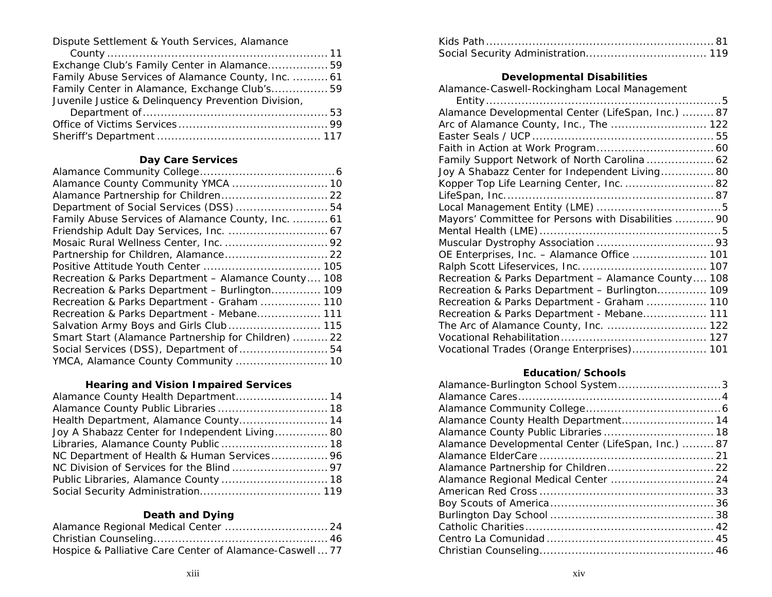Dispute Settlement & Youth Services, Alamance County ........ 11
Exchange Club's Family Center in Alamance........ 59
Family Abuse Services of Alamance County, Inc. ........ 61
Family Center in Alamance, Exchange Club's........ 59
Juvenile Justice & Delinquency Prevention Division, Department of........ 53
Office of Victims Services........ 99
Sheriff's Department ........ 117

### Day Care Services

Alamance Community College........ 6
Alamance County Community YMCA ........ 10
Alamance Partnership for Children........ 22
Department of Social Services (DSS) ........ 54
Family Abuse Services of Alamance County, Inc. ........ 61
Friendship Adult Day Services, Inc. ........ 67
Mosaic Rural Wellness Center, Inc. ........ 92
Partnership for Children, Alamance........ 22
Positive Attitude Youth Center ........ 105
Recreation & Parks Department – Alamance County.... 108
Recreation & Parks Department – Burlington........ 109
Recreation & Parks Department - Graham ........ 110
Recreation & Parks Department - Mebane........ 111
Salvation Army Boys and Girls Club........ 115
Smart Start (Alamance Partnership for Children) ........ 22
Social Services (DSS), Department of........ 54
YMCA, Alamance County Community ........ 10

### Hearing and Vision Impaired Services

Alamance County Health Department........ 14
Alamance County Public Libraries ........ 18
Health Department, Alamance County........ 14
Joy A Shabazz Center for Independent Living........ 80
Libraries, Alamance County Public ........ 18
NC Department of Health & Human Services........ 96
NC Division of Services for the Blind ........ 97
Public Libraries, Alamance County ........ 18
Social Security Administration........ 119

### Death and Dying

Alamance Regional Medical Center ........ 24
Christian Counseling........ 46
Hospice & Palliative Care Center of Alamance-Caswell ... 77
Kids Path........ 81
Social Security Administration........ 119

### Developmental Disabilities

Alamance-Caswell-Rockingham Local Management Entity........ 5
Alamance Developmental Center (LifeSpan, Inc.) ........ 87
Arc of Alamance County, Inc., The ........ 122
Easter Seals / UCP ........ 55
Faith in Action at Work Program........ 60
Family Support Network of North Carolina ........ 62
Joy A Shabazz Center for Independent Living........ 80
Kopper Top Life Learning Center, Inc. ........ 82
LifeSpan, Inc........ 87
Local Management Entity (LME) ........ 5
Mayors' Committee for Persons with Disabilities ........ 90
Mental Health (LME)........ 5
Muscular Dystrophy Association ........ 93
OE Enterprises, Inc. – Alamance Office ........ 101
Ralph Scott Lifeservices, Inc. ........ 107
Recreation & Parks Department – Alamance County.... 108
Recreation & Parks Department – Burlington........ 109
Recreation & Parks Department - Graham ........ 110
Recreation & Parks Department - Mebane........ 111
The Arc of Alamance County, Inc. ........ 122
Vocational Rehabilitation........ 127
Vocational Trades (Orange Enterprises)........ 101

### Education/Schools

Alamance-Burlington School System........ 3
Alamance Cares........ 4
Alamance Community College........ 6
Alamance County Health Department........ 14
Alamance County Public Libraries ........ 18
Alamance Developmental Center (LifeSpan, Inc.) ........ 87
Alamance ElderCare ........ 21
Alamance Partnership for Children........ 22
Alamance Regional Medical Center ........ 24
American Red Cross ........ 33
Boy Scouts of America........ 36
Burlington Day School ........ 38
Catholic Charities........ 42
Centro La Comunidad ........ 45
Christian Counseling........ 46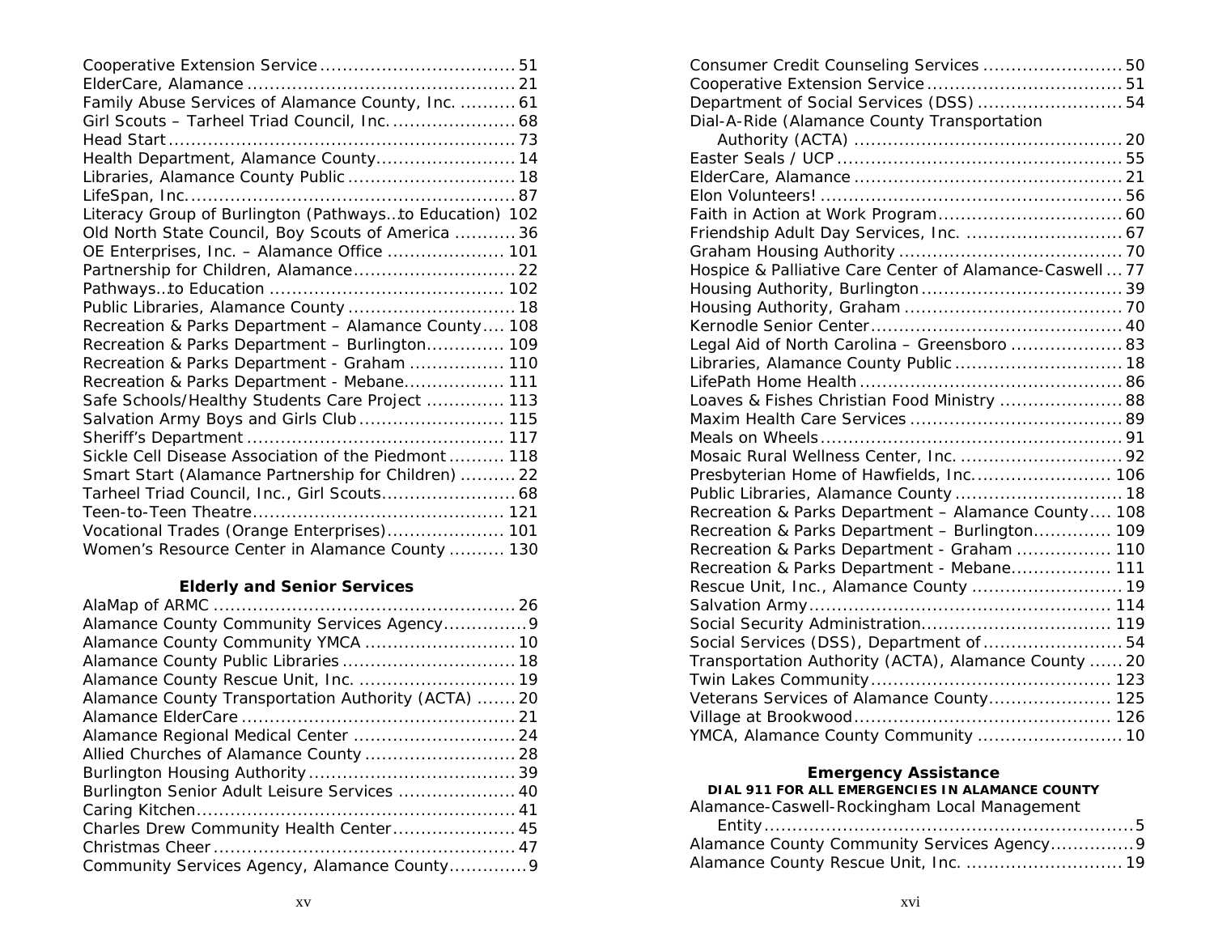Cooperative Extension Service ................................... 51
ElderCare, Alamance ................................................ 21
Family Abuse Services of Alamance County, Inc. .......... 61
Girl Scouts – Tarheel Triad Council, Inc. ...................... 68
Head Start .............................................................. 73
Health Department, Alamance County ......................... 14
Libraries, Alamance County Public .............................. 18
LifeSpan, Inc. ........................................................... 87
Literacy Group of Burlington (Pathways…to Education) 102
Old North State Council, Boy Scouts of America ........... 36
OE Enterprises, Inc. – Alamance Office ..................... 101
Partnership for Children, Alamance ............................. 22
Pathways…to Education .......................................... 102
Public Libraries, Alamance County .............................. 18
Recreation & Parks Department – Alamance County .... 108
Recreation & Parks Department – Burlington .............. 109
Recreation & Parks Department - Graham ................. 110
Recreation & Parks Department - Mebane .................. 111
Safe Schools/Healthy Students Care Project .............. 113
Salvation Army Boys and Girls Club .......................... 115
Sheriff's Department .............................................. 117
Sickle Cell Disease Association of the Piedmont .......... 118
Smart Start (Alamance Partnership for Children) .......... 22
Tarheel Triad Council, Inc., Girl Scouts ........................ 68
Teen-to-Teen Theatre ............................................. 121
Vocational Trades (Orange Enterprises) ..................... 101
Women's Resource Center in Alamance County .......... 130

### Elderly and Senior Services

AlaMap of ARMC ...................................................... 26
Alamance County Community Services Agency ............... 9
Alamance County Community YMCA ........................... 10
Alamance County Public Libraries ............................... 18
Alamance County Rescue Unit, Inc. ............................ 19
Alamance County Transportation Authority (ACTA) ....... 20
Alamance ElderCare ................................................. 21
Alamance Regional Medical Center ............................. 24
Allied Churches of Alamance County ........................... 28
Burlington Housing Authority ..................................... 39
Burlington Senior Adult Leisure Services ..................... 40
Caring Kitchen ......................................................... 41
Charles Drew Community Health Center ...................... 45
Christmas Cheer ...................................................... 47
Community Services Agency, Alamance County .............. 9
Consumer Credit Counseling Services ......................... 50
Cooperative Extension Service ................................... 51
Department of Social Services (DSS) .......................... 54
Dial-A-Ride (Alamance County Transportation
Authority (ACTA) ................................................ 20
Easter Seals / UCP ................................................... 55
ElderCare, Alamance ................................................ 21
Elon Volunteers! ...................................................... 56
Faith in Action at Work Program ................................. 60
Friendship Adult Day Services, Inc. ............................ 67
Graham Housing Authority ........................................ 70
Hospice & Palliative Care Center of Alamance-Caswell ... 77
Housing Authority, Burlington .................................... 39
Housing Authority, Graham ....................................... 70
Kernodle Senior Center ............................................. 40
Legal Aid of North Carolina – Greensboro .................... 83
Libraries, Alamance County Public .............................. 18
LifePath Home Health ............................................... 86
Loaves & Fishes Christian Food Ministry ...................... 88
Maxim Health Care Services ...................................... 89
Meals on Wheels ...................................................... 91
Mosaic Rural Wellness Center, Inc. ............................. 92
Presbyterian Home of Hawfields, Inc. ......................... 106
Public Libraries, Alamance County .............................. 18
Recreation & Parks Department – Alamance County .... 108
Recreation & Parks Department – Burlington .............. 109
Recreation & Parks Department - Graham ................. 110
Recreation & Parks Department - Mebane .................. 111
Rescue Unit, Inc., Alamance County ........................... 19
Salvation Army ...................................................... 114
Social Security Administration .................................. 119
Social Services (DSS), Department of ......................... 54
Transportation Authority (ACTA), Alamance County ...... 20
Twin Lakes Community ........................................... 123
Veterans Services of Alamance County ...................... 125
Village at Brookwood .............................................. 126
YMCA, Alamance County Community .......................... 10

### Emergency Assistance

**DIAL 911 FOR ALL EMERGENCIES IN ALAMANCE COUNTY**

Alamance-Caswell-Rockingham Local Management
Entity .................................................................. 5
Alamance County Community Services Agency ............... 9
Alamance County Rescue Unit, Inc. ............................ 19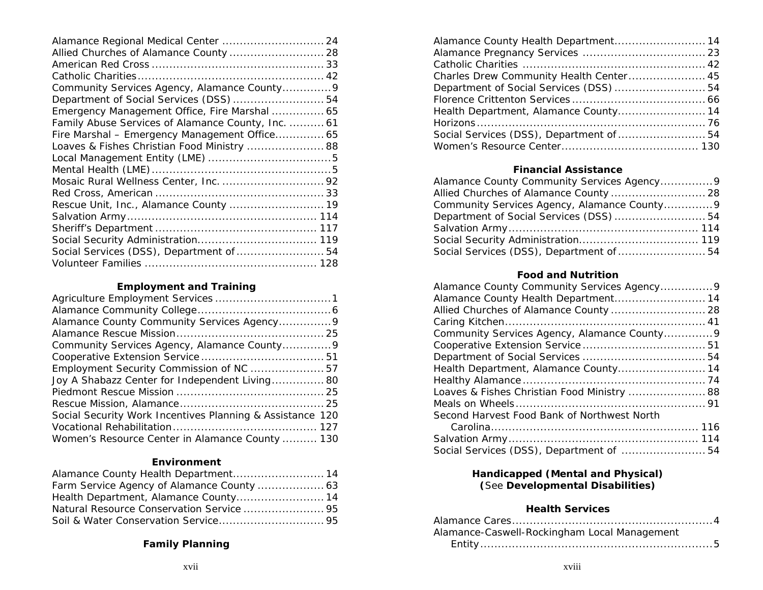Alamance Regional Medical Center ............................. 24
Allied Churches of Alamance County ........................... 28
American Red Cross ................................................ 33
Catholic Charities.................................................... 42
Community Services Agency, Alamance County.............9
Department of Social Services (DSS) .......................... 54
Emergency Management Office, Fire Marshal ............... 65
Family Abuse Services of Alamance County, Inc. .......... 61
Fire Marshal – Emergency Management Office.............. 65
Loaves & Fishes Christian Food Ministry ...................... 88
Local Management Entity (LME) ..................................5
Mental Health (LME)...................................................5
Mosaic Rural Wellness Center, Inc. ............................. 92
Red Cross, American ............................................... 33
Rescue Unit, Inc., Alamance County ........................... 19
Salvation Army...................................................... 114
Sheriff's Department ............................................. 117
Social Security Administration.................................. 119
Social Services (DSS), Department of......................... 54
Volunteer Families ................................................. 128

**Employment and Training**

Agriculture Employment Services .................................1
Alamance Community College......................................6
Alamance County Community Services Agency...............9
Alamance Rescue Mission.......................................... 25
Community Services Agency, Alamance County.............9
Cooperative Extension Service .................................. 51
Employment Security Commission of NC ..................... 57
Joy A Shabazz Center for Independent Living............... 80
Piedmont Rescue Mission .......................................... 25
Rescue Mission, Alamance......................................... 25
Social Security Work Incentives Planning & Assistance 120
Vocational Rehabilitation......................................... 127
Women's Resource Center in Alamance County .......... 130

**Environment**

Alamance County Health Department.......................... 14
Farm Service Agency of Alamance County ................... 63
Health Department, Alamance County......................... 14
Natural Resource Conservation Service ....................... 95
Soil & Water Conservation Service............................. 95

**Family Planning**

Alamance County Health Department.......................... 14
Alamance Pregnancy Services ................................... 23
Catholic Charities .................................................... 42
Charles Drew Community Health Center...................... 45
Department of Social Services (DSS) .......................... 54
Florence Crittenton Services ...................................... 66
Health Department, Alamance County......................... 14
Horizons................................................................. 76
Social Services (DSS), Department of......................... 54
Women's Resource Center....................................... 130

**Financial Assistance**

Alamance County Community Services Agency...............9
Allied Churches of Alamance County ........................... 28
Community Services Agency, Alamance County.............9
Department of Social Services (DSS) .......................... 54
Salvation Army...................................................... 114
Social Security Administration.................................. 119
Social Services (DSS), Department of......................... 54

**Food and Nutrition**

Alamance County Community Services Agency...............9
Alamance County Health Department.......................... 14
Allied Churches of Alamance County ........................... 28
Caring Kitchen......................................................... 41
Community Services Agency, Alamance County.............9
Cooperative Extension Service ................................... 51
Department of Social Services ................................... 54
Health Department, Alamance County......................... 14
Healthy Alamance.................................................... 74
Loaves & Fishes Christian Food Ministry ...................... 88
Meals on Wheels...................................................... 91
Second Harvest Food Bank of Northwest North Carolina........................................................... 116
Salvation Army...................................................... 114
Social Services (DSS), Department of ........................ 54

**Handicapped (Mental and Physical)**
**(**See **Developmental Disabilities)**

**Health Services**

Alamance Cares.........................................................4
Alamance-Caswell-Rockingham Local Management Entity..................................................................5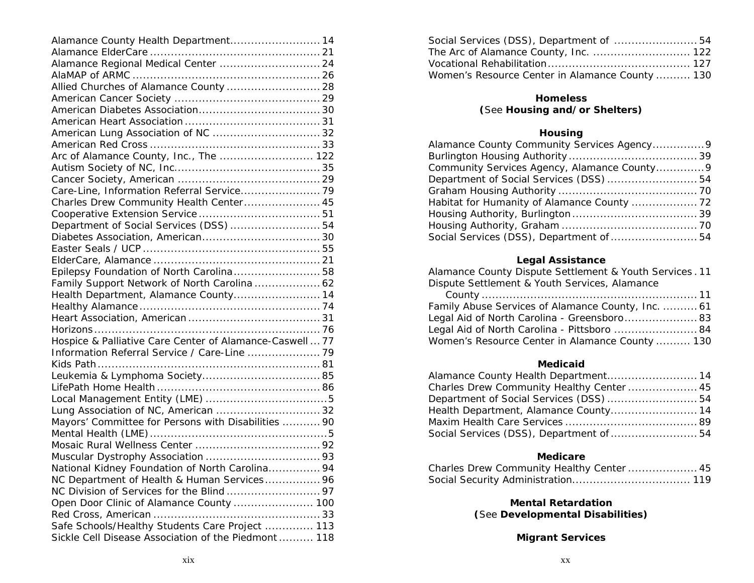Alamance County Health Department .......................... 14
Alamance ElderCare ................................................. 21
Alamance Regional Medical Center ............................. 24
AlaMAP of ARMC ...................................................... 26
Allied Churches of Alamance County ........................... 28
American Cancer Society .......................................... 29
American Diabetes Association ................................... 30
American Heart Association ....................................... 31
American Lung Association of NC ............................... 32
American Red Cross ................................................. 33
Arc of Alamance County, Inc., The ........................... 122
Autism Society of NC, Inc. .......................................... 35
Cancer Society, American ......................................... 29
Care-Line, Information Referral Service ....................... 79
Charles Drew Community Health Center ...................... 45
Cooperative Extension Service ................................... 51
Department of Social Services (DSS) .......................... 54
Diabetes Association, American .................................. 30
Easter Seals / UCP ................................................... 55
ElderCare, Alamance ................................................ 21
Epilepsy Foundation of North Carolina ......................... 58
Family Support Network of North Carolina ................... 62
Health Department, Alamance County ......................... 14
Healthy Alamance .................................................... 74
Heart Association, American ...................................... 31
Horizons ................................................................. 76
Hospice & Palliative Care Center of Alamance-Caswell ... 77
Information Referral Service / Care-Line ..................... 79
Kids Path ................................................................ 81
Leukemia & Lymphoma Society .................................. 85
LifePath Home Health ............................................... 86
Local Management Entity (LME) ................................... 5
Lung Association of NC, American .............................. 32
Mayors' Committee for Persons with Disabilities ........... 90
Mental Health (LME) ................................................... 5
Mosaic Rural Wellness Center .................................... 92
Muscular Dystrophy Association ................................. 93
National Kidney Foundation of North Carolina ............... 94
NC Department of Health & Human Services ................ 96
NC Division of Services for the Blind ........................... 97
Open Door Clinic of Alamance County ....................... 100
Red Cross, American ................................................ 33
Safe Schools/Healthy Students Care Project .............. 113
Sickle Cell Disease Association of the Piedmont .......... 118
Social Services (DSS), Department of ........................ 54
The Arc of Alamance County, Inc. ............................ 122
Vocational Rehabilitation ......................................... 127
Women's Resource Center in Alamance County .......... 130

**Homeless**
**(**See **Housing and/or Shelters)**

**Housing**

Alamance County Community Services Agency ............... 9
Burlington Housing Authority ..................................... 39
Community Services Agency, Alamance County ............. 9
Department of Social Services (DSS) .......................... 54
Graham Housing Authority ........................................ 70
Habitat for Humanity of Alamance County ................... 72
Housing Authority, Burlington .................................... 39
Housing Authority, Graham ....................................... 70
Social Services (DSS), Department of ......................... 54

**Legal Assistance**

Alamance County Dispute Settlement & Youth Services . 11
Dispute Settlement & Youth Services, Alamance County ............................................................. 11
Family Abuse Services of Alamance County, Inc. .......... 61
Legal Aid of North Carolina - Greensboro ..................... 83
Legal Aid of North Carolina - Pittsboro ........................ 84
Women's Resource Center in Alamance County .......... 130

**Medicaid**

Alamance County Health Department .......................... 14
Charles Drew Community Healthy Center .................... 45
Department of Social Services (DSS) .......................... 54
Health Department, Alamance County ......................... 14
Maxim Health Care Services ...................................... 89
Social Services (DSS), Department of ......................... 54

**Medicare**

Charles Drew Community Healthy Center .................... 45
Social Security Administration .................................. 119

**Mental Retardation**
**(**See **Developmental Disabilities)**

**Migrant Services**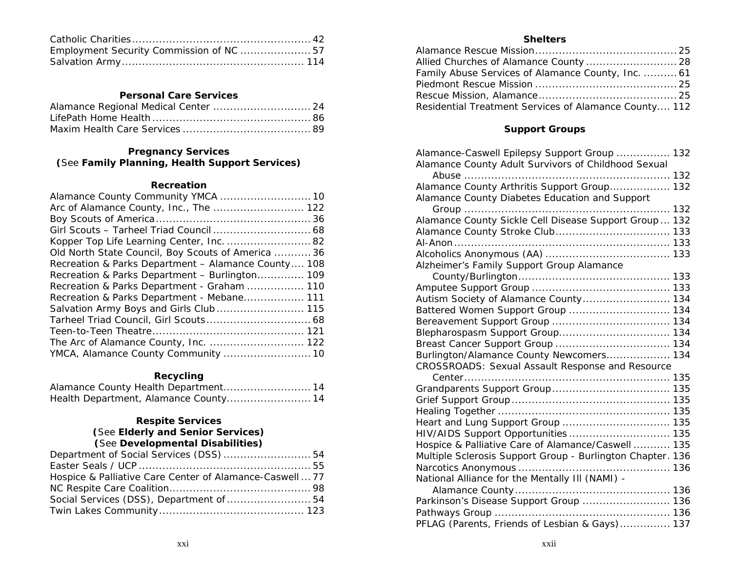Catholic Charities .................................................. 42
Employment Security Commission of NC ..................... 57
Salvation Army .................................................. 114

### Personal Care Services

Alamance Regional Medical Center ............................ 24
LifePath Home Health ............................................ 86
Maxim Health Care Services ..................................... 89

### Pregnancy Services
**(**See **Family Planning, Health Support Services)**

### Recreation

Alamance County Community YMCA .......................... 10
Arc of Alamance County, Inc., The .......................... 122
Boy Scouts of America ............................................ 36
Girl Scouts – Tarheel Triad Council ............................ 68
Kopper Top Life Learning Center, Inc. ........................ 82
Old North State Council, Boy Scouts of America ........... 36
Recreation & Parks Department – Alamance County .... 108
Recreation & Parks Department – Burlington ............. 109
Recreation & Parks Department - Graham ................ 110
Recreation & Parks Department - Mebane ................. 111
Salvation Army Boys and Girls Club ......................... 115
Tarheel Triad Council, Girl Scouts .............................. 68
Teen-to-Teen Theatre ............................................ 121
The Arc of Alamance County, Inc. ........................... 122
YMCA, Alamance County Community .......................... 10

### Recycling

Alamance County Health Department .......................... 14
Health Department, Alamance County ......................... 14

### Respite Services
**(**See **Elderly and Senior Services)**
**(**See **Developmental Disabilities)**

Department of Social Services (DSS) .......................... 54
Easter Seals / UCP .................................................. 55
Hospice & Palliative Care Center of Alamance-Caswell ... 77
NC Respite Care Coalition ......................................... 98
Social Services (DSS), Department of ......................... 54
Twin Lakes Community .......................................... 123

### Shelters

Alamance Rescue Mission ......................................... 25
Allied Churches of Alamance County .......................... 28
Family Abuse Services of Alamance County, Inc. .......... 61
Piedmont Rescue Mission .......................................... 25
Rescue Mission, Alamance ......................................... 25
Residential Treatment Services of Alamance County .... 112

### Support Groups

Alamance-Caswell Epilepsy Support Group ............... 132
Alamance County Adult Survivors of Childhood Sexual Abuse ............................................................ 132
Alamance County Arthritis Support Group ................. 132
Alamance County Diabetes Education and Support Group ............................................................ 132
Alamance County Sickle Cell Disease Support Group ... 132
Alamance County Stroke Club ................................. 133
Al-Anon ............................................................... 133
Alcoholics Anonymous (AA) .................................... 133
Alzheimer's Family Support Group Alamance County/Burlington ............................................ 133
Amputee Support Group ........................................ 133
Autism Society of Alamance County ......................... 134
Battered Women Support Group ............................. 134
Bereavement Support Group .................................. 134
Blepharospasm Support Group ................................ 134
Breast Cancer Support Group ................................. 134
Burlington/Alamance County Newcomers .................. 134
CROSSROADS: Sexual Assault Response and Resource Center ............................................................ 135
Grandparents Support Group .................................. 135
Grief Support Group ............................................. 135
Healing Together .................................................. 135
Heart and Lung Support Group ............................... 135
HIV/AIDS Support Opportunities ............................. 135
Hospice & Palliative Care of Alamance/Caswell ........... 135
Multiple Sclerosis Support Group - Burlington Chapter . 136
Narcotics Anonymous ............................................ 136
National Alliance for the Mentally Ill (NAMI) - Alamance County ............................................. 136
Parkinson's Disease Support Group .......................... 136
Pathways Group ................................................... 136
PFLAG (Parents, Friends of Lesbian & Gays) ............... 137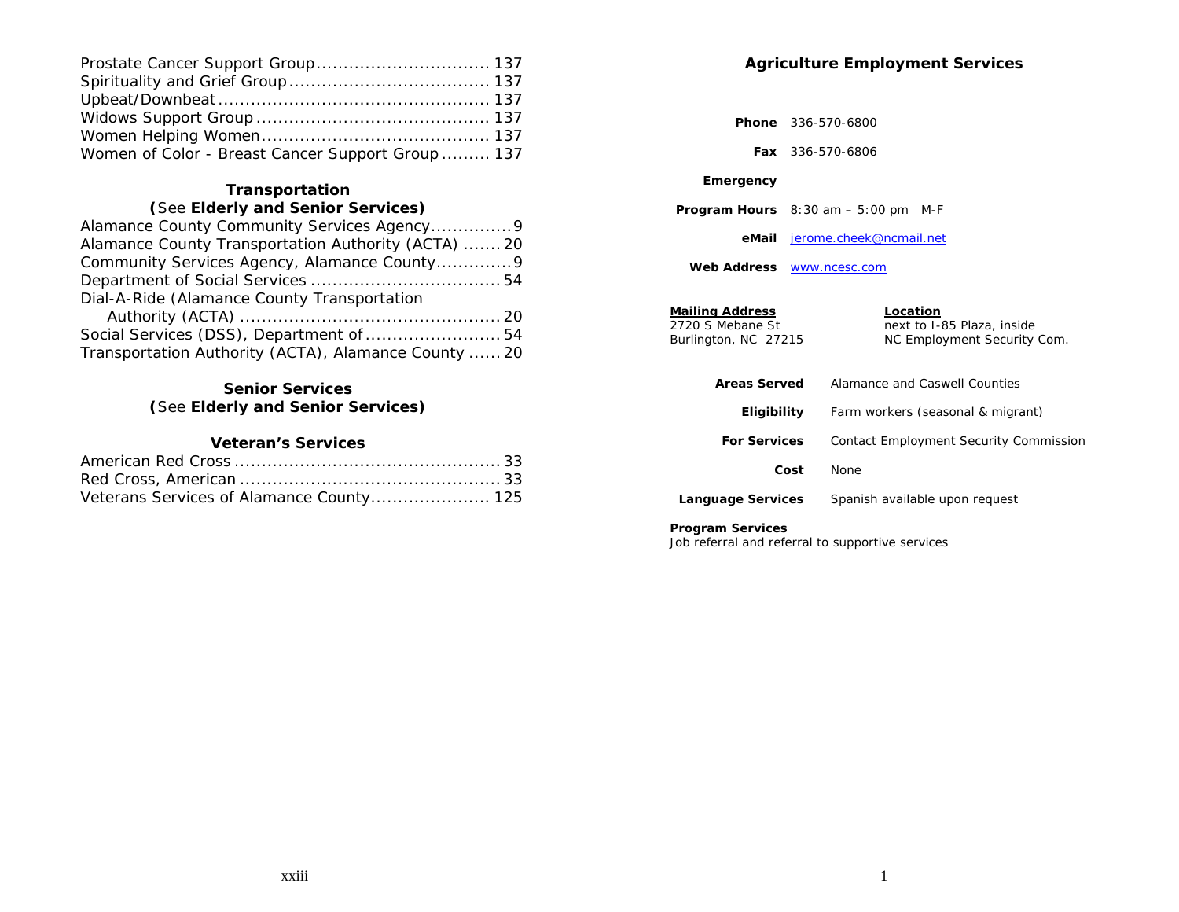Prostate Cancer Support Group ................................ 137
Spirituality and Grief Group ..................................... 137
Upbeat/Downbeat .................................................. 137
Widows Support Group ........................................... 137
Women Helping Women .......................................... 137
Women of Color - Breast Cancer Support Group ......... 137

### Transportation
**(**See **Elderly and Senior Services)**

Alamance County Community Services Agency..............9
Alamance County Transportation Authority (ACTA) ....... 20
Community Services Agency, Alamance County.............9
Department of Social Services ..................................54
Dial-A-Ride (Alamance County Transportation Authority (ACTA) ............................................... 20
Social Services (DSS), Department of ........................54
Transportation Authority (ACTA), Alamance County ...... 20

### Senior Services
**(**See **Elderly and Senior Services)**

### Veteran's Services

American Red Cross ................................................33
Red Cross, American ...............................................33
Veterans Services of Alamance County...................... 125

## Agriculture Employment Services

**Phone** 336-570-6800

**Fax** 336-570-6806

**Emergency**

**Program Hours** 8:30 am – 5:00 pm M-F

**eMail** jerome.cheek@ncmail.net

**Web Address** www.ncesc.com

**Mailing Address**
2720 S Mebane St
Burlington, NC 27215

**Location**
next to I-85 Plaza, inside
NC Employment Security Com.

**Areas Served** Alamance and Caswell Counties

**Eligibility** Farm workers (seasonal & migrant)

**For Services** Contact Employment Security Commission

**Cost** None

**Language Services** Spanish available upon request

**Program Services**
Job referral and referral to supportive services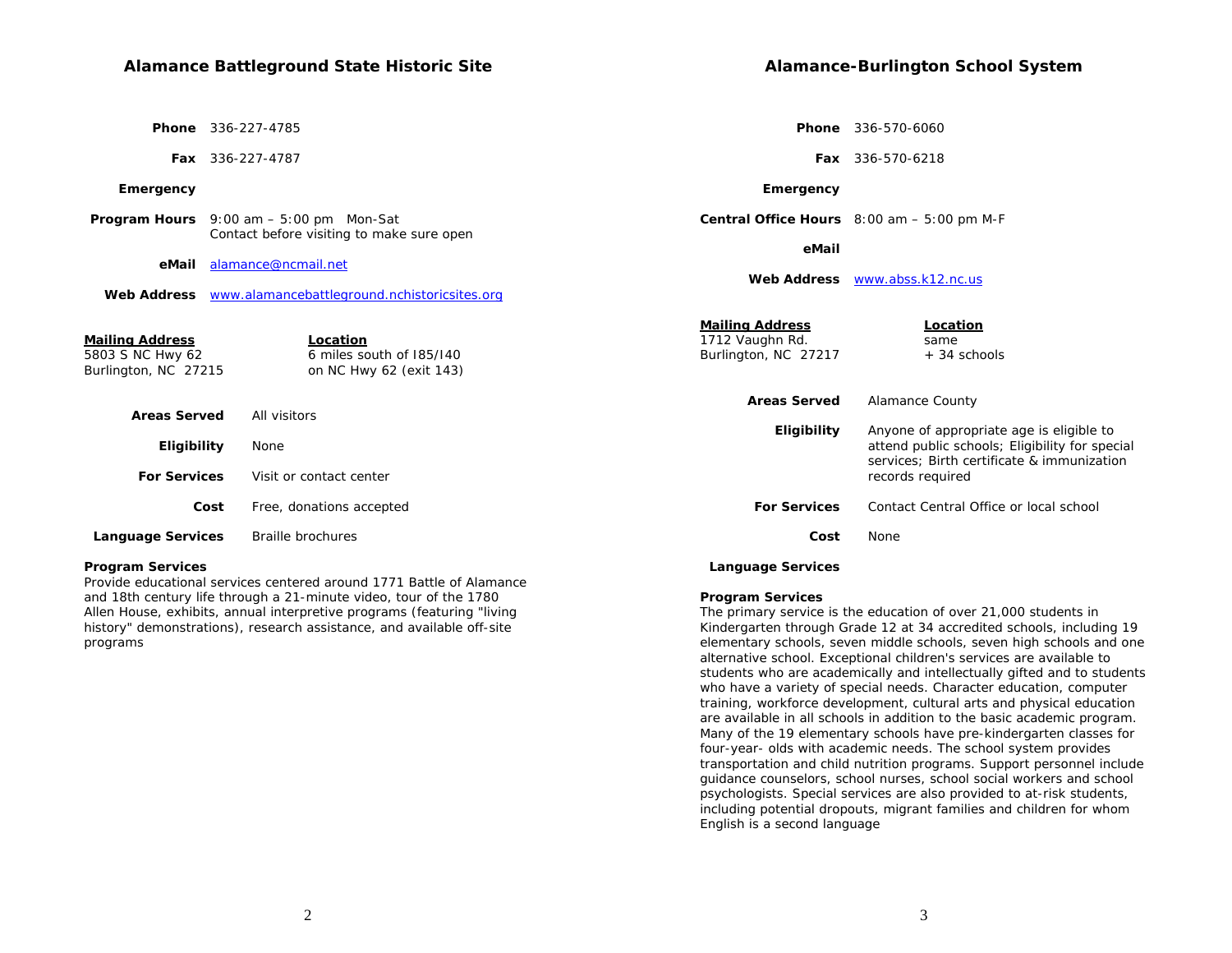## Alamance Battleground State Historic Site

**Phone** 336-227-4785

**Fax** 336-227-4787

**Emergency**

**Program Hours** 9:00 am – 5:00 pm Mon-Sat
Contact before visiting to make sure open

**eMail** alamance@ncmail.net

**Web Address** www.alamancebattleground.nchistoricsites.org

| **Mailing Address** | **Location** |
|---|---|
| 5803 S NC Hwy 62<br>Burlington, NC 27215 | 6 miles south of I85/I40<br>on NC Hwy 62 (exit 143) |

**Areas Served** All visitors

**Eligibility** None

**For Services** Visit or contact center

**Cost** Free, donations accepted

**Language Services** Braille brochures

**Program Services**
Provide educational services centered around 1771 Battle of Alamance and 18th century life through a 21-minute video, tour of the 1780 Allen House, exhibits, annual interpretive programs (featuring "living history" demonstrations), research assistance, and available off-site programs

## Alamance-Burlington School System

**Phone** 336-570-6060

**Fax** 336-570-6218

**Emergency**

**Central Office Hours** 8:00 am – 5:00 pm M-F

**eMail**

**Web Address** www.absss.k12.nc.us

| **Mailing Address** | **Location** |
|---|---|
| 1712 Vaughn Rd.<br>Burlington, NC 27217 | same<br>+ 34 schools |

**Areas Served** Alamance County

**Eligibility** Anyone of appropriate age is eligible to attend public schools; Eligibility for special services; Birth certificate & immunization records required

**For Services** Contact Central Office or local school

**Cost** None

**Language Services**

**Program Services**
The primary service is the education of over 21,000 students in Kindergarten through Grade 12 at 34 accredited schools, including 19 elementary schools, seven middle schools, seven high schools and one alternative school. Exceptional children's services are available to students who are academically and intellectually gifted and to students who have a variety of special needs. Character education, computer training, workforce development, cultural arts and physical education are available in all schools in addition to the basic academic program. Many of the 19 elementary schools have pre-kindergarten classes for four-year- olds with academic needs. The school system provides transportation and child nutrition programs. Support personnel include guidance counselors, school nurses, school social workers and school psychologists. Special services are also provided to at-risk students, including potential dropouts, migrant families and children for whom English is a second language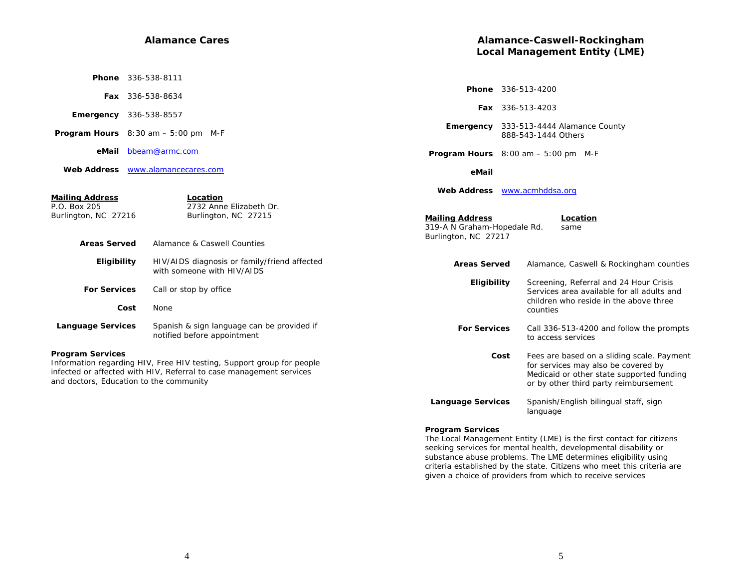## Alamance Cares

**Phone** 336-538-8111

**Fax** 336-538-8634

**Emergency** 336-538-8557

**Program Hours** 8:30 am – 5:00 pm M-F

**eMail** bbeam@armc.com

**Web Address** www.alamancecares.com

**Mailing Address**
P.O. Box 205
Burlington, NC 27216

**Location**
2732 Anne Elizabeth Dr.
Burlington, NC 27215

**Areas Served** Alamance & Caswell Counties

**Eligibility** HIV/AIDS diagnosis or family/friend affected with someone with HIV/AIDS

**For Services** Call or stop by office

**Cost** None

**Language Services** Spanish & sign language can be provided if notified before appointment

**Program Services**
Information regarding HIV, Free HIV testing, Support group for people infected or affected with HIV, Referral to case management services and doctors, Education to the community

## Alamance-Caswell-Rockingham Local Management Entity (LME)

**Phone** 336-513-4200

**Fax** 336-513-4203

**Emergency** 333-513-4444 Alamance County
888-543-1444 Others

**Program Hours** 8:00 am – 5:00 pm M-F

**eMail**

**Web Address** www.acmhddsa.org

**Mailing Address**
319-A N Graham-Hopedale Rd.
Burlington, NC 27217

**Location**
same

**Areas Served** Alamance, Caswell & Rockingham counties

**Eligibility** Screening, Referral and 24 Hour Crisis Services area available for all adults and children who reside in the above three counties

**For Services** Call 336-513-4200 and follow the prompts to access services

**Cost** Fees are based on a sliding scale. Payment for services may also be covered by Medicaid or other state supported funding or by other third party reimbursement

**Language Services** Spanish/English bilingual staff, sign language

**Program Services**
The Local Management Entity (LME) is the first contact for citizens seeking services for mental health, developmental disability or substance abuse problems. The LME determines eligibility using criteria established by the state. Citizens who meet this criteria are given a choice of providers from which to receive services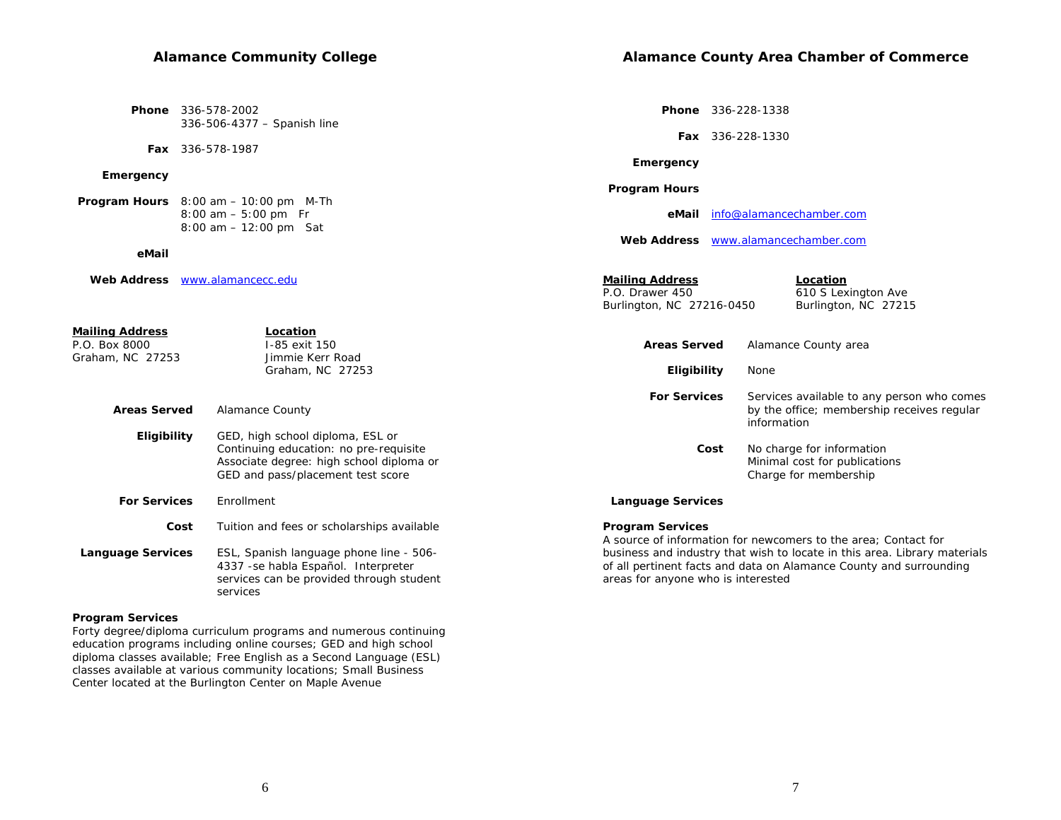## Alamance Community College

**Phone** 336-578-2002
336-506-4377 – Spanish line

**Fax** 336-578-1987

**Emergency**

**Program Hours** 8:00 am – 10:00 pm M-Th
8:00 am – 5:00 pm Fr
8:00 am – 12:00 pm Sat

**eMail**

**Web Address** www.alamancecc.edu

**Mailing Address**
P.O. Box 8000
Graham, NC 27253

**Location**
I-85 exit 150
Jimmie Kerr Road
Graham, NC 27253

**Areas Served** Alamance County

**Eligibility** GED, high school diploma, ESL or Continuing education: no pre-requisite
Associate degree: high school diploma or GED and pass/placement test score

**For Services** Enrollment

**Cost** Tuition and fees or scholarships available

**Language Services** ESL, Spanish language phone line - 506-4337 -se habla Español. Interpreter services can be provided through student services

**Program Services**
Forty degree/diploma curriculum programs and numerous continuing education programs including online courses; GED and high school diploma classes available; Free English as a Second Language (ESL) classes available at various community locations; Small Business Center located at the Burlington Center on Maple Avenue

## Alamance County Area Chamber of Commerce

**Phone** 336-228-1338

**Fax** 336-228-1330

**Emergency**

**Program Hours**

**eMail** info@alamancechamber.com

**Web Address** www.alamancechamber.com

**Mailing Address**
P.O. Drawer 450
Burlington, NC 27216-0450

**Location**
610 S Lexington Ave
Burlington, NC 27215

**Areas Served** Alamance County area

**Eligibility** None

**For Services** Services available to any person who comes by the office; membership receives regular information

**Cost** No charge for information
Minimal cost for publications
Charge for membership

**Language Services**

**Program Services**
A source of information for newcomers to the area; Contact for business and industry that wish to locate in this area. Library materials of all pertinent facts and data on Alamance County and surrounding areas for anyone who is interested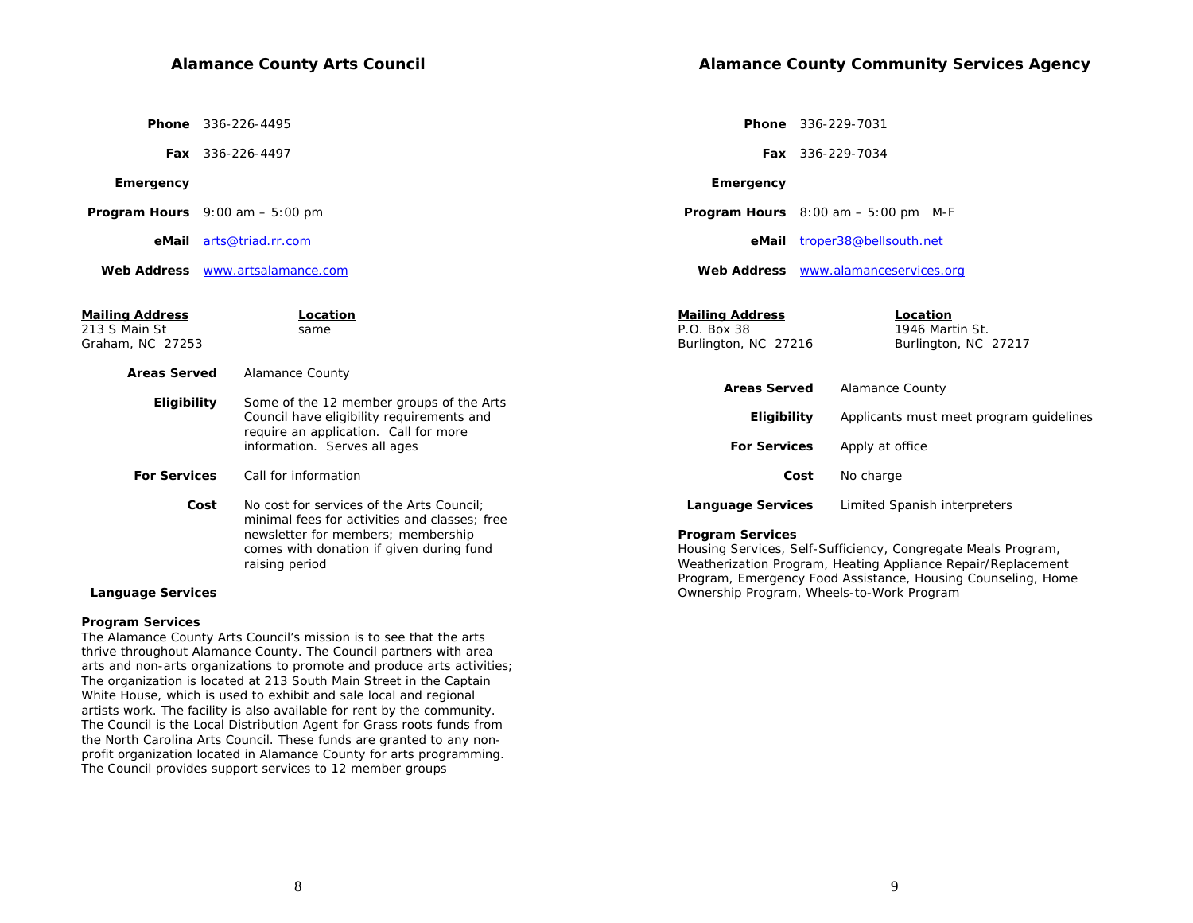## Alamance County Arts Council

**Phone** 336-226-4495

**Fax** 336-226-4497

**Emergency**

**Program Hours** 9:00 am – 5:00 pm

**eMail** arts@triad.rr.com

**Web Address** www.artsalamance.com

| **Mailing Address** | **Location** |
|---|---|
| 213 S Main St<br>Graham, NC 27253 | same |

**Areas Served** Alamance County

**Eligibility** Some of the 12 member groups of the Arts Council have eligibility requirements and require an application. Call for more information. Serves all ages

**For Services** Call for information

**Cost** No cost for services of the Arts Council; minimal fees for activities and classes; free newsletter for members; membership comes with donation if given during fund raising period

**Language Services**

**Program Services**
The Alamance County Arts Council's mission is to see that the arts thrive throughout Alamance County. The Council partners with area arts and non-arts organizations to promote and produce arts activities; The organization is located at 213 South Main Street in the Captain White House, which is used to exhibit and sale local and regional artists work. The facility is also available for rent by the community. The Council is the Local Distribution Agent for Grass roots funds from the North Carolina Arts Council. These funds are granted to any non-profit organization located in Alamance County for arts programming. The Council provides support services to 12 member groups

## Alamance County Community Services Agency

**Phone** 336-229-7031

**Fax** 336-229-7034

**Emergency**

**Program Hours** 8:00 am – 5:00 pm M-F

**eMail** troper38@bellsouth.net

**Web Address** www.alamanceservices.org

| **Mailing Address** | **Location** |
|---|---|
| P.O. Box 38<br>Burlington, NC 27216 | 1946 Martin St.<br>Burlington, NC 27217 |

**Areas Served** Alamance County

**Eligibility** Applicants must meet program guidelines

**For Services** Apply at office

**Cost** No charge

**Language Services** Limited Spanish interpreters

**Program Services**
Housing Services, Self-Sufficiency, Congregate Meals Program, Weatherization Program, Heating Appliance Repair/Replacement Program, Emergency Food Assistance, Housing Counseling, Home Ownership Program, Wheels-to-Work Program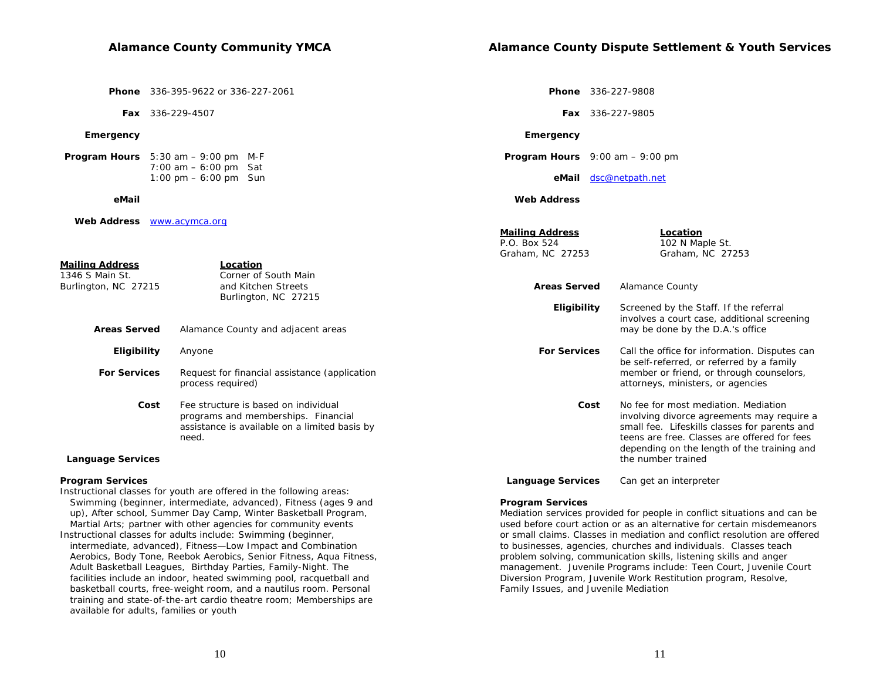## Alamance County Community YMCA

**Phone** 336-395-9622 or 336-227-2061

**Fax** 336-229-4507

**Emergency**

**Program Hours** 5:30 am – 9:00 pm M-F
7:00 am – 6:00 pm Sat
1:00 pm – 6:00 pm Sun

**eMail**

**Web Address** www.acymca.org

| **Mailing Address** | **Location** |
|---|---|
| 1346 S Main St.<br>Burlington, NC 27215 | Corner of South Main and Kitchen Streets<br>Burlington, NC 27215 |

**Areas Served** Alamance County and adjacent areas

**Eligibility** Anyone

**For Services** Request for financial assistance (application process required)

**Cost** Fee structure is based on individual programs and memberships. Financial assistance is available on a limited basis by need.

**Language Services**

**Program Services**

Instructional classes for youth are offered in the following areas: Swimming (beginner, intermediate, advanced), Fitness (ages 9 and up), After school, Summer Day Camp, Winter Basketball Program, Martial Arts; partner with other agencies for community events

Instructional classes for adults include: Swimming (beginner, intermediate, advanced), Fitness—Low Impact and Combination Aerobics, Body Tone, Reebok Aerobics, Senior Fitness, Aqua Fitness, Adult Basketball Leagues, Birthday Parties, Family-Night. The facilities include an indoor, heated swimming pool, racquetball and basketball courts, free-weight room, and a nautilus room. Personal training and state-of-the-art cardio theatre room; Memberships are available for adults, families or youth

## Alamance County Dispute Settlement & Youth Services

**Phone** 336-227-9808

**Fax** 336-227-9805

**Emergency**

**Program Hours** 9:00 am – 9:00 pm

**eMail** dsc@netpath.net

**Web Address**

| **Mailing Address** | **Location** |
|---|---|
| P.O. Box 524<br>Graham, NC 27253 | 102 N Maple St.<br>Graham, NC 27253 |

**Areas Served** Alamance County

**Eligibility** Screened by the Staff. If the referral involves a court case, additional screening may be done by the D.A.'s office

**For Services** Call the office for information. Disputes can be self-referred, or referred by a family member or friend, or through counselors, attorneys, ministers, or agencies

**Cost** No fee for most mediation. Mediation involving divorce agreements may require a small fee. Lifeskills classes for parents and teens are free. Classes are offered for fees depending on the length of the training and the number trained

**Language Services** Can get an interpreter

**Program Services**

Mediation services provided for people in conflict situations and can be used before court action or as an alternative for certain misdemeanors or small claims. Classes in mediation and conflict resolution are offered to businesses, agencies, churches and individuals. Classes teach problem solving, communication skills, listening skills and anger management. Juvenile Programs include: Teen Court, Juvenile Court Diversion Program, Juvenile Work Restitution program, Resolve, Family Issues, and Juvenile Mediation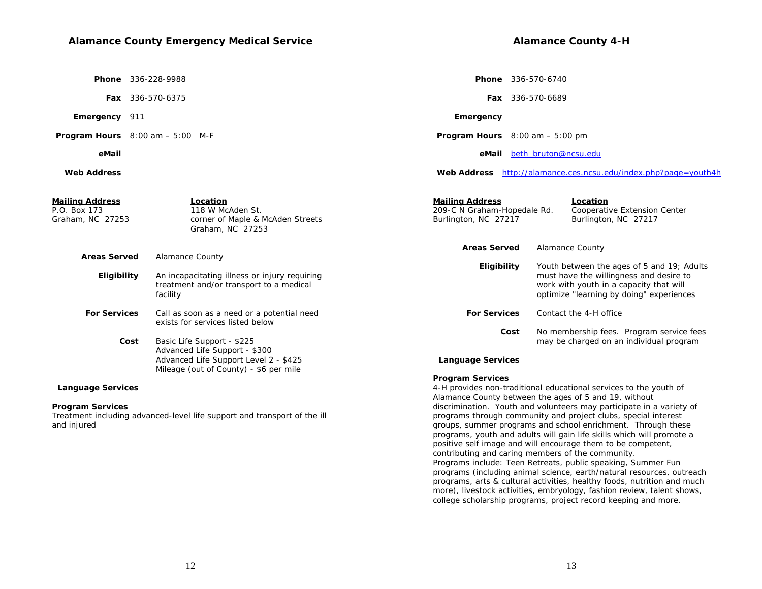## Alamance County Emergency Medical Service

**Phone** 336-228-9988

**Fax** 336-570-6375

**Emergency** 911

**Program Hours** 8:00 am – 5:00 M-F

**eMail**

**Web Address**

**Mailing Address**
P.O. Box 173
Graham, NC 27253

**Location**
118 W McAden St.
corner of Maple & McAden Streets
Graham, NC 27253

**Areas Served** Alamance County

**Eligibility** An incapacitating illness or injury requiring treatment and/or transport to a medical facility

**For Services** Call as soon as a need or a potential need exists for services listed below

**Cost** Basic Life Support - $225
Advanced Life Support - $300
Advanced Life Support Level 2 - $425
Mileage (out of County) - $6 per mile

**Language Services**

**Program Services**
Treatment including advanced-level life support and transport of the ill and injured

## Alamance County 4-H

**Phone** 336-570-6740

**Fax** 336-570-6689

**Emergency**

**Program Hours** 8:00 am – 5:00 pm

**eMail** beth_bruton@ncsu.edu

**Web Address** http://alamance.ces.ncsu.edu/index.php?page=youth4h

**Mailing Address**
209-C N Graham-Hopedale Rd.
Burlington, NC 27217

**Location**
Cooperative Extension Center
Burlington, NC 27217

**Areas Served** Alamance County

**Eligibility** Youth between the ages of 5 and 19; Adults must have the willingness and desire to work with youth in a capacity that will optimize "learning by doing" experiences

**For Services** Contact the 4-H office

**Cost** No membership fees. Program service fees may be charged on an individual program

**Language Services**

**Program Services**
4-H provides non-traditional educational services to the youth of Alamance County between the ages of 5 and 19, without discrimination. Youth and volunteers may participate in a variety of programs through community and project clubs, special interest groups, summer programs and school enrichment. Through these programs, youth and adults will gain life skills which will promote a positive self image and will encourage them to be competent, contributing and caring members of the community.
Programs include: Teen Retreats, public speaking, Summer Fun programs (including animal science, earth/natural resources, outreach programs, arts & cultural activities, healthy foods, nutrition and much more), livestock activities, embryology, fashion review, talent shows, college scholarship programs, project record keeping and more.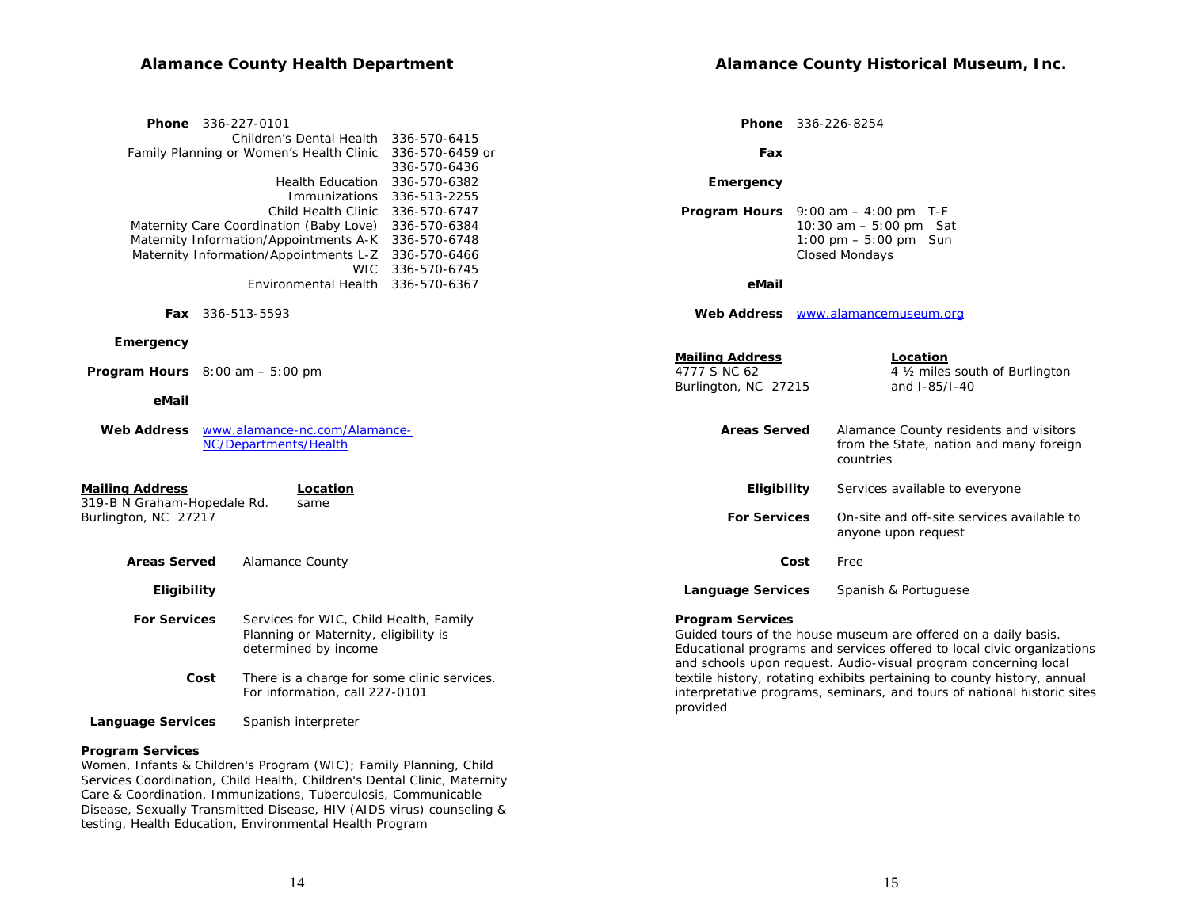## Alamance County Health Department

**Phone** 336-227-0101

| Service | Phone |
|---|---|
| Children's Dental Health | 336-570-6415 |
| Family Planning or Women's Health Clinic | 336-570-6459 or 336-570-6436 |
| Health Education | 336-570-6382 |
| Immunizations | 336-513-2255 |
| Child Health Clinic | 336-570-6747 |
| Maternity Care Coordination (Baby Love) | 336-570-6384 |
| Maternity Information/Appointments A-K | 336-570-6748 |
| Maternity Information/Appointments L-Z | 336-570-6466 |
| WIC | 336-570-6745 |
| Environmental Health | 336-570-6367 |

**Fax** 336-513-5593

**Emergency**

**Program Hours** 8:00 am – 5:00 pm

**eMail**

**Web Address** www.alamance-nc.com/Alamance-NC/Departments/Health

**Mailing Address**
319-B N Graham-Hopedale Rd.
Burlington, NC 27217

**Location**
same

**Areas Served** Alamance County

**Eligibility**

**For Services** Services for WIC, Child Health, Family Planning or Maternity, eligibility is determined by income

**Cost** There is a charge for some clinic services. For information, call 227-0101

**Language Services** Spanish interpreter

**Program Services**
Women, Infants & Children's Program (WIC); Family Planning, Child Services Coordination, Child Health, Children's Dental Clinic, Maternity Care & Coordination, Immunizations, Tuberculosis, Communicable Disease, Sexually Transmitted Disease, HIV (AIDS virus) counseling & testing, Health Education, Environmental Health Program

## Alamance County Historical Museum, Inc.

**Phone** 336-226-8254

**Fax**

**Emergency**

**Program Hours**
9:00 am – 4:00 pm T-F
10:30 am – 5:00 pm Sat
1:00 pm – 5:00 pm Sun
Closed Mondays

**eMail**

**Web Address** www.alamancemuseum.org

**Mailing Address**
4777 S NC 62
Burlington, NC 27215

**Location**
4 ½ miles south of Burlington and I-85/I-40

**Areas Served** Alamance County residents and visitors from the State, nation and many foreign countries

**Eligibility** Services available to everyone

**For Services** On-site and off-site services available to anyone upon request

**Cost** Free

**Language Services** Spanish & Portuguese

**Program Services**
Guided tours of the house museum are offered on a daily basis. Educational programs and services offered to local civic organizations and schools upon request. Audio-visual program concerning local textile history, rotating exhibits pertaining to county history, annual interpretative programs, seminars, and tours of national historic sites provided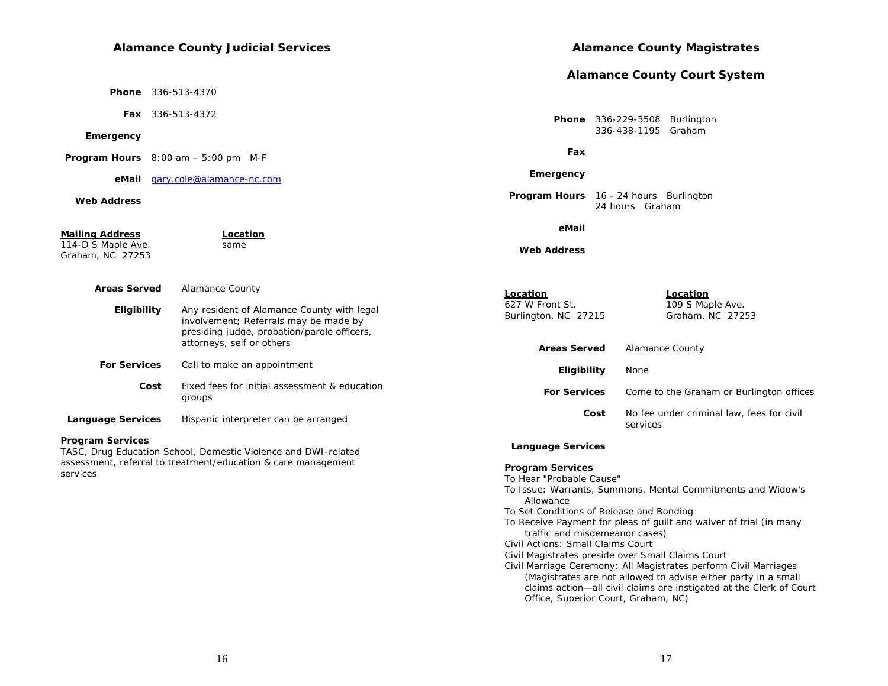## Alamance County Judicial Services

**Phone** 336-513-4370

**Fax** 336-513-4372

**Emergency**

**Program Hours** 8:00 am – 5:00 pm M-F

**eMail** gary.cole@alamance-nc.com

**Web Address**

| **Mailing Address** | **Location** |
|---|---|
| 114-D S Maple Ave.<br>Graham, NC 27253 | same |

**Areas Served** Alamance County

**Eligibility** Any resident of Alamance County with legal involvement; Referrals may be made by presiding judge, probation/parole officers, attorneys, self or others

**For Services** Call to make an appointment

**Cost** Fixed fees for initial assessment & education groups

**Language Services** Hispanic interpreter can be arranged

**Program Services**
TASC, Drug Education School, Domestic Violence and DWI-related assessment, referral to treatment/education & care management services

## Alamance County Magistrates

## Alamance County Court System

**Phone** 336-229-3508 Burlington
336-438-1195 Graham

**Fax**

**Emergency**

**Program Hours** 16 - 24 hours Burlington
24 hours Graham

**eMail**

**Web Address**

| **Location** | **Location** |
|---|---|
| 627 W Front St.<br>Burlington, NC 27215 | 109 S Maple Ave.<br>Graham, NC 27253 |

**Areas Served** Alamance County

**Eligibility** None

**For Services** Come to the Graham or Burlington offices

**Cost** No fee under criminal law, fees for civil services

**Language Services**

**Program Services**
To Hear "Probable Cause"
To Issue: Warrants, Summons, Mental Commitments and Widow's Allowance
To Set Conditions of Release and Bonding
To Receive Payment for pleas of guilt and waiver of trial (in many traffic and misdemeanor cases)
Civil Actions: Small Claims Court
Civil Magistrates preside over Small Claims Court
Civil Marriage Ceremony: All Magistrates perform Civil Marriages (Magistrates are not allowed to advise either party in a small claims action—all civil claims are instigated at the Clerk of Court Office, Superior Court, Graham, NC)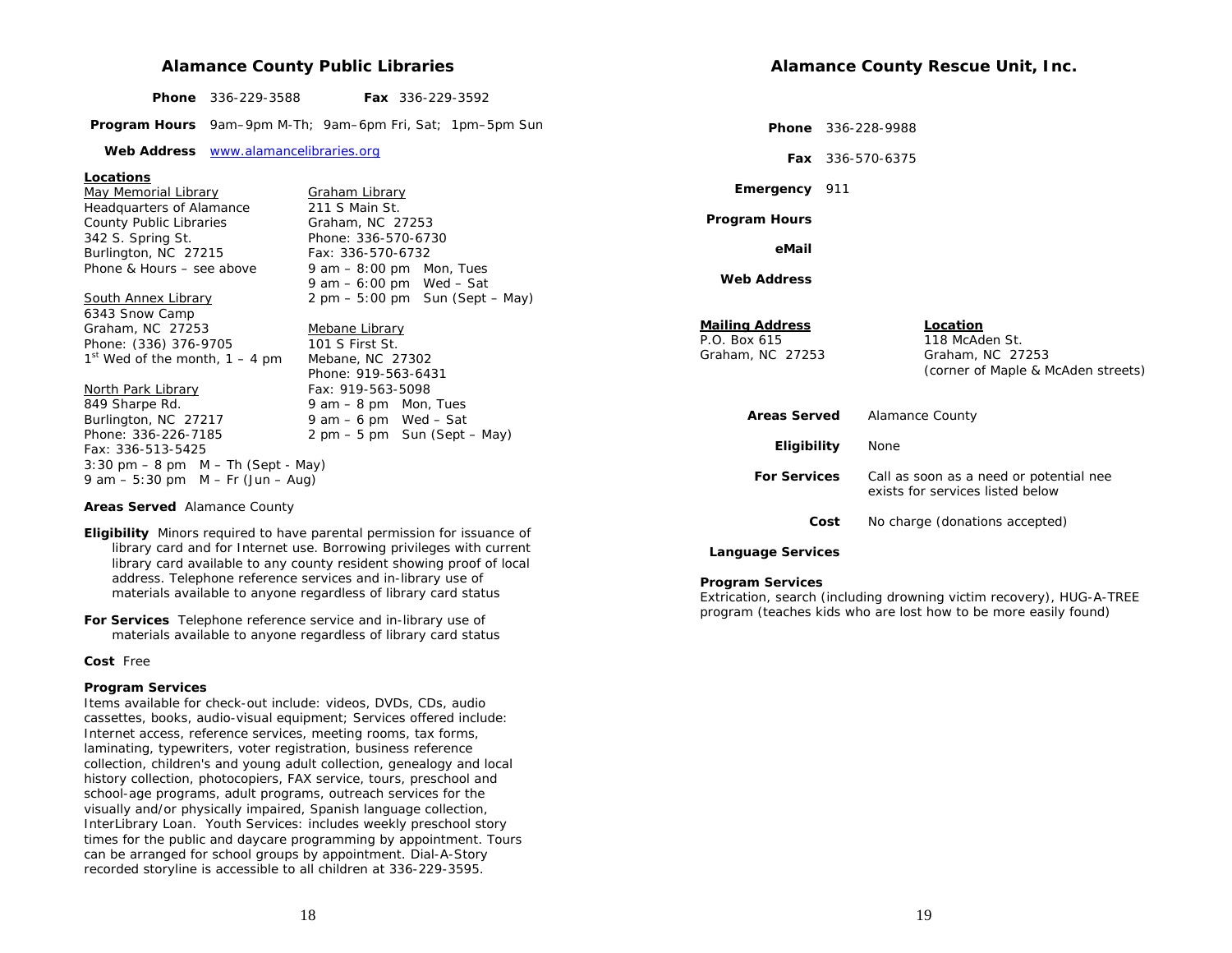## Alamance County Public Libraries

**Phone** 336-229-3588 **Fax** 336-229-3592

**Program Hours** 9am–9pm M-Th; 9am–6pm Fri, Sat; 1pm–5pm Sun

**Web Address** www.alamancelibraries.org

**Locations**

May Memorial Library
Headquarters of Alamance County Public Libraries
342 S. Spring St.
Burlington, NC 27215
Phone & Hours – see above

South Annex Library
6343 Snow Camp
Graham, NC 27253
Phone: (336) 376-9705
1st Wed of the month, 1 – 4 pm

North Park Library
849 Sharpe Rd.
Burlington, NC 27217
Phone: 336-226-7185
Fax: 336-513-5425
3:30 pm – 8 pm M – Th (Sept - May)
9 am – 5:30 pm M – Fr (Jun – Aug)

Graham Library
211 S Main St.
Graham, NC 27253
Phone: 336-570-6730
Fax: 336-570-6732
9 am – 8:00 pm Mon, Tues
9 am – 6:00 pm Wed – Sat
2 pm – 5:00 pm Sun (Sept – May)

Mebane Library
101 S First St.
Mebane, NC 27302
Phone: 919-563-6431
Fax: 919-563-5098
9 am – 8 pm Mon, Tues
9 am – 6 pm Wed – Sat
2 pm – 5 pm Sun (Sept – May)

**Areas Served** Alamance County

**Eligibility** Minors required to have parental permission for issuance of library card and for Internet use. Borrowing privileges with current library card available to any county resident showing proof of local address. Telephone reference services and in-library use of materials available to anyone regardless of library card status

**For Services** Telephone reference service and in-library use of materials available to anyone regardless of library card status

**Cost** Free

**Program Services**
Items available for check-out include: videos, DVDs, CDs, audio cassettes, books, audio-visual equipment; Services offered include: Internet access, reference services, meeting rooms, tax forms, laminating, typewriters, voter registration, business reference collection, children's and young adult collection, genealogy and local history collection, photocopiers, FAX service, tours, preschool and school-age programs, adult programs, outreach services for the visually and/or physically impaired, Spanish language collection, InterLibrary Loan. Youth Services: includes weekly preschool story times for the public and daycare programming by appointment. Tours can be arranged for school groups by appointment. Dial-A-Story recorded storyline is accessible to all children at 336-229-3595.

## Alamance County Rescue Unit, Inc.

**Phone** 336-228-9988

**Fax** 336-570-6375

**Emergency** 911

**Program Hours**

**eMail**

**Web Address**

**Mailing Address**
P.O. Box 615
Graham, NC 27253

**Location**
118 McAden St.
Graham, NC 27253
(corner of Maple & McAden streets)

**Areas Served** Alamance County

**Eligibility** None

**For Services** Call as soon as a need or potential nee exists for services listed below

**Cost** No charge (donations accepted)

**Language Services**

**Program Services**
Extrication, search (including drowning victim recovery), HUG-A-TREE program (teaches kids who are lost how to be more easily found)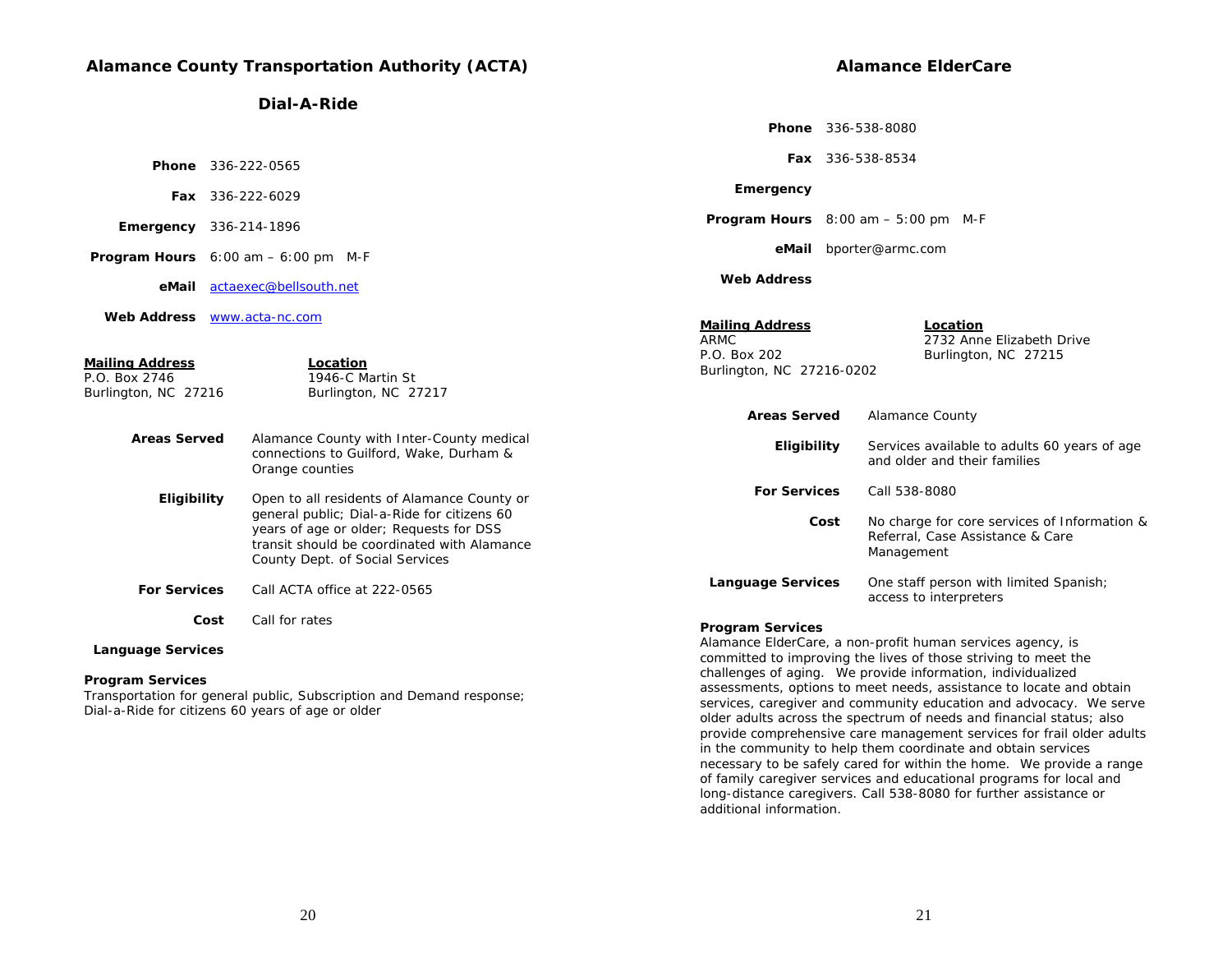## Alamance County Transportation Authority (ACTA)

### Dial-A-Ride

**Phone** 336-222-0565

**Fax** 336-222-6029

**Emergency** 336-214-1896

**Program Hours** 6:00 am – 6:00 pm M-F

**eMail** actaexec@bellsouth.net

**Web Address** www.acta-nc.com

**Mailing Address**
P.O. Box 2746
Burlington, NC 27216

**Location**
1946-C Martin St
Burlington, NC 27217

**Areas Served** Alamance County with Inter-County medical connections to Guilford, Wake, Durham & Orange counties

**Eligibility** Open to all residents of Alamance County or general public; Dial-a-Ride for citizens 60 years of age or older; Requests for DSS transit should be coordinated with Alamance County Dept. of Social Services

**For Services** Call ACTA office at 222-0565

**Cost** Call for rates

**Language Services**

**Program Services**
Transportation for general public, Subscription and Demand response; Dial-a-Ride for citizens 60 years of age or older

## Alamance ElderCare

**Phone** 336-538-8080

**Fax** 336-538-8534

**Emergency**

**Program Hours** 8:00 am – 5:00 pm M-F

**eMail** bporter@armc.com

**Web Address**

**Mailing Address**
ARMC
P.O. Box 202
Burlington, NC 27216-0202

**Location**
2732 Anne Elizabeth Drive
Burlington, NC 27215

**Areas Served** Alamance County

**Eligibility** Services available to adults 60 years of age and older and their families

**For Services** Call 538-8080

**Cost** No charge for core services of Information & Referral, Case Assistance & Care Management

**Language Services** One staff person with limited Spanish; access to interpreters

**Program Services**
Alamance ElderCare, a non-profit human services agency, is committed to improving the lives of those striving to meet the challenges of aging. We provide information, individualized assessments, options to meet needs, assistance to locate and obtain services, caregiver and community education and advocacy. We serve older adults across the spectrum of needs and financial status; also provide comprehensive care management services for frail older adults in the community to help them coordinate and obtain services necessary to be safely cared for within the home. We provide a range of family caregiver services and educational programs for local and long-distance caregivers. Call 538-8080 for further assistance or additional information.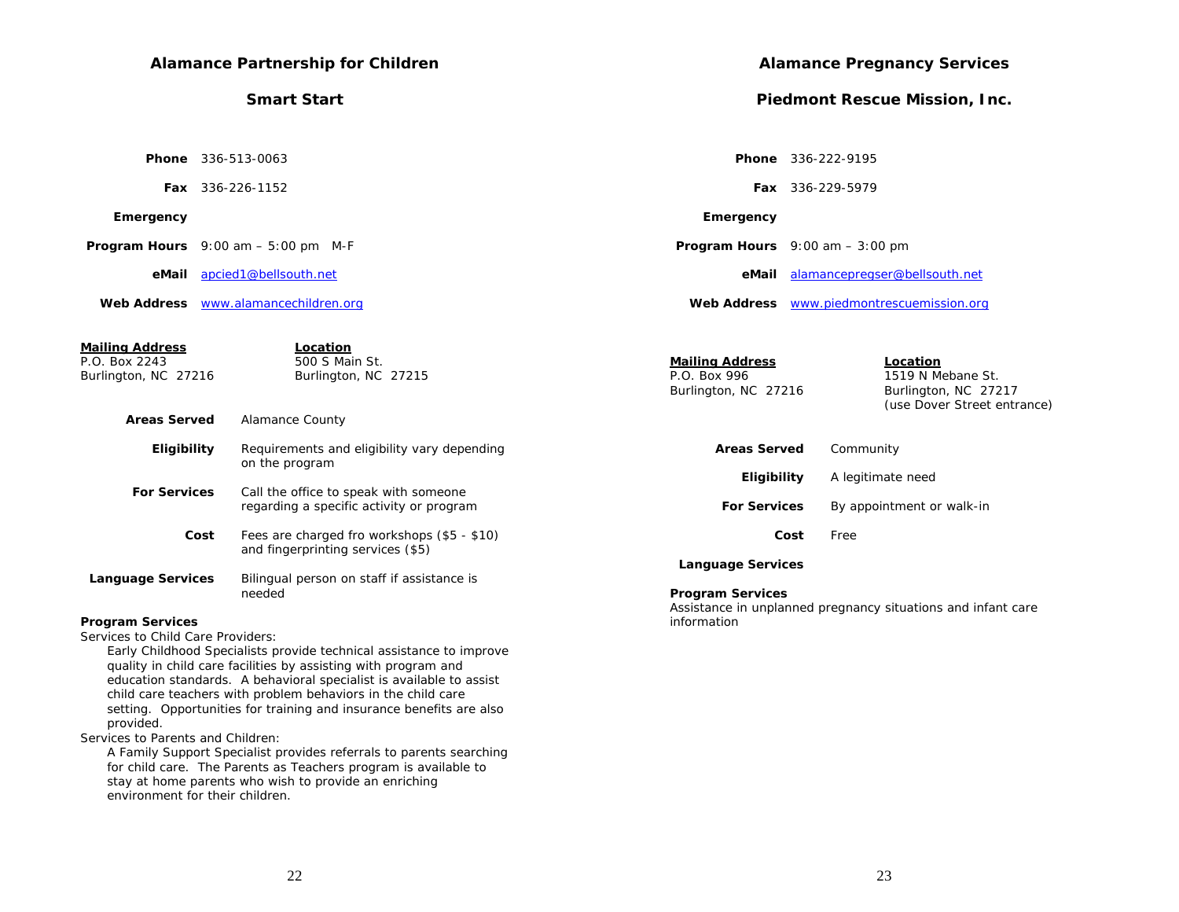## Alamance Partnership for Children

### Smart Start

**Phone** 336-513-0063

**Fax** 336-226-1152

**Emergency**

**Program Hours** 9:00 am – 5:00 pm M-F

**eMail** apcied1@bellsouth.net

**Web Address** www.alamancechildren.org

**Mailing Address**
P.O. Box 2243
Burlington, NC 27216

**Location**
500 S Main St.
Burlington, NC 27215

**Areas Served** Alamance County

**Eligibility** Requirements and eligibility vary depending on the program

**For Services** Call the office to speak with someone regarding a specific activity or program

**Cost** Fees are charged fro workshops ($5 - $10) and fingerprinting services ($5)

**Language Services** Bilingual person on staff if assistance is needed

**Program Services**

Services to Child Care Providers:

Early Childhood Specialists provide technical assistance to improve quality in child care facilities by assisting with program and education standards. A behavioral specialist is available to assist child care teachers with problem behaviors in the child care setting. Opportunities for training and insurance benefits are also provided.

Services to Parents and Children:

A Family Support Specialist provides referrals to parents searching for child care. The Parents as Teachers program is available to stay at home parents who wish to provide an enriching environment for their children.

## Alamance Pregnancy Services

### Piedmont Rescue Mission, Inc.

**Phone** 336-222-9195

**Fax** 336-229-5979

**Emergency**

**Program Hours** 9:00 am – 3:00 pm

**eMail** alamancepregser@bellsouth.net

**Web Address** www.piedmontrescuemission.org

**Mailing Address**
P.O. Box 996
Burlington, NC 27216

**Location**
1519 N Mebane St.
Burlington, NC 27217
(use Dover Street entrance)

**Areas Served** Community

**Eligibility** A legitimate need

**For Services** By appointment or walk-in

**Cost** Free

**Language Services**

**Program Services**

Assistance in unplanned pregnancy situations and infant care information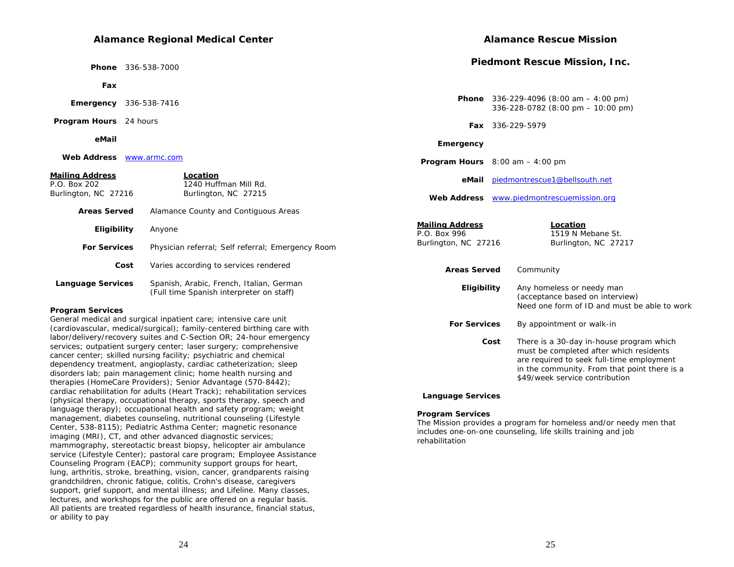## Alamance Regional Medical Center

**Phone** 336-538-7000

**Fax**

**Emergency** 336-538-7416

**Program Hours** 24 hours

**eMail**

**Web Address** www.armc.com

**Mailing Address**
P.O. Box 202
Burlington, NC 27216

**Location**
1240 Huffman Mill Rd.
Burlington, NC 27215

**Areas Served** Alamance County and Contiguous Areas

**Eligibility** Anyone

**For Services** Physician referral; Self referral; Emergency Room

**Cost** Varies according to services rendered

**Language Services** Spanish, Arabic, French, Italian, German (Full time Spanish interpreter on staff)

**Program Services**
General medical and surgical inpatient care; intensive care unit (cardiovascular, medical/surgical); family-centered birthing care with labor/delivery/recovery suites and C-Section OR; 24-hour emergency services; outpatient surgery center; laser surgery; comprehensive cancer center; skilled nursing facility; psychiatric and chemical dependency treatment, angioplasty, cardiac catheterization; sleep disorders lab; pain management clinic; home health nursing and therapies (HomeCare Providers); Senior Advantage (570-8442); cardiac rehabilitation for adults (Heart Track); rehabilitation services (physical therapy, occupational therapy, sports therapy, speech and language therapy); occupational health and safety program; weight management, diabetes counseling, nutritional counseling (Lifestyle Center, 538-8115); Pediatric Asthma Center; magnetic resonance imaging (MRI), CT, and other advanced diagnostic services; mammography, stereotactic breast biopsy, helicopter air ambulance service (Lifestyle Center); pastoral care program; Employee Assistance Counseling Program (EACP); community support groups for heart, lung, arthritis, stroke, breathing, vision, cancer, grandparents raising grandchildren, chronic fatigue, colitis, Crohn's disease, caregivers support, grief support, and mental illness; and Lifeline. Many classes, lectures, and workshops for the public are offered on a regular basis. All patients are treated regardless of health insurance, financial status, or ability to pay

## Alamance Rescue Mission

### Piedmont Rescue Mission, Inc.

**Phone** 336-229-4096 (8:00 am – 4:00 pm)
336-228-0782 (8:00 pm – 10:00 pm)

**Fax** 336-229-5979

**Emergency**

**Program Hours** 8:00 am – 4:00 pm

**eMail** piedmontrescue1@bellsouth.net

**Web Address** www.piedmontrescuemission.org

**Mailing Address**
P.O. Box 996
Burlington, NC 27216

**Location**
1519 N Mebane St.
Burlington, NC 27217

**Areas Served** Community

**Eligibility** Any homeless or needy man (acceptance based on interview) Need one form of ID and must be able to work

**For Services** By appointment or walk-in

**Cost** There is a 30-day in-house program which must be completed after which residents are required to seek full-time employment in the community. From that point there is a $49/week service contribution

**Language Services**

**Program Services**
The Mission provides a program for homeless and/or needy men that includes one-on-one counseling, life skills training and job rehabilitation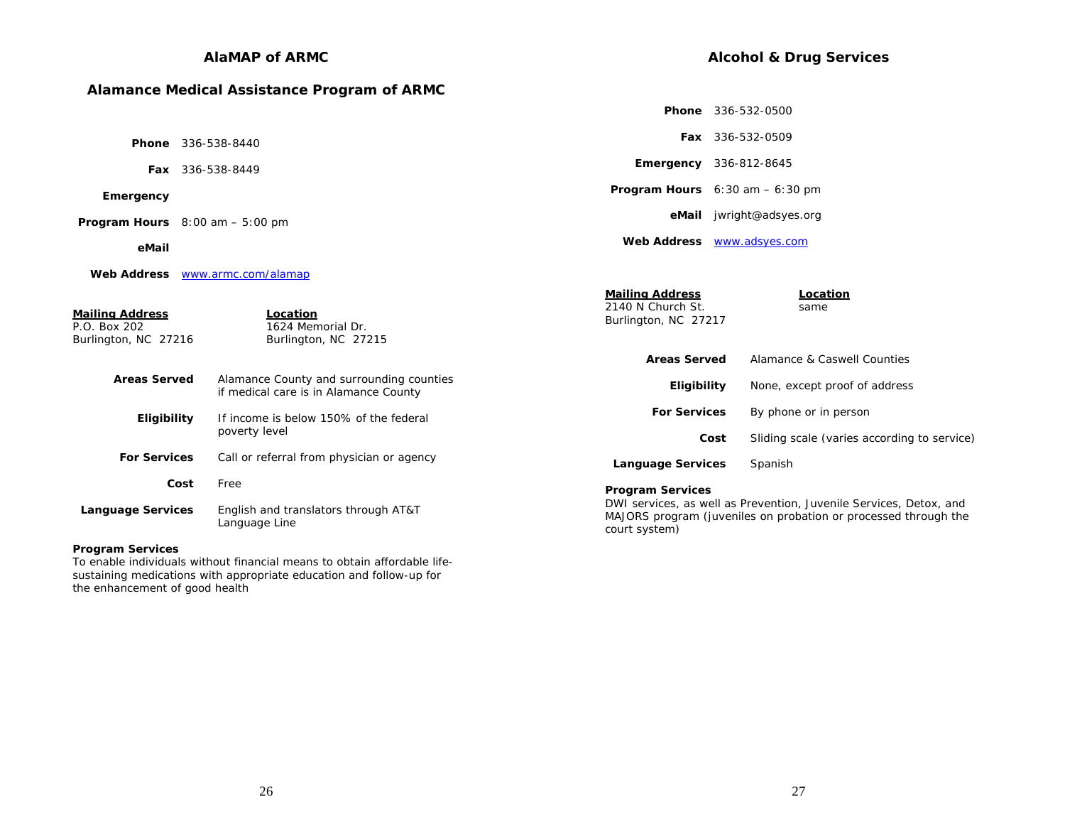## AlaMAP of ARMC

### Alamance Medical Assistance Program of ARMC

**Phone** 336-538-8440

**Fax** 336-538-8449

**Emergency**

**Program Hours** 8:00 am – 5:00 pm

**eMail**

**Web Address** www.armc.com/alamap

| **Mailing Address** | **Location** |
|---|---|
| P.O. Box 202 | 1624 Memorial Dr. |
| Burlington, NC 27216 | Burlington, NC 27215 |

**Areas Served** Alamance County and surrounding counties if medical care is in Alamance County

**Eligibility** If income is below 150% of the federal poverty level

**For Services** Call or referral from physician or agency

**Cost** Free

**Language Services** English and translators through AT&T Language Line

**Program Services**
To enable individuals without financial means to obtain affordable life-sustaining medications with appropriate education and follow-up for the enhancement of good health

## Alcohol & Drug Services

**Phone** 336-532-0500

**Fax** 336-532-0509

**Emergency** 336-812-8645

**Program Hours** 6:30 am – 6:30 pm

**eMail** jwright@adsyes.org

**Web Address** www.adsyes.com

| **Mailing Address** | **Location** |
|---|---|
| 2140 N Church St. | same |
| Burlington, NC 27217 | |

**Areas Served** Alamance & Caswell Counties

**Eligibility** None, except proof of address

**For Services** By phone or in person

**Cost** Sliding scale (varies according to service)

**Language Services** Spanish

**Program Services**
DWI services, as well as Prevention, Juvenile Services, Detox, and MAJORS program (juveniles on probation or processed through the court system)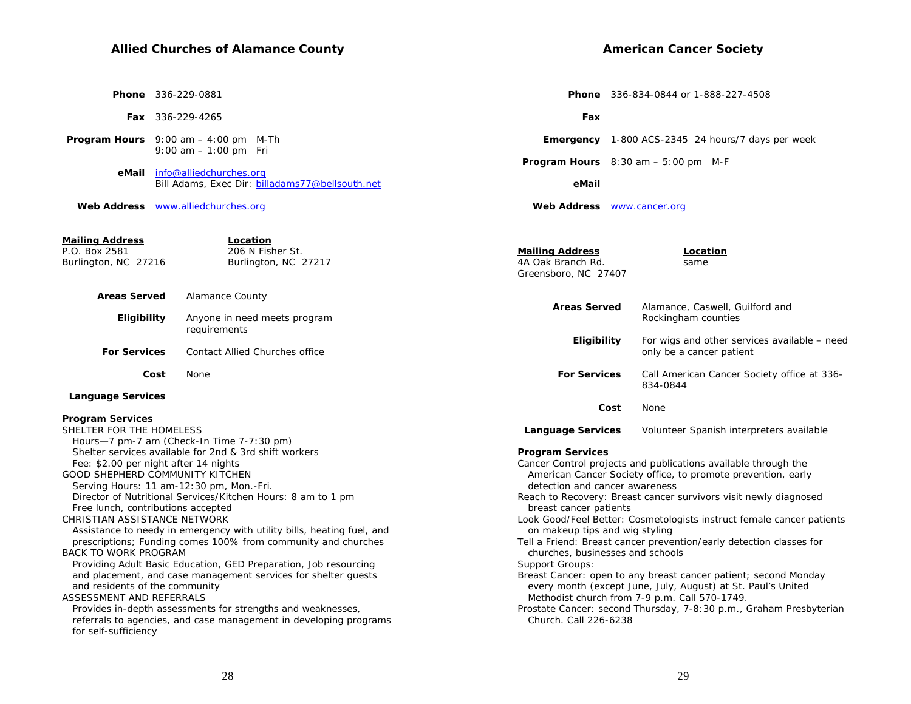## Allied Churches of Alamance County

**Phone** 336-229-0881

**Fax** 336-229-4265

**Program Hours** 9:00 am – 4:00 pm M-Th
9:00 am – 1:00 pm Fri

**eMail** info@alliedchurches.org
Bill Adams, Exec Dir: billadams77@bellsouth.net

**Web Address** www.alliedchurches.org

| **Mailing Address** | **Location** |
|---|---|
| P.O. Box 2581 | 206 N Fisher St. |
| Burlington, NC 27216 | Burlington, NC 27217 |

**Areas Served** Alamance County

**Eligibility** Anyone in need meets program requirements

**For Services** Contact Allied Churches office

**Cost** None

**Language Services**

**Program Services**

SHELTER FOR THE HOMELESS
Hours—7 pm-7 am (Check-In Time 7-7:30 pm)
Shelter services available for 2nd & 3rd shift workers
Fee: $2.00 per night after 14 nights

GOOD SHEPHERD COMMUNITY KITCHEN
Serving Hours: 11 am-12:30 pm, Mon.-Fri.
Director of Nutritional Services/Kitchen Hours: 8 am to 1 pm
Free lunch, contributions accepted

CHRISTIAN ASSISTANCE NETWORK
Assistance to needy in emergency with utility bills, heating fuel, and prescriptions; Funding comes 100% from community and churches

BACK TO WORK PROGRAM
Providing Adult Basic Education, GED Preparation, Job resourcing and placement, and case management services for shelter guests and residents of the community

ASSESSMENT AND REFERRALS
Provides in-depth assessments for strengths and weaknesses, referrals to agencies, and case management in developing programs for self-sufficiency

## American Cancer Society

**Phone** 336-834-0844 or 1-888-227-4508

**Fax**

**Emergency** 1-800 ACS-2345 24 hours/7 days per week

**Program Hours** 8:30 am – 5:00 pm M-F

**eMail**

**Web Address** www.cancer.org

| **Mailing Address** | **Location** |
|---|---|
| 4A Oak Branch Rd. | same |
| Greensboro, NC 27407 | |

**Areas Served** Alamance, Caswell, Guilford and Rockingham counties

**Eligibility** For wigs and other services available – need only be a cancer patient

**For Services** Call American Cancer Society office at 336-834-0844

**Cost** None

**Language Services** Volunteer Spanish interpreters available

**Program Services**

Cancer Control projects and publications available through the American Cancer Society office, to promote prevention, early detection and cancer awareness

Reach to Recovery: Breast cancer survivors visit newly diagnosed breast cancer patients

Look Good/Feel Better: Cosmetologists instruct female cancer patients on makeup tips and wig styling

Tell a Friend: Breast cancer prevention/early detection classes for churches, businesses and schools

Support Groups:

Breast Cancer: open to any breast cancer patient; second Monday every month (except June, July, August) at St. Paul's United Methodist church from 7-9 p.m. Call 570-1749.

Prostate Cancer: second Thursday, 7-8:30 p.m., Graham Presbyterian Church. Call 226-6238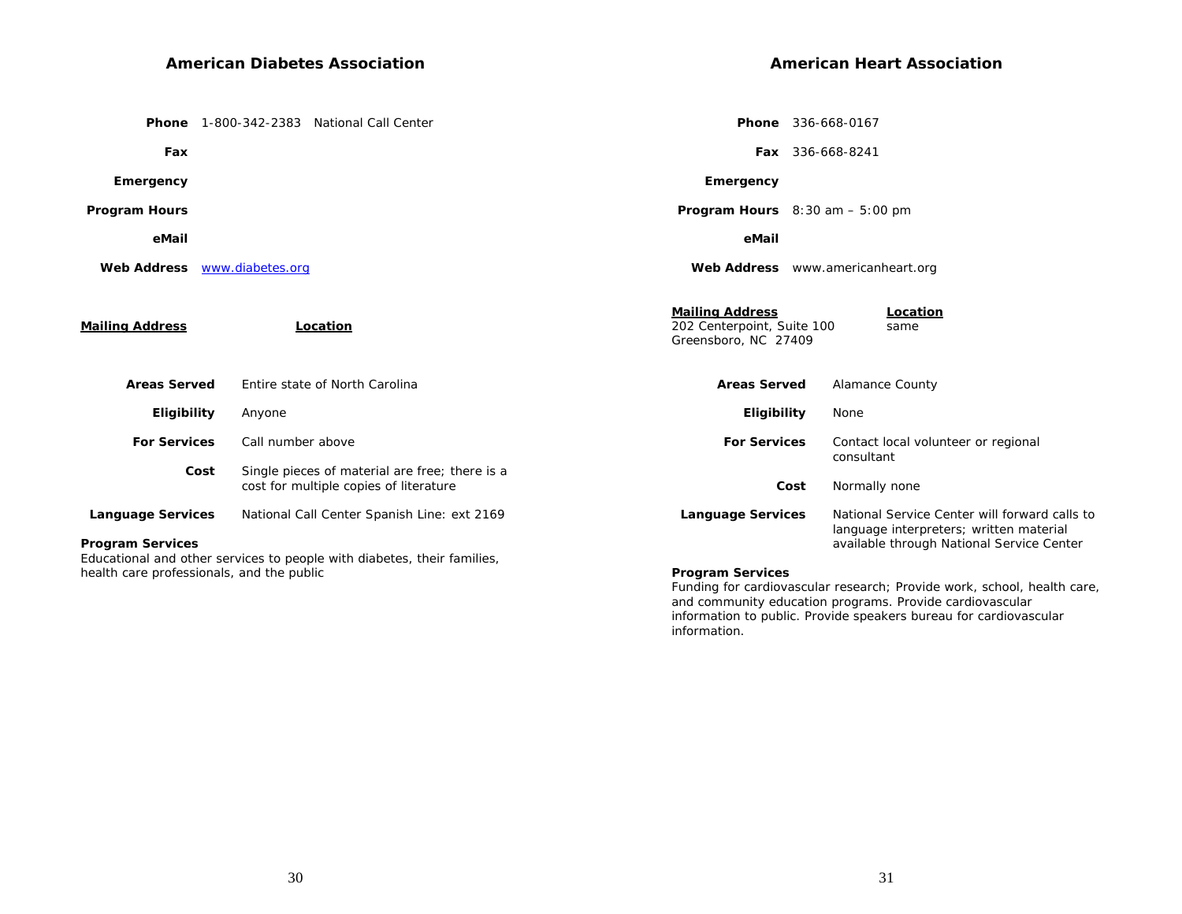## American Diabetes Association

**Phone** 1-800-342-2383 National Call Center

**Fax**

**Emergency**

**Program Hours**

**eMail**

**Web Address** www.diabetes.org

**Mailing Address**

**Location**

**Areas Served** Entire state of North Carolina

**Eligibility** Anyone

**For Services** Call number above

**Cost** Single pieces of material are free; there is a cost for multiple copies of literature

**Language Services** National Call Center Spanish Line: ext 2169

**Program Services**

Educational and other services to people with diabetes, their families, health care professionals, and the public

## American Heart Association

**Phone** 336-668-0167

**Fax** 336-668-8241

**Emergency**

**Program Hours** 8:30 am – 5:00 pm

**eMail**

**Web Address** www.americanheart.org

**Mailing Address**
202 Centerpoint, Suite 100
Greensboro, NC 27409

**Location**
same

**Areas Served** Alamance County

**Eligibility** None

**For Services** Contact local volunteer or regional consultant

**Cost** Normally none

**Language Services** National Service Center will forward calls to language interpreters; written material available through National Service Center

**Program Services**

Funding for cardiovascular research; Provide work, school, health care, and community education programs. Provide cardiovascular information to public. Provide speakers bureau for cardiovascular information.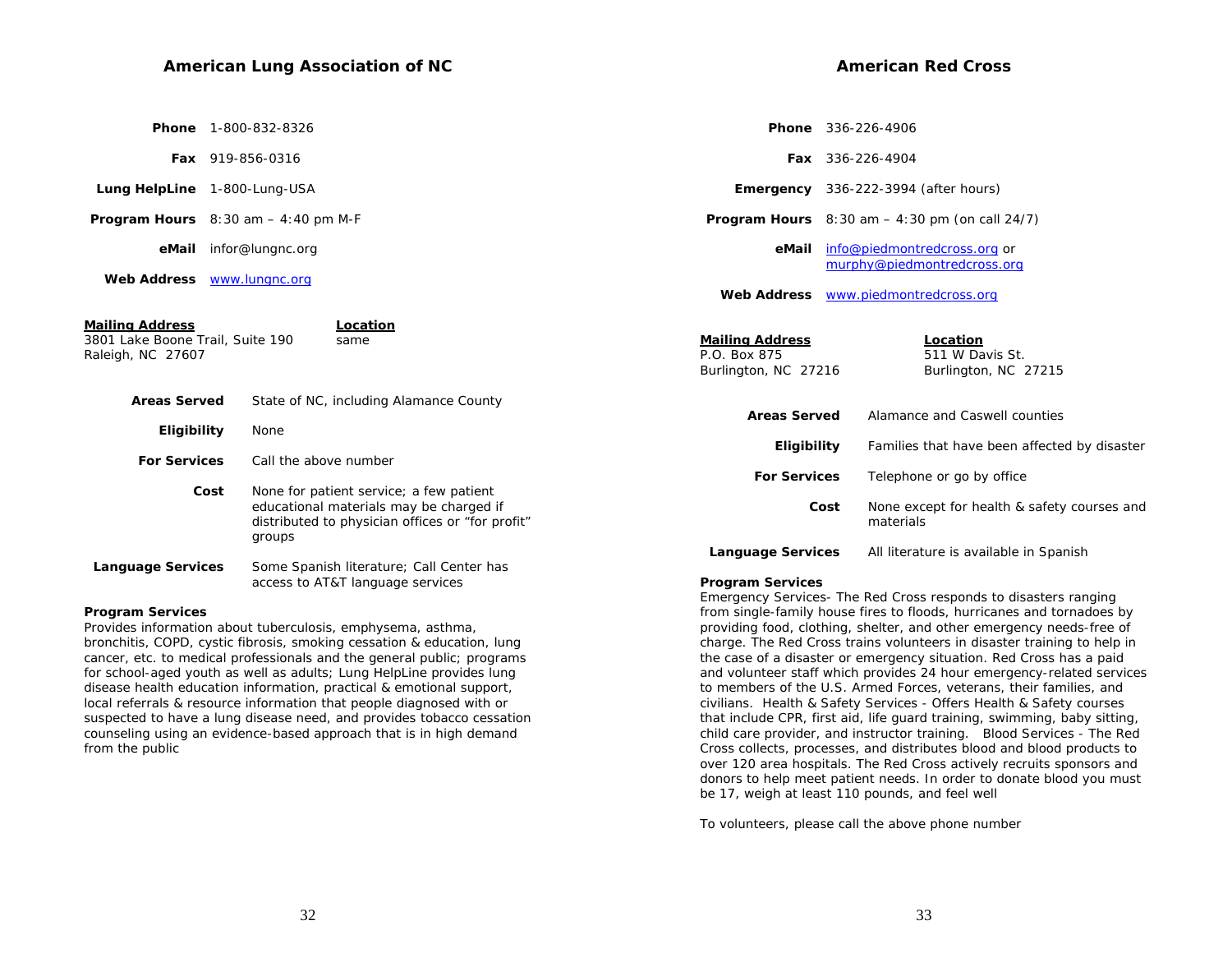## American Lung Association of NC

**Phone** 1-800-832-8326

**Fax** 919-856-0316

**Lung HelpLine** 1-800-Lung-USA

**Program Hours** 8:30 am – 4:40 pm M-F

**eMail** infor@lungnc.org

**Web Address** www.lungnc.org

| **Mailing Address** | **Location** |
|---|---|
| 3801 Lake Boone Trail, Suite 190<br>Raleigh, NC 27607 | same |

**Areas Served** State of NC, including Alamance County

**Eligibility** None

**For Services** Call the above number

**Cost** None for patient service; a few patient educational materials may be charged if distributed to physician offices or "for profit" groups

**Language Services** Some Spanish literature; Call Center has access to AT&T language services

**Program Services**
Provides information about tuberculosis, emphysema, asthma, bronchitis, COPD, cystic fibrosis, smoking cessation & education, lung cancer, etc. to medical professionals and the general public; programs for school-aged youth as well as adults; Lung HelpLine provides lung disease health education information, practical & emotional support, local referrals & resource information that people diagnosed with or suspected to have a lung disease need, and provides tobacco cessation counseling using an evidence-based approach that is in high demand from the public

## American Red Cross

**Phone** 336-226-4906

**Fax** 336-226-4904

**Emergency** 336-222-3994 (after hours)

**Program Hours** 8:30 am – 4:30 pm (on call 24/7)

**eMail** info@piedmontredcross.org or murphy@piedmontredcross.org

**Web Address** www.piedmontredcross.org

| **Mailing Address** | **Location** |
|---|---|
| P.O. Box 875<br>Burlington, NC 27216 | 511 W Davis St.<br>Burlington, NC 27215 |

**Areas Served** Alamance and Caswell counties

**Eligibility** Families that have been affected by disaster

**For Services** Telephone or go by office

**Cost** None except for health & safety courses and materials

**Language Services** All literature is available in Spanish

**Program Services**
Emergency Services- The Red Cross responds to disasters ranging from single-family house fires to floods, hurricanes and tornadoes by providing food, clothing, shelter, and other emergency needs-free of charge. The Red Cross trains volunteers in disaster training to help in the case of a disaster or emergency situation. Red Cross has a paid and volunteer staff which provides 24 hour emergency-related services to members of the U.S. Armed Forces, veterans, their families, and civilians. Health & Safety Services - Offers Health & Safety courses that include CPR, first aid, life guard training, swimming, baby sitting, child care provider, and instructor training. Blood Services - The Red Cross collects, processes, and distributes blood and blood products to over 120 area hospitals. The Red Cross actively recruits sponsors and donors to help meet patient needs. In order to donate blood you must be 17, weigh at least 110 pounds, and feel well

To volunteers, please call the above phone number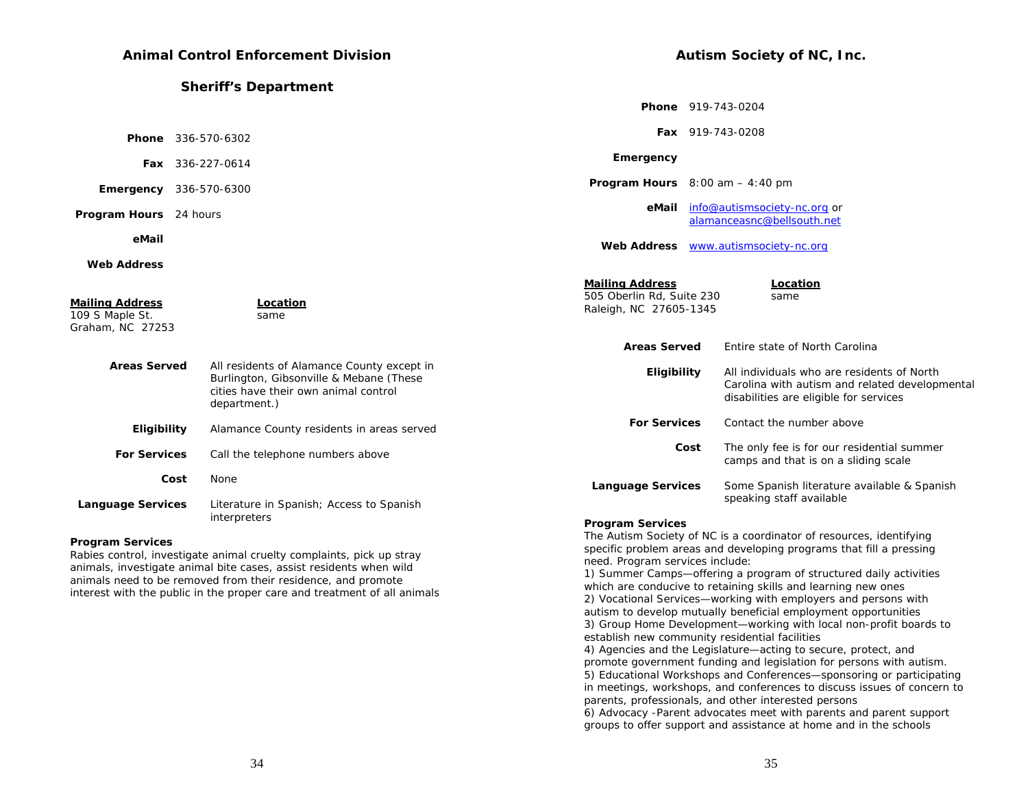## Animal Control Enforcement Division

### Sheriff's Department

**Phone** 336-570-6302

**Fax** 336-227-0614

**Emergency** 336-570-6300

**Program Hours** 24 hours

**eMail**

**Web Address**

**Mailing Address**
109 S Maple St.
Graham, NC 27253

**Location**
same

**Areas Served** All residents of Alamance County except in Burlington, Gibsonville & Mebane (These cities have their own animal control department.)

**Eligibility** Alamance County residents in areas served

**For Services** Call the telephone numbers above

**Cost** None

**Language Services** Literature in Spanish; Access to Spanish interpreters

**Program Services**
Rabies control, investigate animal cruelty complaints, pick up stray animals, investigate animal bite cases, assist residents when wild animals need to be removed from their residence, and promote interest with the public in the proper care and treatment of all animals

## Autism Society of NC, Inc.

**Phone** 919-743-0204

**Fax** 919-743-0208

**Emergency**

**Program Hours** 8:00 am – 4:40 pm

**eMail** info@autismsociety-nc.org or alamanceasnc@bellsouth.net

**Web Address** www.autismsociety-nc.org

**Mailing Address**
505 Oberlin Rd, Suite 230
Raleigh, NC 27605-1345

**Location**
same

**Areas Served** Entire state of North Carolina

**Eligibility** All individuals who are residents of North Carolina with autism and related developmental disabilities are eligible for services

**For Services** Contact the number above

**Cost** The only fee is for our residential summer camps and that is on a sliding scale

**Language Services** Some Spanish literature available & Spanish speaking staff available

**Program Services**
The Autism Society of NC is a coordinator of resources, identifying specific problem areas and developing programs that fill a pressing need. Program services include:
1) Summer Camps—offering a program of structured daily activities which are conducive to retaining skills and learning new ones
2) Vocational Services—working with employers and persons with autism to develop mutually beneficial employment opportunities
3) Group Home Development—working with local non-profit boards to establish new community residential facilities
4) Agencies and the Legislature—acting to secure, protect, and promote government funding and legislation for persons with autism.
5) Educational Workshops and Conferences—sponsoring or participating in meetings, workshops, and conferences to discuss issues of concern to parents, professionals, and other interested persons
6) Advocacy -Parent advocates meet with parents and parent support groups to offer support and assistance at home and in the schools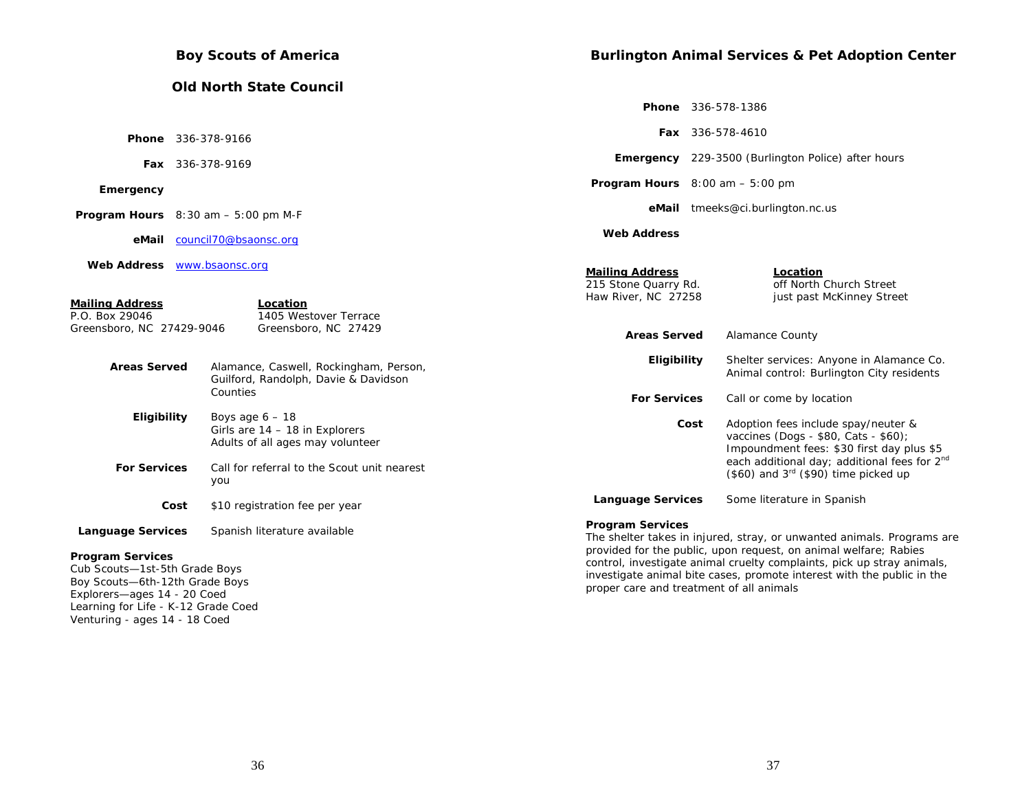## Boy Scouts of America

### Old North State Council

**Phone** 336-378-9166

**Fax** 336-378-9169

**Emergency**

**Program Hours** 8:30 am – 5:00 pm M-F

**eMail** council70@bsaonsc.org

**Web Address** www.bsaonsc.org

| **Mailing Address** | **Location** |
|---|---|
| P.O. Box 29046 | 1405 Westover Terrace |
| Greensboro, NC 27429-9046 | Greensboro, NC 27429 |

**Areas Served** Alamance, Caswell, Rockingham, Person, Guilford, Randolph, Davie & Davidson Counties

**Eligibility** Boys age 6 – 18
Girls are 14 – 18 in Explorers
Adults of all ages may volunteer

**For Services** Call for referral to the Scout unit nearest you

**Cost** $10 registration fee per year

**Language Services** Spanish literature available

**Program Services**
Cub Scouts—1st-5th Grade Boys
Boy Scouts—6th-12th Grade Boys
Explorers—ages 14 - 20 Coed
Learning for Life - K-12 Grade Coed
Venturing - ages 14 - 18 Coed

## Burlington Animal Services & Pet Adoption Center

**Phone** 336-578-1386

**Fax** 336-578-4610

**Emergency** 229-3500 (Burlington Police) after hours

**Program Hours** 8:00 am – 5:00 pm

**eMail** tmeeks@ci.burlington.nc.us

**Web Address**

| **Mailing Address** | **Location** |
|---|---|
| 215 Stone Quarry Rd. | off North Church Street |
| Haw River, NC 27258 | just past McKinney Street |

**Areas Served** Alamance County

**Eligibility** Shelter services: Anyone in Alamance Co.
Animal control: Burlington City residents

**For Services** Call or come by location

**Cost** Adoption fees include spay/neuter & vaccines (Dogs - $80, Cats - $60); Impoundment fees: $30 first day plus $5 each additional day; additional fees for 2nd ($60) and 3rd ($90) time picked up

**Language Services** Some literature in Spanish

**Program Services**
The shelter takes in injured, stray, or unwanted animals. Programs are provided for the public, upon request, on animal welfare; Rabies control, investigate animal cruelty complaints, pick up stray animals, investigate animal bite cases, promote interest with the public in the proper care and treatment of all animals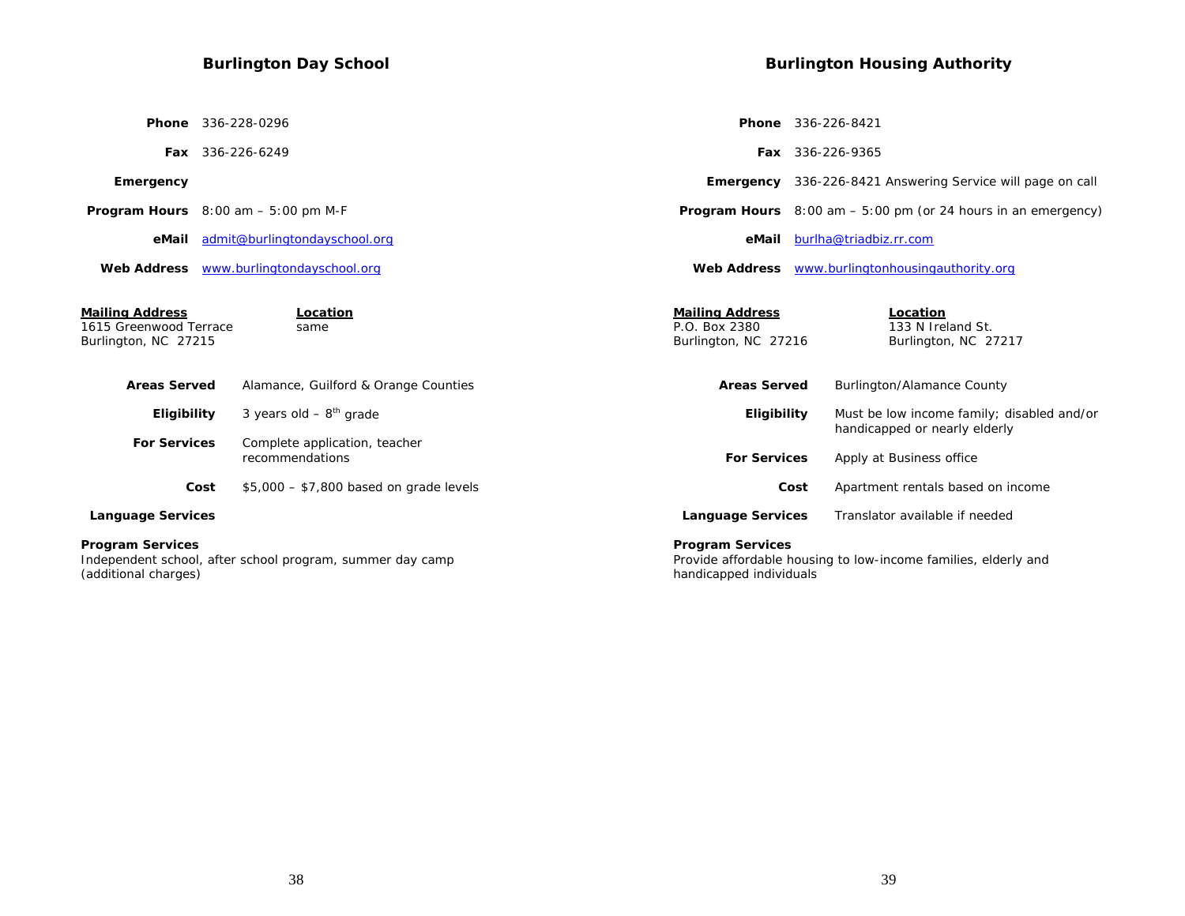## Burlington Day School

**Phone** 336-228-0296

**Fax** 336-226-6249

**Emergency**

**Program Hours** 8:00 am – 5:00 pm M-F

**eMail** admit@burlingtondayschool.org

**Web Address** www.burlingtondayschool.org

| **Mailing Address** | **Location** |
|---|---|
| 1615 Greenwood Terrace<br>Burlington, NC 27215 | same |

**Areas Served** Alamance, Guilford & Orange Counties

**Eligibility** 3 years old – 8th grade

**For Services** Complete application, teacher recommendations

**Cost** $5,000 – $7,800 based on grade levels

**Language Services**

**Program Services**
Independent school, after school program, summer day camp (additional charges)

## Burlington Housing Authority

**Phone** 336-226-8421

**Fax** 336-226-9365

**Emergency** 336-226-8421 Answering Service will page on call

**Program Hours** 8:00 am – 5:00 pm (or 24 hours in an emergency)

**eMail** burlha@triadbiz.rr.com

**Web Address** www.burlingtonhousingauthority.org

| **Mailing Address** | **Location** |
|---|---|
| P.O. Box 2380<br>Burlington, NC 27216 | 133 N Ireland St.<br>Burlington, NC 27217 |

**Areas Served** Burlington/Alamance County

**Eligibility** Must be low income family; disabled and/or handicapped or nearly elderly

**For Services** Apply at Business office

**Cost** Apartment rentals based on income

**Language Services** Translator available if needed

**Program Services**
Provide affordable housing to low-income families, elderly and handicapped individuals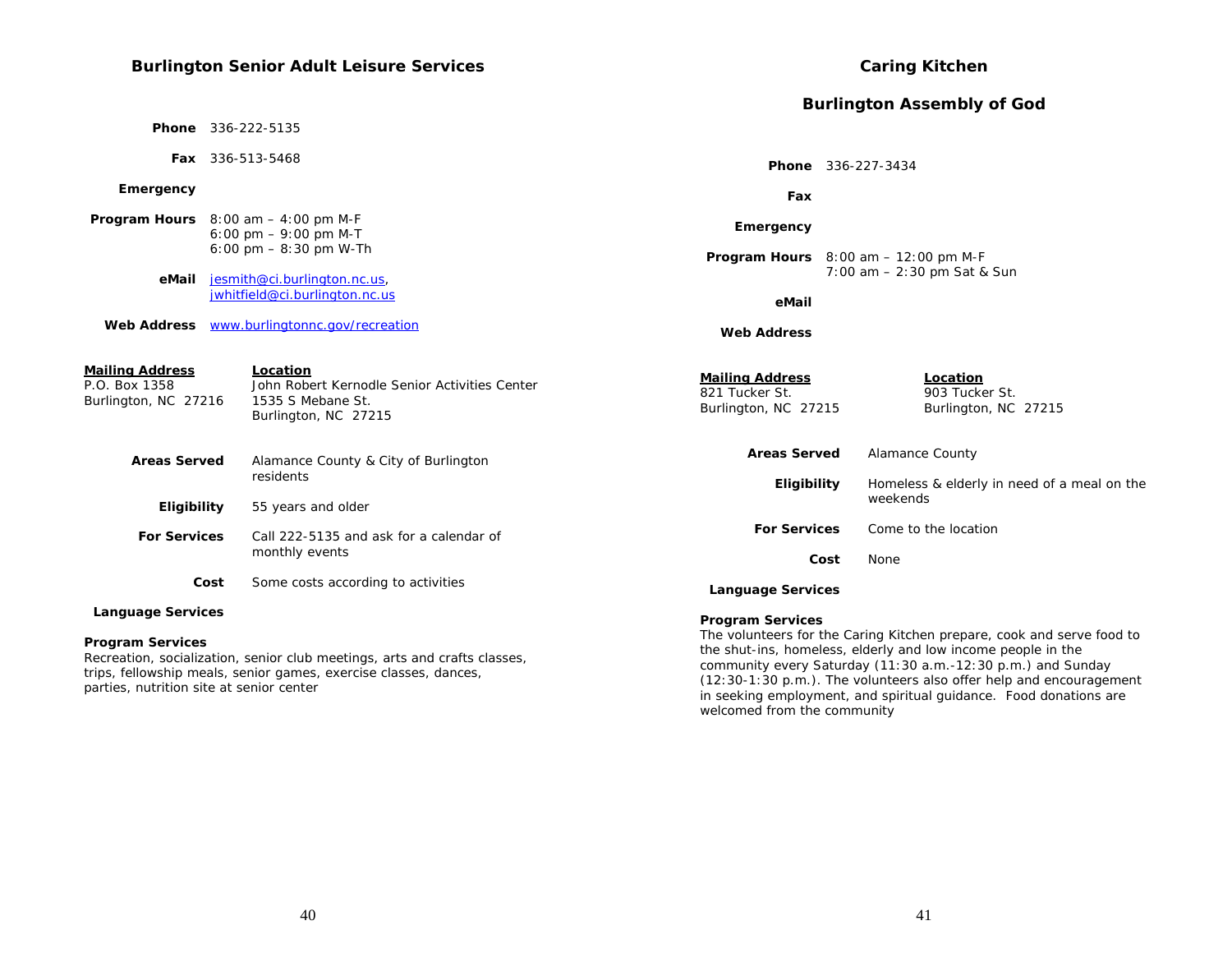## Burlington Senior Adult Leisure Services

**Phone** 336-222-5135

**Fax** 336-513-5468

**Emergency**

**Program Hours** 8:00 am – 4:00 pm M-F
6:00 pm – 9:00 pm M-T
6:00 pm – 8:30 pm W-Th

**eMail** jesmith@ci.burlington.nc.us, jwhitfield@ci.burlington.nc.us

**Web Address** www.burlingtonnc.gov/recreation

**Mailing Address**
P.O. Box 1358
Burlington, NC 27216

**Location**
John Robert Kernodle Senior Activities Center
1535 S Mebane St.
Burlington, NC 27215

**Areas Served** Alamance County & City of Burlington residents

**Eligibility** 55 years and older

**For Services** Call 222-5135 and ask for a calendar of monthly events

**Cost** Some costs according to activities

**Language Services**

**Program Services**
Recreation, socialization, senior club meetings, arts and crafts classes, trips, fellowship meals, senior games, exercise classes, dances, parties, nutrition site at senior center

## Caring Kitchen

## Burlington Assembly of God

**Phone** 336-227-3434

**Fax**

**Emergency**

**Program Hours** 8:00 am – 12:00 pm M-F
7:00 am – 2:30 pm Sat & Sun

**eMail**

**Web Address**

**Mailing Address**
821 Tucker St.
Burlington, NC 27215

**Location**
903 Tucker St.
Burlington, NC 27215

**Areas Served** Alamance County

**Eligibility** Homeless & elderly in need of a meal on the weekends

**For Services** Come to the location

**Cost** None

**Language Services**

**Program Services**
The volunteers for the Caring Kitchen prepare, cook and serve food to the shut-ins, homeless, elderly and low income people in the community every Saturday (11:30 a.m.-12:30 p.m.) and Sunday (12:30-1:30 p.m.). The volunteers also offer help and encouragement in seeking employment, and spiritual guidance. Food donations are welcomed from the community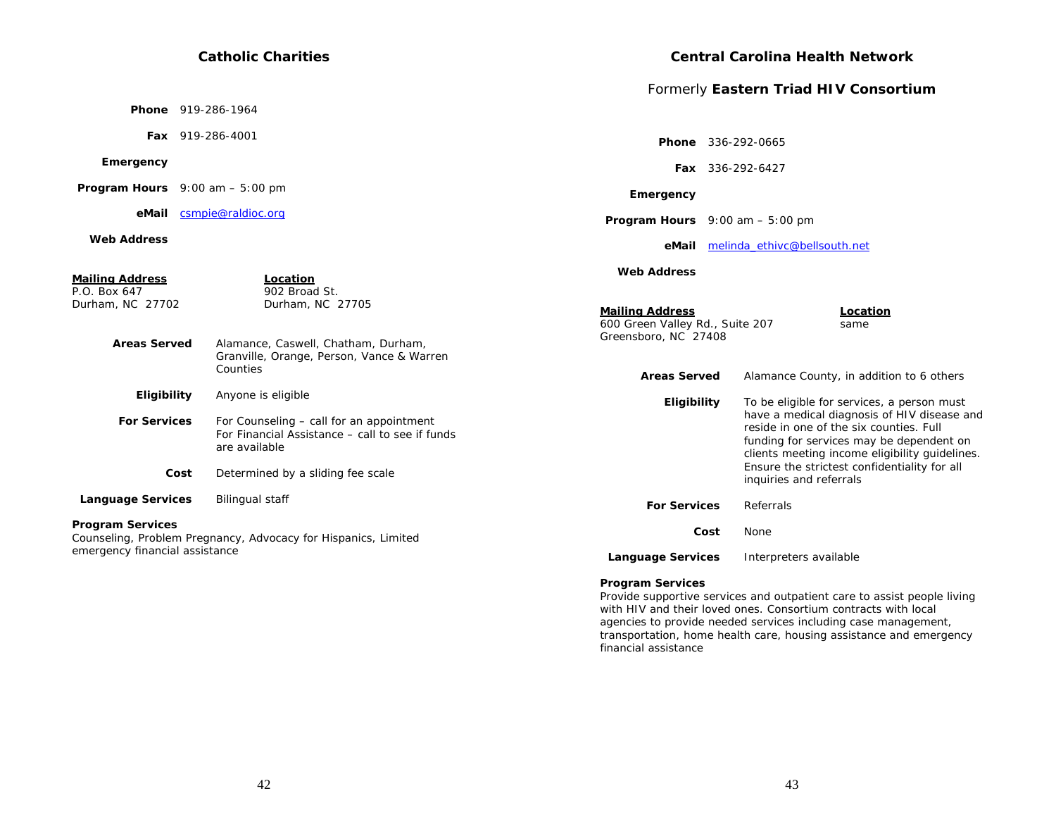## Catholic Charities

**Phone** 919-286-1964

**Fax** 919-286-4001

**Emergency**

**Program Hours** 9:00 am – 5:00 pm

**eMail** csmpie@raldioc.org

**Web Address**

| **Mailing Address** | **Location** |
|---|---|
| P.O. Box 647 | 902 Broad St. |
| Durham, NC 27702 | Durham, NC 27705 |

**Areas Served** Alamance, Caswell, Chatham, Durham, Granville, Orange, Person, Vance & Warren Counties

**Eligibility** Anyone is eligible

**For Services** For Counseling – call for an appointment
For Financial Assistance – call to see if funds are available

**Cost** Determined by a sliding fee scale

**Language Services** Bilingual staff

**Program Services**
Counseling, Problem Pregnancy, Advocacy for Hispanics, Limited emergency financial assistance

## Central Carolina Health Network

### Formerly **Eastern Triad HIV Consortium**

**Phone** 336-292-0665

**Fax** 336-292-6427

**Emergency**

**Program Hours** 9:00 am – 5:00 pm

**eMail** melinda_ethivc@bellsouth.net

**Web Address**

| **Mailing Address** | **Location** |
|---|---|
| 600 Green Valley Rd., Suite 207 | same |
| Greensboro, NC 27408 | |

**Areas Served** Alamance County, in addition to 6 others

**Eligibility** To be eligible for services, a person must have a medical diagnosis of HIV disease and reside in one of the six counties. Full funding for services may be dependent on clients meeting income eligibility guidelines. Ensure the strictest confidentiality for all inquiries and referrals

**For Services** Referrals

**Cost** None

**Language Services** Interpreters available

**Program Services**
Provide supportive services and outpatient care to assist people living with HIV and their loved ones. Consortium contracts with local agencies to provide needed services including case management, transportation, home health care, housing assistance and emergency financial assistance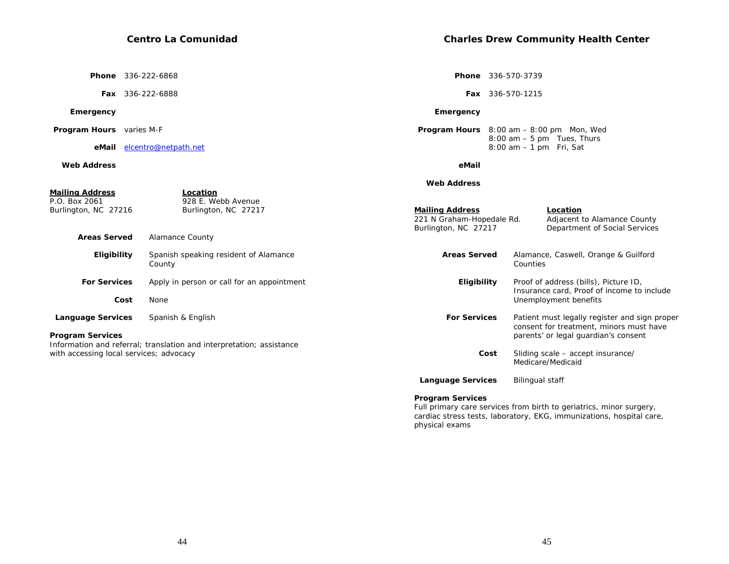## Centro La Comunidad

**Phone** 336-222-6868

**Fax** 336-222-6888

**Emergency**

**Program Hours** varies M-F

**eMail** elcentro@netpath.net

**Web Address**

| **Mailing Address** | **Location** |
|---|---|
| P.O. Box 2061 | 928 E. Webb Avenue |
| Burlington, NC 27216 | Burlington, NC 27217 |

**Areas Served** Alamance County

**Eligibility** Spanish speaking resident of Alamance County

**For Services** Apply in person or call for an appointment

**Cost** None

**Language Services** Spanish & English

**Program Services**
Information and referral; translation and interpretation; assistance with accessing local services; advocacy

## Charles Drew Community Health Center

**Phone** 336-570-3739

**Fax** 336-570-1215

**Emergency**

**Program Hours** 8:00 am – 8:00 pm Mon, Wed
8:00 am – 5 pm Tues, Thurs
8:00 am – 1 pm Fri, Sat

**eMail**

**Web Address**

| **Mailing Address** | **Location** |
|---|---|
| 221 N Graham-Hopedale Rd. | Adjacent to Alamance County |
| Burlington, NC 27217 | Department of Social Services |

**Areas Served** Alamance, Caswell, Orange & Guilford Counties

**Eligibility** Proof of address (bills), Picture ID, Insurance card, Proof of income to include Unemployment benefits

**For Services** Patient must legally register and sign proper consent for treatment, minors must have parents' or legal guardian's consent

**Cost** Sliding scale – accept insurance/ Medicare/Medicaid

**Language Services** Bilingual staff

**Program Services**
Full primary care services from birth to geriatrics, minor surgery, cardiac stress tests, laboratory, EKG, immunizations, hospital care, physical exams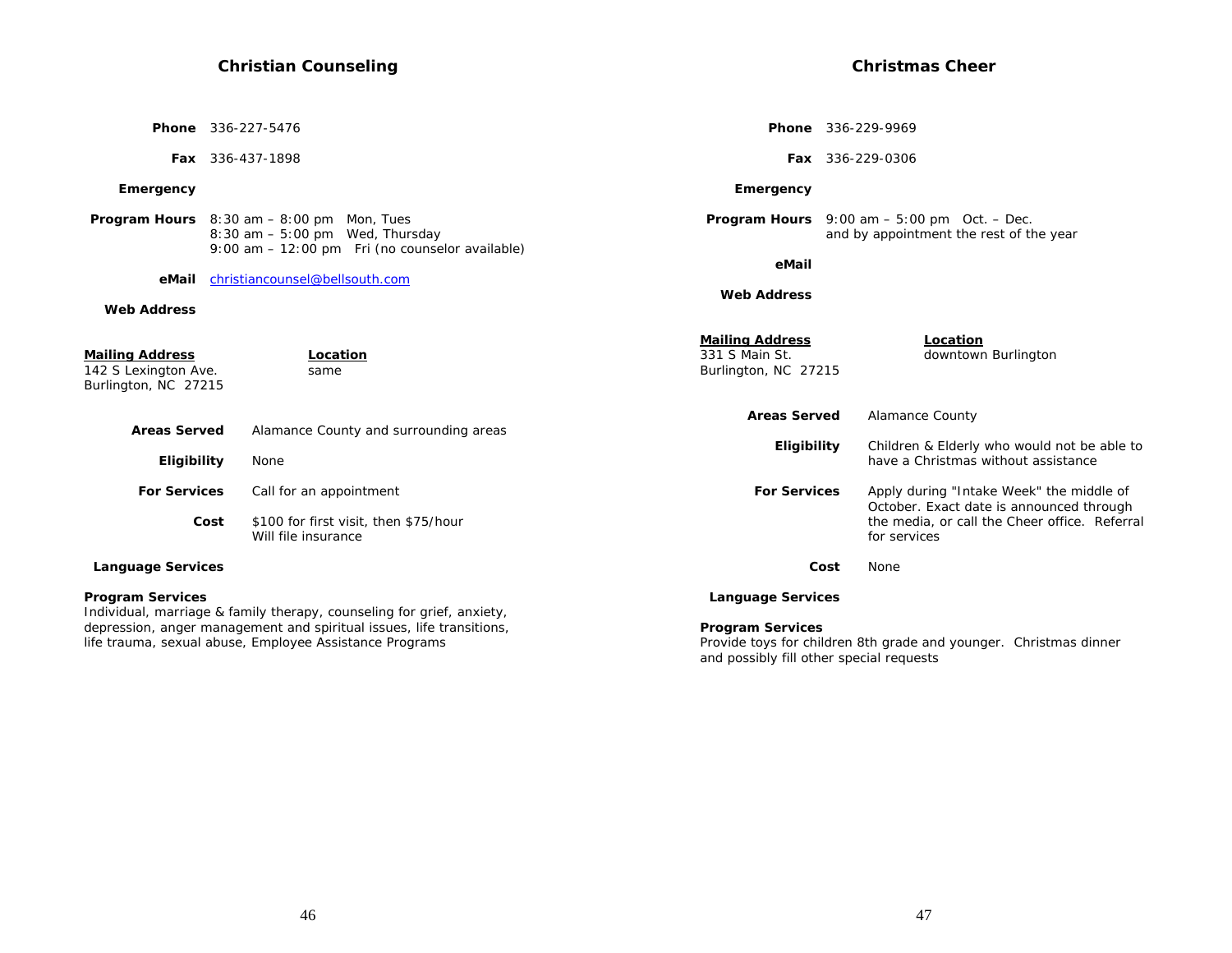## Christian Counseling

**Phone** 336-227-5476

**Fax** 336-437-1898

**Emergency**

**Program Hours** 8:30 am – 8:00 pm Mon, Tues
8:30 am – 5:00 pm Wed, Thursday
9:00 am – 12:00 pm Fri (no counselor available)

**eMail** christiancounsel@bellsouth.com

**Web Address**

**Mailing Address**
142 S Lexington Ave.
Burlington, NC 27215

**Location**
same

**Areas Served** Alamance County and surrounding areas

**Eligibility** None

**For Services** Call for an appointment

**Cost** $100 for first visit, then $75/hour
Will file insurance

**Language Services**

**Program Services**
Individual, marriage & family therapy, counseling for grief, anxiety, depression, anger management and spiritual issues, life transitions, life trauma, sexual abuse, Employee Assistance Programs

## Christmas Cheer

**Phone** 336-229-9969

**Fax** 336-229-0306

**Emergency**

**Program Hours** 9:00 am – 5:00 pm Oct. – Dec.
and by appointment the rest of the year

**eMail**

**Web Address**

**Mailing Address**
331 S Main St.
Burlington, NC 27215

**Location**
downtown Burlington

**Areas Served** Alamance County

**Eligibility** Children & Elderly who would not be able to have a Christmas without assistance

**For Services** Apply during "Intake Week" the middle of October. Exact date is announced through the media, or call the Cheer office. Referral for services

**Cost** None

**Language Services**

**Program Services**
Provide toys for children 8th grade and younger. Christmas dinner and possibly fill other special requests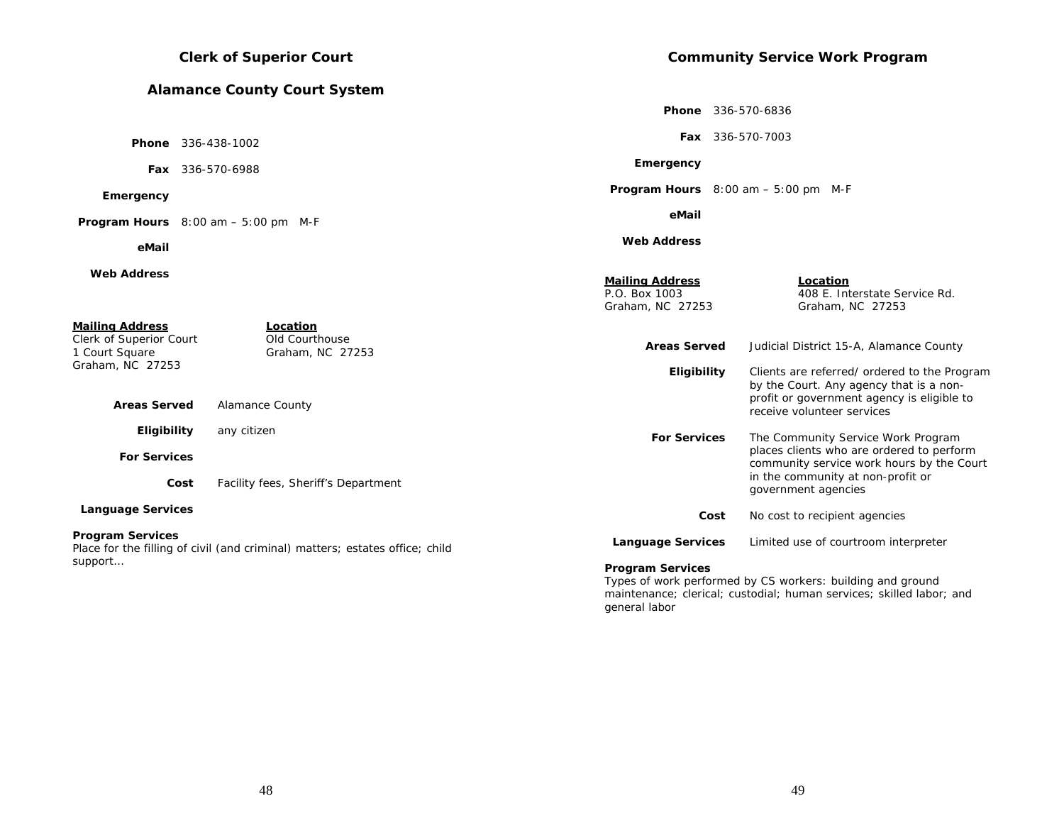## Clerk of Superior Court

## Alamance County Court System

**Phone** 336-438-1002

**Fax** 336-570-6988

**Emergency**

**Program Hours** 8:00 am – 5:00 pm M-F

**eMail**

**Web Address**

**Mailing Address**
Clerk of Superior Court
1 Court Square
Graham, NC 27253

**Location**
Old Courthouse
Graham, NC 27253

**Areas Served** Alamance County

**Eligibility** any citizen

**For Services**

**Cost** Facility fees, Sheriff's Department

**Language Services**

**Program Services**
Place for the filling of civil (and criminal) matters; estates office; child support…

## Community Service Work Program

**Phone** 336-570-6836

**Fax** 336-570-7003

**Emergency**

**Program Hours** 8:00 am – 5:00 pm M-F

**eMail**

**Web Address**

**Mailing Address**
P.O. Box 1003
Graham, NC 27253

**Location**
408 E. Interstate Service Rd.
Graham, NC 27253

**Areas Served** Judicial District 15-A, Alamance County

**Eligibility** Clients are referred/ ordered to the Program by the Court. Any agency that is a non-profit or government agency is eligible to receive volunteer services

**For Services** The Community Service Work Program places clients who are ordered to perform community service work hours by the Court in the community at non-profit or government agencies

**Cost** No cost to recipient agencies

**Language Services** Limited use of courtroom interpreter

**Program Services**
Types of work performed by CS workers: building and ground maintenance; clerical; custodial; human services; skilled labor; and general labor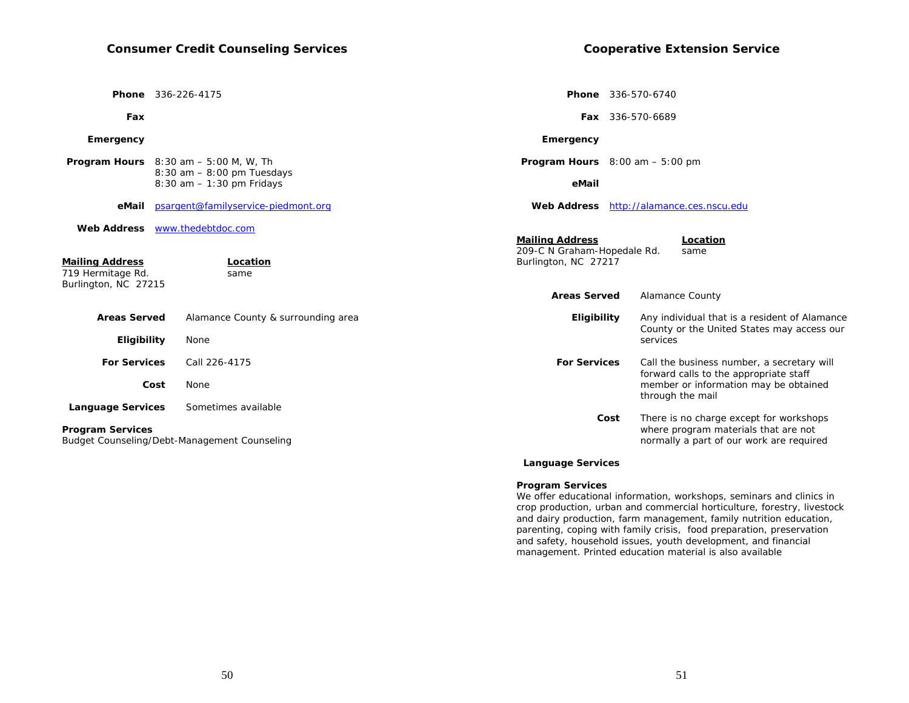## Consumer Credit Counseling Services

**Phone** 336-226-4175

**Fax**

**Emergency**

**Program Hours** 8:30 am – 5:00 M, W, Th
8:30 am – 8:00 pm Tuesdays
8:30 am – 1:30 pm Fridays

**eMail** psargent@familyservice-piedmont.org

**Web Address** www.thedebtdoc.com

| **Mailing Address** | **Location** |
|---|---|
| 719 Hermitage Rd.<br>Burlington, NC 27215 | same |

**Areas Served** Alamance County & surrounding area

**Eligibility** None

**For Services** Call 226-4175

**Cost** None

**Language Services** Sometimes available

**Program Services**
Budget Counseling/Debt-Management Counseling

## Cooperative Extension Service

**Phone** 336-570-6740

**Fax** 336-570-6689

**Emergency**

**Program Hours** 8:00 am – 5:00 pm

**eMail**

**Web Address** http://alamance.ces.nscu.edu

| **Mailing Address** | **Location** |
|---|---|
| 209-C N Graham-Hopedale Rd.<br>Burlington, NC 27217 | same |

**Areas Served** Alamance County

**Eligibility** Any individual that is a resident of Alamance County or the United States may access our services

**For Services** Call the business number, a secretary will forward calls to the appropriate staff member or information may be obtained through the mail

**Cost** There is no charge except for workshops where program materials that are not normally a part of our work are required

**Language Services**

**Program Services**
We offer educational information, workshops, seminars and clinics in crop production, urban and commercial horticulture, forestry, livestock and dairy production, farm management, family nutrition education, parenting, coping with family crisis, food preparation, preservation and safety, household issues, youth development, and financial management. Printed education material is also available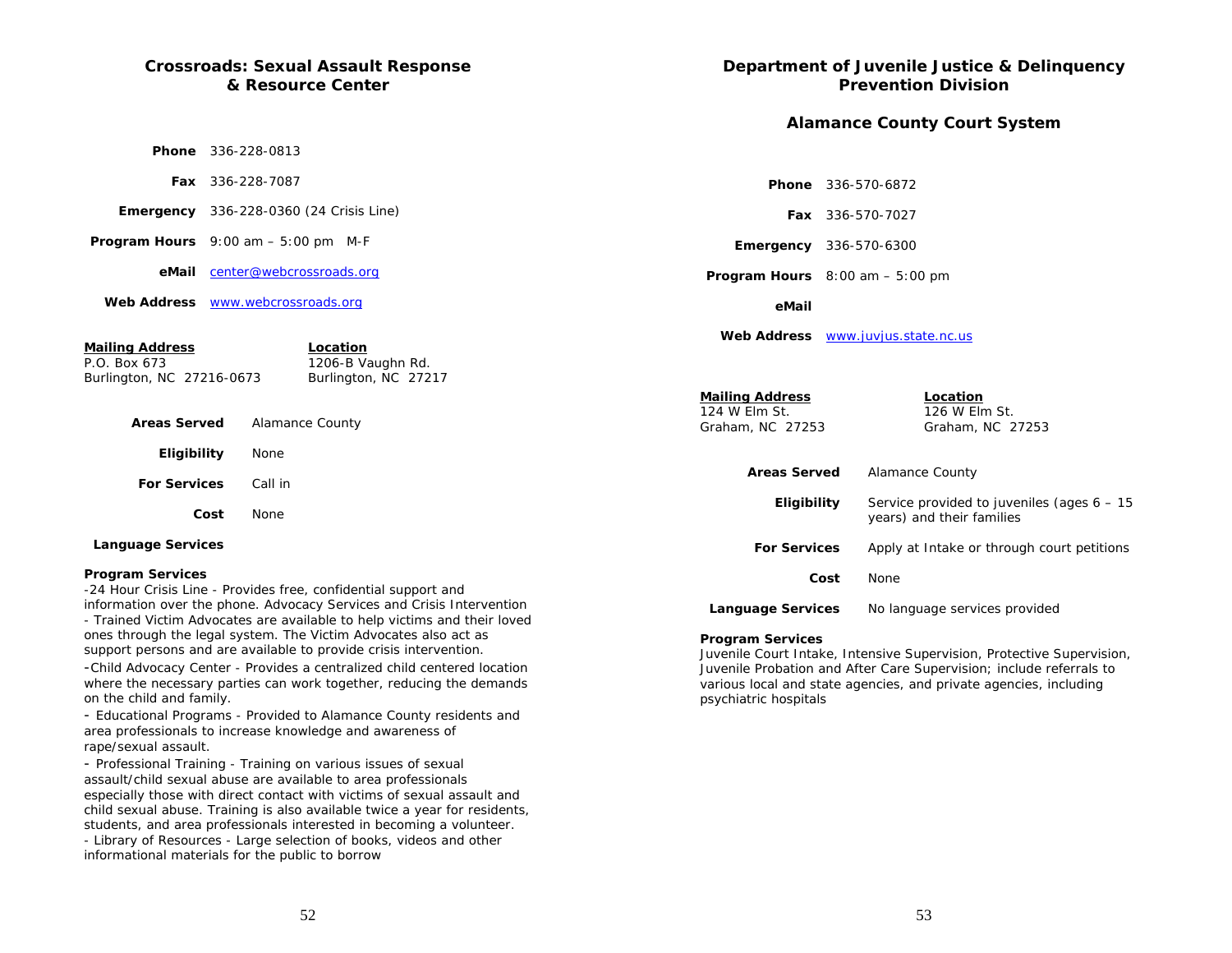## Crossroads: Sexual Assault Response & Resource Center

**Phone** 336-228-0813

**Fax** 336-228-7087

**Emergency** 336-228-0360 (24 Crisis Line)

**Program Hours** 9:00 am – 5:00 pm M-F

**eMail** center@webcrossroads.org

**Web Address** www.webcrossroads.org

**Mailing Address**
P.O. Box 673
Burlington, NC 27216-0673

**Location**
1206-B Vaughn Rd.
Burlington, NC 27217

**Areas Served** Alamance County

**Eligibility** None

**For Services** Call in

**Cost** None

**Language Services**

**Program Services**

-24 Hour Crisis Line - Provides free, confidential support and information over the phone. Advocacy Services and Crisis Intervention - Trained Victim Advocates are available to help victims and their loved ones through the legal system. The Victim Advocates also act as support persons and are available to provide crisis intervention.

-Child Advocacy Center - Provides a centralized child centered location where the necessary parties can work together, reducing the demands on the child and family.

- Educational Programs - Provided to Alamance County residents and area professionals to increase knowledge and awareness of rape/sexual assault.

- Professional Training - Training on various issues of sexual assault/child sexual abuse are available to area professionals especially those with direct contact with victims of sexual assault and child sexual abuse. Training is also available twice a year for residents, students, and area professionals interested in becoming a volunteer.
- Library of Resources - Large selection of books, videos and other informational materials for the public to borrow

## Department of Juvenile Justice & Delinquency Prevention Division

### Alamance County Court System

**Phone** 336-570-6872

**Fax** 336-570-7027

**Emergency** 336-570-6300

**Program Hours** 8:00 am – 5:00 pm

**eMail**

**Web Address** www.juvjus.state.nc.us

**Mailing Address**
124 W Elm St.
Graham, NC 27253

**Location**
126 W Elm St.
Graham, NC 27253

**Areas Served** Alamance County

**Eligibility** Service provided to juveniles (ages 6 – 15 years) and their families

**For Services** Apply at Intake or through court petitions

**Cost** None

**Language Services** No language services provided

**Program Services**

Juvenile Court Intake, Intensive Supervision, Protective Supervision, Juvenile Probation and After Care Supervision; include referrals to various local and state agencies, and private agencies, including psychiatric hospitals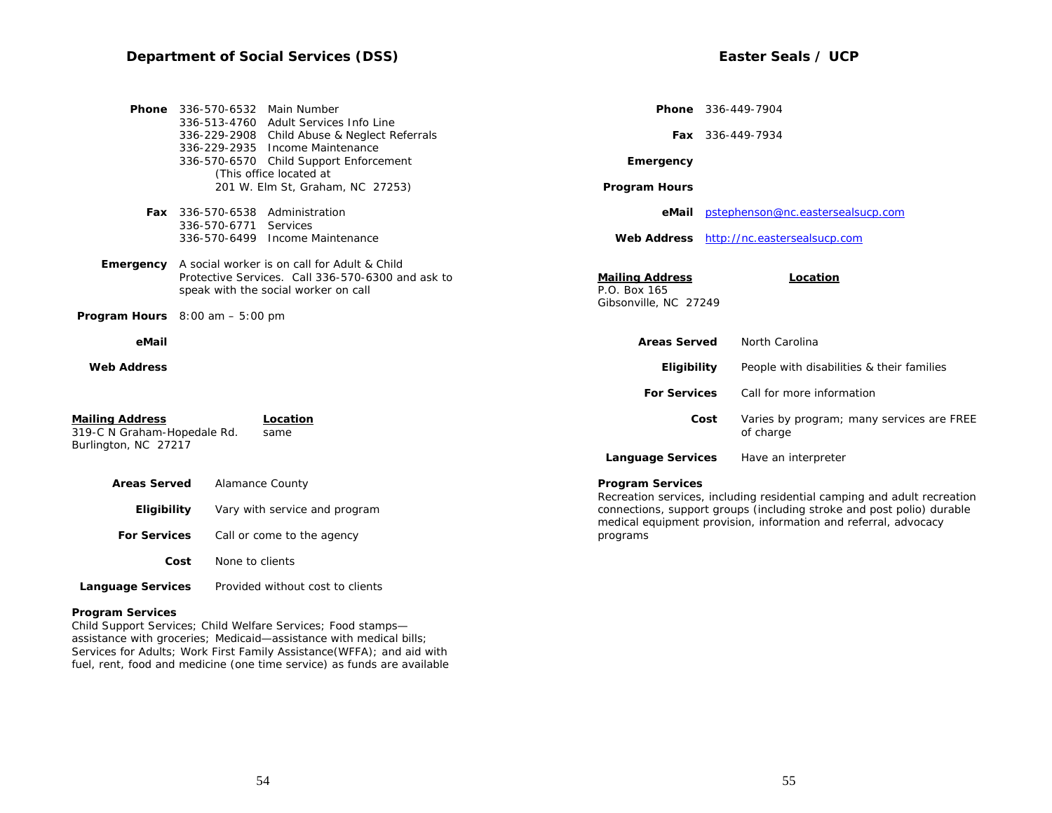## Department of Social Services (DSS)

**Phone**
336-570-6532 Main Number
336-513-4760 Adult Services Info Line
336-229-2908 Child Abuse & Neglect Referrals
336-229-2935 Income Maintenance
336-570-6570 Child Support Enforcement
(This office located at
201 W. Elm St, Graham, NC 27253)

**Fax**
336-570-6538 Administration
336-570-6771 Services
336-570-6499 Income Maintenance

**Emergency** A social worker is on call for Adult & Child Protective Services. Call 336-570-6300 and ask to speak with the social worker on call

**Program Hours** 8:00 am – 5:00 pm

**eMail**

**Web Address**

**Mailing Address**
319-C N Graham-Hopedale Rd.
Burlington, NC 27217

**Location**
same

**Areas Served** Alamance County

**Eligibility** Vary with service and program

**For Services** Call or come to the agency

**Cost** None to clients

**Language Services** Provided without cost to clients

**Program Services**
Child Support Services; Child Welfare Services; Food stamps—assistance with groceries; Medicaid—assistance with medical bills; Services for Adults; Work First Family Assistance(WFFA); and aid with fuel, rent, food and medicine (one time service) as funds are available

## Easter Seals / UCP

**Phone** 336-449-7904

**Fax** 336-449-7934

**Emergency**

**Program Hours**

**eMail** pstephenson@nc.eastersealsucp.com

**Web Address** http://nc.eastersealsucp.com

**Mailing Address**
P.O. Box 165
Gibsonville, NC 27249

**Location**

**Areas Served** North Carolina

**Eligibility** People with disabilities & their families

**For Services** Call for more information

**Cost** Varies by program; many services are FREE of charge

**Language Services** Have an interpreter

**Program Services**
Recreation services, including residential camping and adult recreation connections, support groups (including stroke and post polio) durable medical equipment provision, information and referral, advocacy programs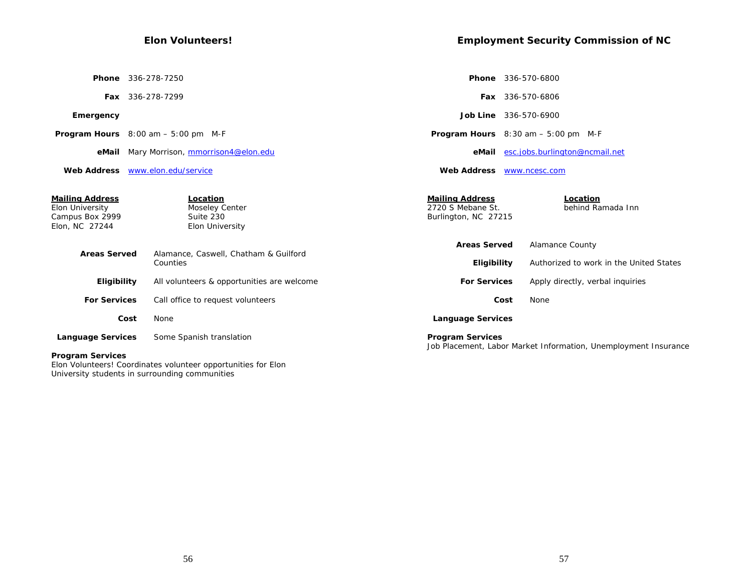## Elon Volunteers!

**Phone** 336-278-7250

**Fax** 336-278-7299

**Emergency**

**Program Hours** 8:00 am – 5:00 pm M-F

**eMail** Mary Morrison, mmorrison4@elon.edu

**Web Address** www.elon.edu/service

**Mailing Address**
Elon University
Campus Box 2999
Elon, NC 27244

**Location**
Moseley Center
Suite 230
Elon University

**Areas Served** Alamance, Caswell, Chatham & Guilford Counties

**Eligibility** All volunteers & opportunities are welcome

**For Services** Call office to request volunteers

**Cost** None

**Language Services** Some Spanish translation

**Program Services**
Elon Volunteers! Coordinates volunteer opportunities for Elon University students in surrounding communities

## Employment Security Commission of NC

**Phone** 336-570-6800

**Fax** 336-570-6806

**Job Line** 336-570-6900

**Program Hours** 8:30 am – 5:00 pm M-F

**eMail** esc.jobs.burlington@ncmail.net

**Web Address** www.ncesc.com

**Mailing Address**
2720 S Mebane St.
Burlington, NC 27215

**Location**
behind Ramada Inn

**Areas Served** Alamance County

**Eligibility** Authorized to work in the United States

**For Services** Apply directly, verbal inquiries

**Cost** None

**Language Services**

**Program Services**
Job Placement, Labor Market Information, Unemployment Insurance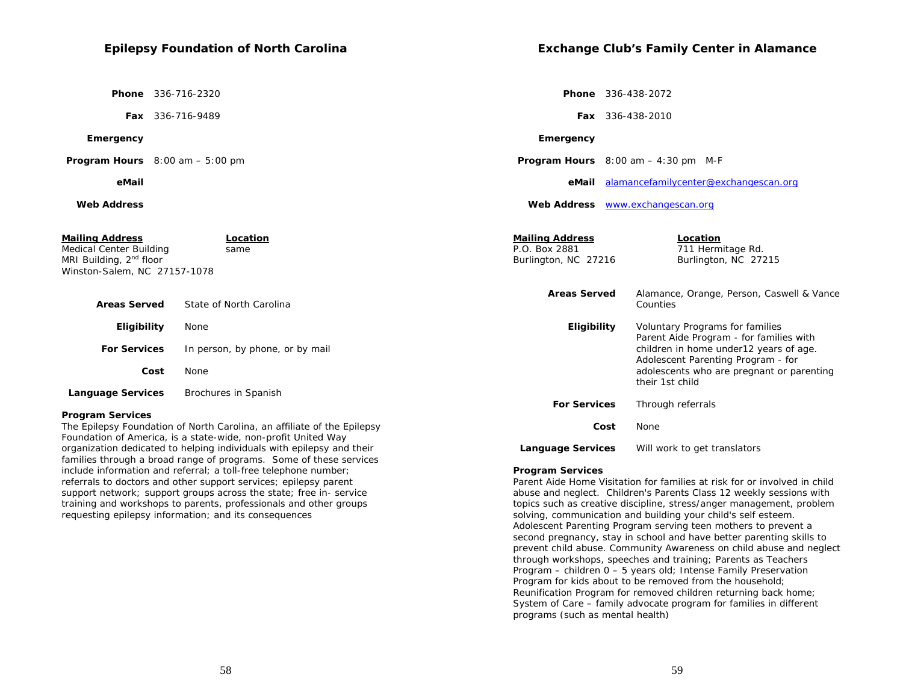## Epilepsy Foundation of North Carolina

**Phone** 336-716-2320

**Fax** 336-716-9489

**Emergency**

**Program Hours** 8:00 am – 5:00 pm

**eMail**

**Web Address**

**Mailing Address**
Medical Center Building
MRI Building, 2nd floor
Winston-Salem, NC 27157-1078

**Location**
same

**Areas Served** State of North Carolina

**Eligibility** None

**For Services** In person, by phone, or by mail

**Cost** None

**Language Services** Brochures in Spanish

**Program Services**
The Epilepsy Foundation of North Carolina, an affiliate of the Epilepsy Foundation of America, is a state-wide, non-profit United Way organization dedicated to helping individuals with epilepsy and their families through a broad range of programs. Some of these services include information and referral; a toll-free telephone number; referrals to doctors and other support services; epilepsy parent support network; support groups across the state; free in- service training and workshops to parents, professionals and other groups requesting epilepsy information; and its consequences

## Exchange Club's Family Center in Alamance

**Phone** 336-438-2072

**Fax** 336-438-2010

**Emergency**

**Program Hours** 8:00 am – 4:30 pm M-F

**eMail** alamancefamilycenter@exchangescan.org

**Web Address** www.exchangescan.org

**Mailing Address**
P.O. Box 2881
Burlington, NC 27216

**Location**
711 Hermitage Rd.
Burlington, NC 27215

**Areas Served** Alamance, Orange, Person, Caswell & Vance Counties

**Eligibility** Voluntary Programs for families
Parent Aide Program - for families with children in home under12 years of age.
Adolescent Parenting Program - for adolescents who are pregnant or parenting their 1st child

**For Services** Through referrals

**Cost** None

**Language Services** Will work to get translators

**Program Services**
Parent Aide Home Visitation for families at risk for or involved in child abuse and neglect. Children's Parents Class 12 weekly sessions with topics such as creative discipline, stress/anger management, problem solving, communication and building your child's self esteem. Adolescent Parenting Program serving teen mothers to prevent a second pregnancy, stay in school and have better parenting skills to prevent child abuse. Community Awareness on child abuse and neglect through workshops, speeches and training; Parents as Teachers Program – children 0 – 5 years old; Intense Family Preservation Program for kids about to be removed from the household; Reunification Program for removed children returning back home; System of Care – family advocate program for families in different programs (such as mental health)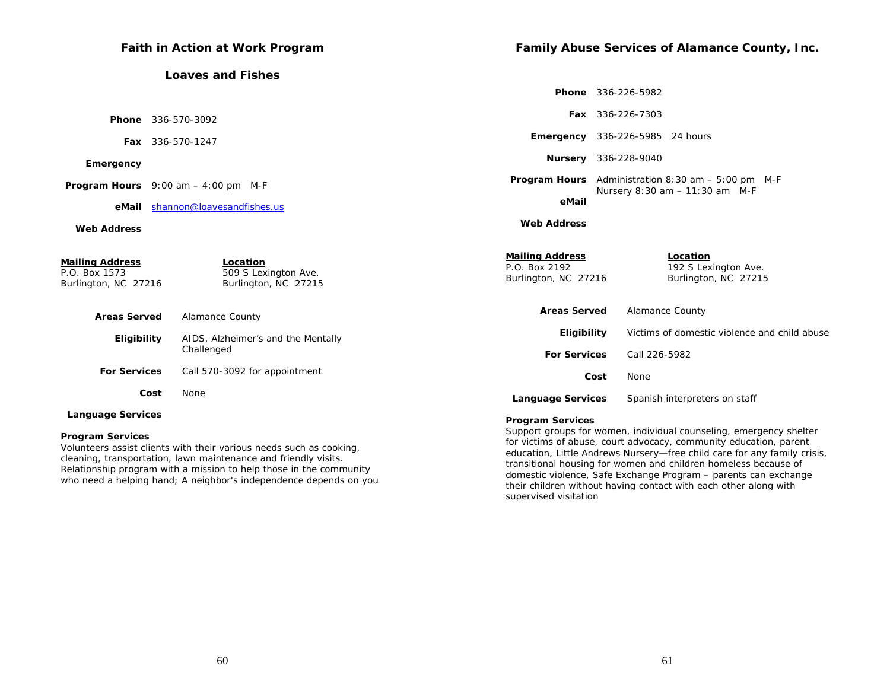## Faith in Action at Work Program

### Loaves and Fishes

**Phone** 336-570-3092

**Fax** 336-570-1247

**Emergency**

**Program Hours** 9:00 am – 4:00 pm M-F

**eMail** shannon@loavesandfishes.us

**Web Address**

**Mailing Address**
P.O. Box 1573
Burlington, NC 27216

**Location**
509 S Lexington Ave.
Burlington, NC 27215

**Areas Served** Alamance County

**Eligibility** AIDS, Alzheimer's and the Mentally Challenged

**For Services** Call 570-3092 for appointment

**Cost** None

**Language Services**

**Program Services**
Volunteers assist clients with their various needs such as cooking, cleaning, transportation, lawn maintenance and friendly visits. Relationship program with a mission to help those in the community who need a helping hand; A neighbor's independence depends on you

## Family Abuse Services of Alamance County, Inc.

**Phone** 336-226-5982

**Fax** 336-226-7303

**Emergency** 336-226-5985 24 hours

**Nursery** 336-228-9040

**Program Hours** Administration 8:30 am – 5:00 pm M-F
Nursery 8:30 am – 11:30 am M-F

**eMail**

**Web Address**

**Mailing Address**
P.O. Box 2192
Burlington, NC 27216

**Location**
192 S Lexington Ave.
Burlington, NC 27215

**Areas Served** Alamance County

**Eligibility** Victims of domestic violence and child abuse

**For Services** Call 226-5982

**Cost** None

**Language Services** Spanish interpreters on staff

**Program Services**
Support groups for women, individual counseling, emergency shelter for victims of abuse, court advocacy, community education, parent education, Little Andrews Nursery—free child care for any family crisis, transitional housing for women and children homeless because of domestic violence, Safe Exchange Program – parents can exchange their children without having contact with each other along with supervised visitation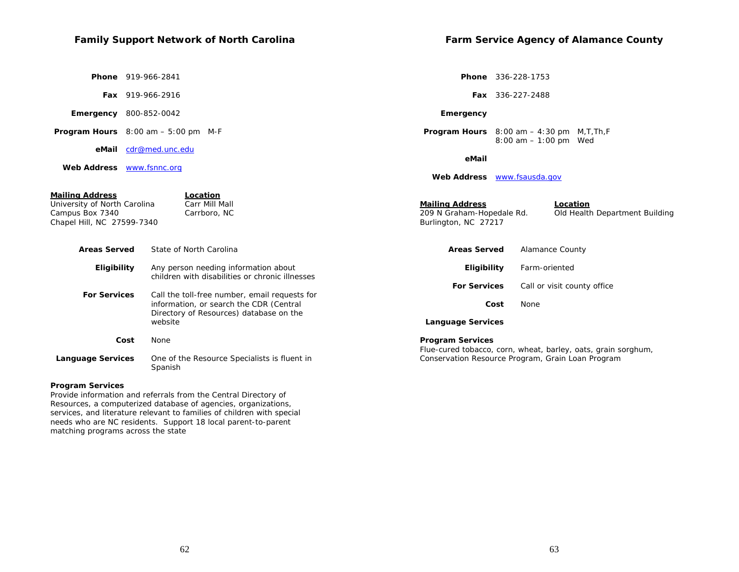## Family Support Network of North Carolina

**Phone** 919-966-2841

**Fax** 919-966-2916

**Emergency** 800-852-0042

**Program Hours** 8:00 am – 5:00 pm M-F

**eMail** cdr@med.unc.edu

**Web Address** www.fsnnc.org

**Mailing Address**
University of North Carolina
Campus Box 7340
Chapel Hill, NC 27599-7340

**Location**
Carr Mill Mall
Carrboro, NC

**Areas Served** State of North Carolina

**Eligibility** Any person needing information about children with disabilities or chronic illnesses

**For Services** Call the toll-free number, email requests for information, or search the CDR (Central Directory of Resources) database on the website

**Cost** None

**Language Services** One of the Resource Specialists is fluent in Spanish

**Program Services**
Provide information and referrals from the Central Directory of Resources, a computerized database of agencies, organizations, services, and literature relevant to families of children with special needs who are NC residents. Support 18 local parent-to-parent matching programs across the state

## Farm Service Agency of Alamance County

**Phone** 336-228-1753

**Fax** 336-227-2488

**Emergency**

**Program Hours** 8:00 am – 4:30 pm M,T,Th,F
8:00 am – 1:00 pm Wed

**eMail**

**Web Address** www.fsausda.gov

**Mailing Address**
209 N Graham-Hopedale Rd.
Burlington, NC 27217

**Location**
Old Health Department Building

**Areas Served** Alamance County

**Eligibility** Farm-oriented

**For Services** Call or visit county office

**Cost** None

**Language Services**

**Program Services**
Flue-cured tobacco, corn, wheat, barley, oats, grain sorghum, Conservation Resource Program, Grain Loan Program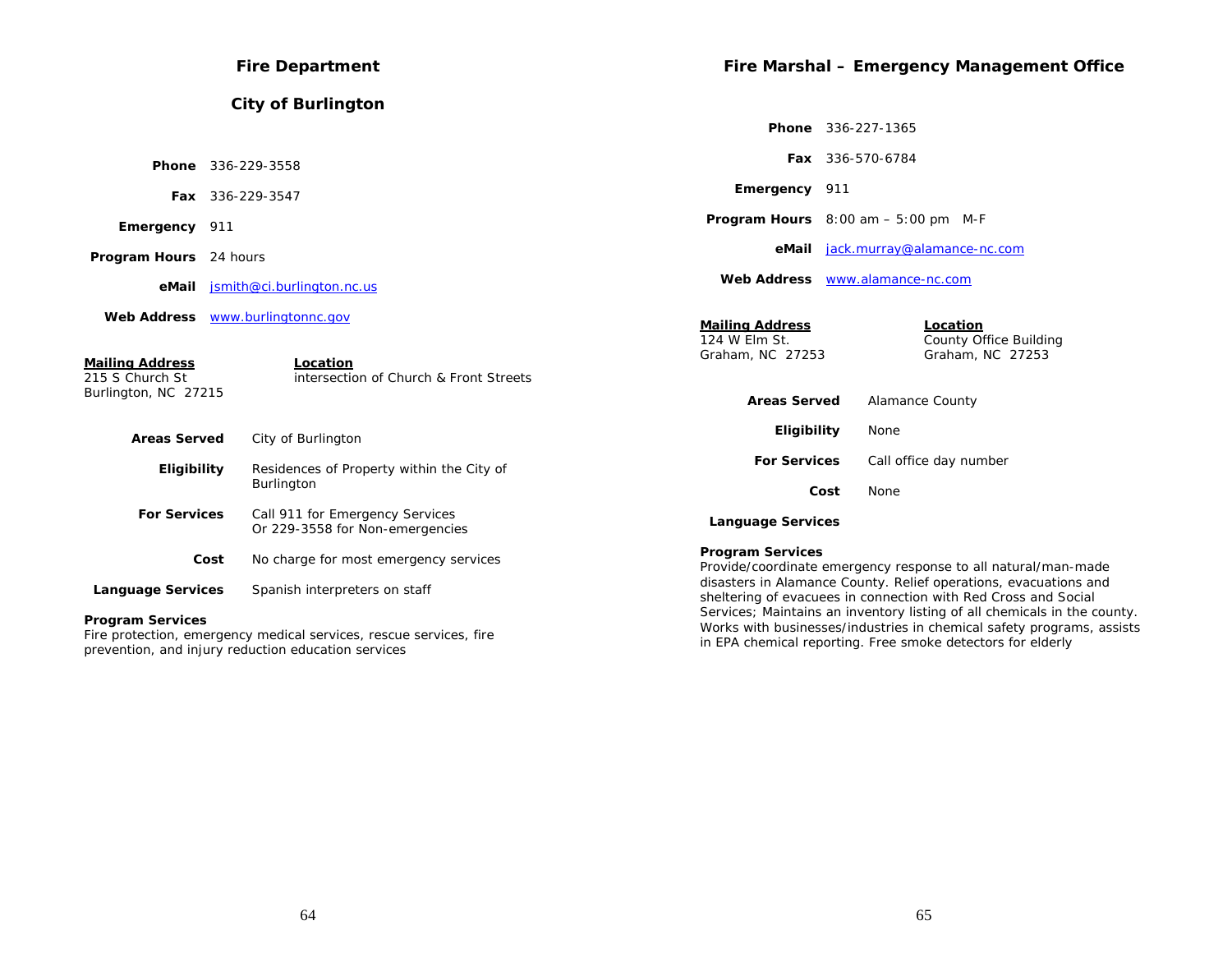## Fire Department

## City of Burlington

**Phone** 336-229-3558

**Fax** 336-229-3547

**Emergency** 911

**Program Hours** 24 hours

**eMail** jsmith@ci.burlington.nc.us

**Web Address** www.burlingtonnc.gov

**Mailing Address**
215 S Church St
Burlington, NC 27215

**Location**
intersection of Church & Front Streets

**Areas Served** City of Burlington

**Eligibility** Residences of Property within the City of Burlington

**For Services** Call 911 for Emergency Services
Or 229-3558 for Non-emergencies

**Cost** No charge for most emergency services

**Language Services** Spanish interpreters on staff

**Program Services**
Fire protection, emergency medical services, rescue services, fire prevention, and injury reduction education services

## Fire Marshal – Emergency Management Office

**Phone** 336-227-1365

**Fax** 336-570-6784

**Emergency** 911

**Program Hours** 8:00 am – 5:00 pm M-F

**eMail** jack.murray@alamance-nc.com

**Web Address** www.alamance-nc.com

**Mailing Address**
124 W Elm St.
Graham, NC 27253

**Location**
County Office Building
Graham, NC 27253

**Areas Served** Alamance County

**Eligibility** None

**For Services** Call office day number

**Cost** None

**Language Services**

**Program Services**
Provide/coordinate emergency response to all natural/man-made disasters in Alamance County. Relief operations, evacuations and sheltering of evacuees in connection with Red Cross and Social Services; Maintains an inventory listing of all chemicals in the county. Works with businesses/industries in chemical safety programs, assists in EPA chemical reporting. Free smoke detectors for elderly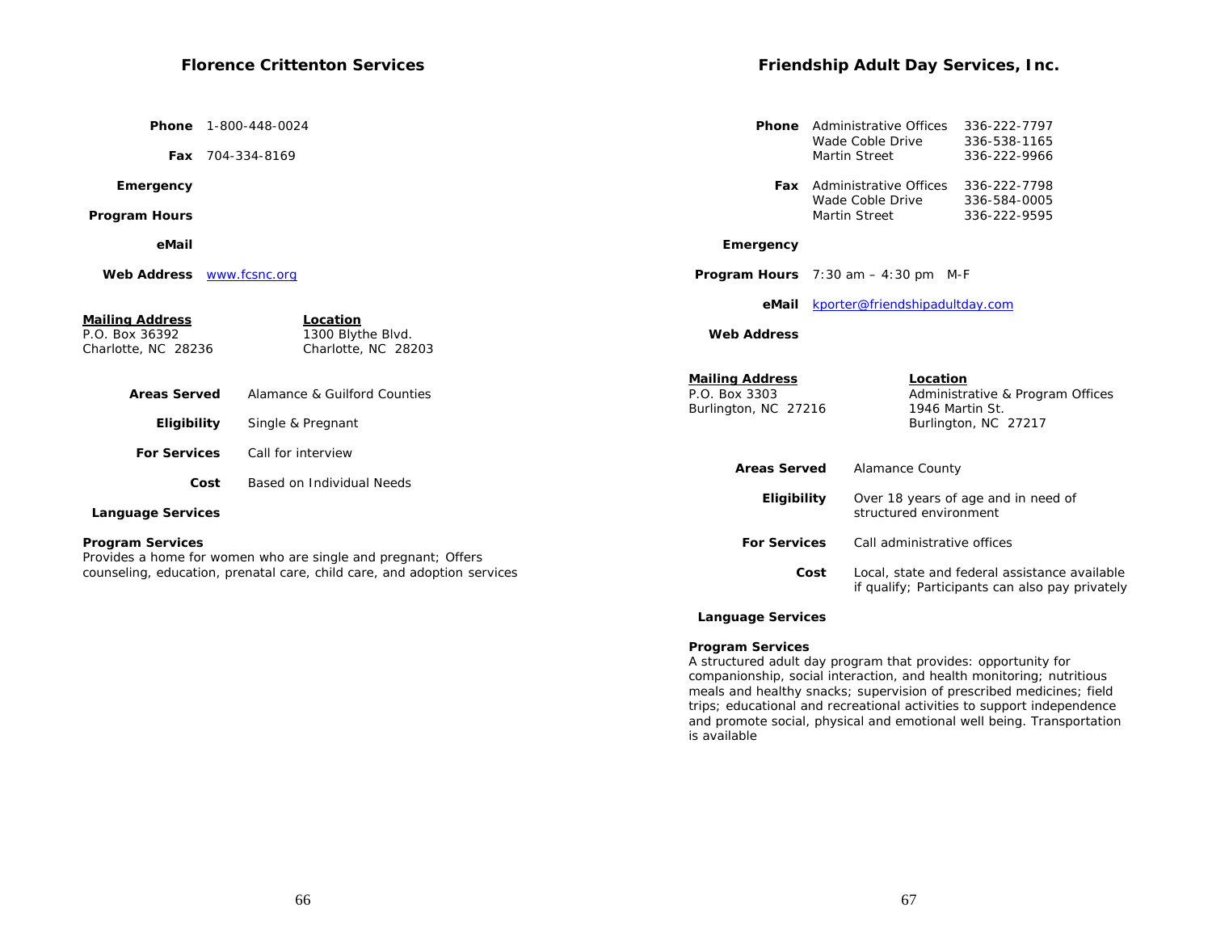## Florence Crittenton Services

**Phone** 1-800-448-0024

**Fax** 704-334-8169

**Emergency**

**Program Hours**

**eMail**

**Web Address** www.fcsnc.org

**Mailing Address**
P.O. Box 36392
Charlotte, NC 28236

**Location**
1300 Blythe Blvd.
Charlotte, NC 28203

**Areas Served** Alamance & Guilford Counties

**Eligibility** Single & Pregnant

**For Services** Call for interview

**Cost** Based on Individual Needs

**Language Services**

**Program Services**
Provides a home for women who are single and pregnant; Offers counseling, education, prenatal care, child care, and adoption services

## Friendship Adult Day Services, Inc.

**Phone**

| | |
|---|---|
| Administrative Offices | 336-222-7797 |
| Wade Coble Drive | 336-538-1165 |
| Martin Street | 336-222-9966 |

**Fax**

| | |
|---|---|
| Administrative Offices | 336-222-7798 |
| Wade Coble Drive | 336-584-0005 |
| Martin Street | 336-222-9595 |

**Emergency**

**Program Hours** 7:30 am – 4:30 pm M-F

**eMail** kporter@friendshipadultday.com

**Web Address**

**Mailing Address**
P.O. Box 3303
Burlington, NC 27216

**Location**
Administrative & Program Offices
1946 Martin St.
Burlington, NC 27217

**Areas Served** Alamance County

**Eligibility** Over 18 years of age and in need of structured environment

**For Services** Call administrative offices

**Cost** Local, state and federal assistance available if qualify; Participants can also pay privately

**Language Services**

**Program Services**
A structured adult day program that provides: opportunity for companionship, social interaction, and health monitoring; nutritious meals and healthy snacks; supervision of prescribed medicines; field trips; educational and recreational activities to support independence and promote social, physical and emotional well being. Transportation is available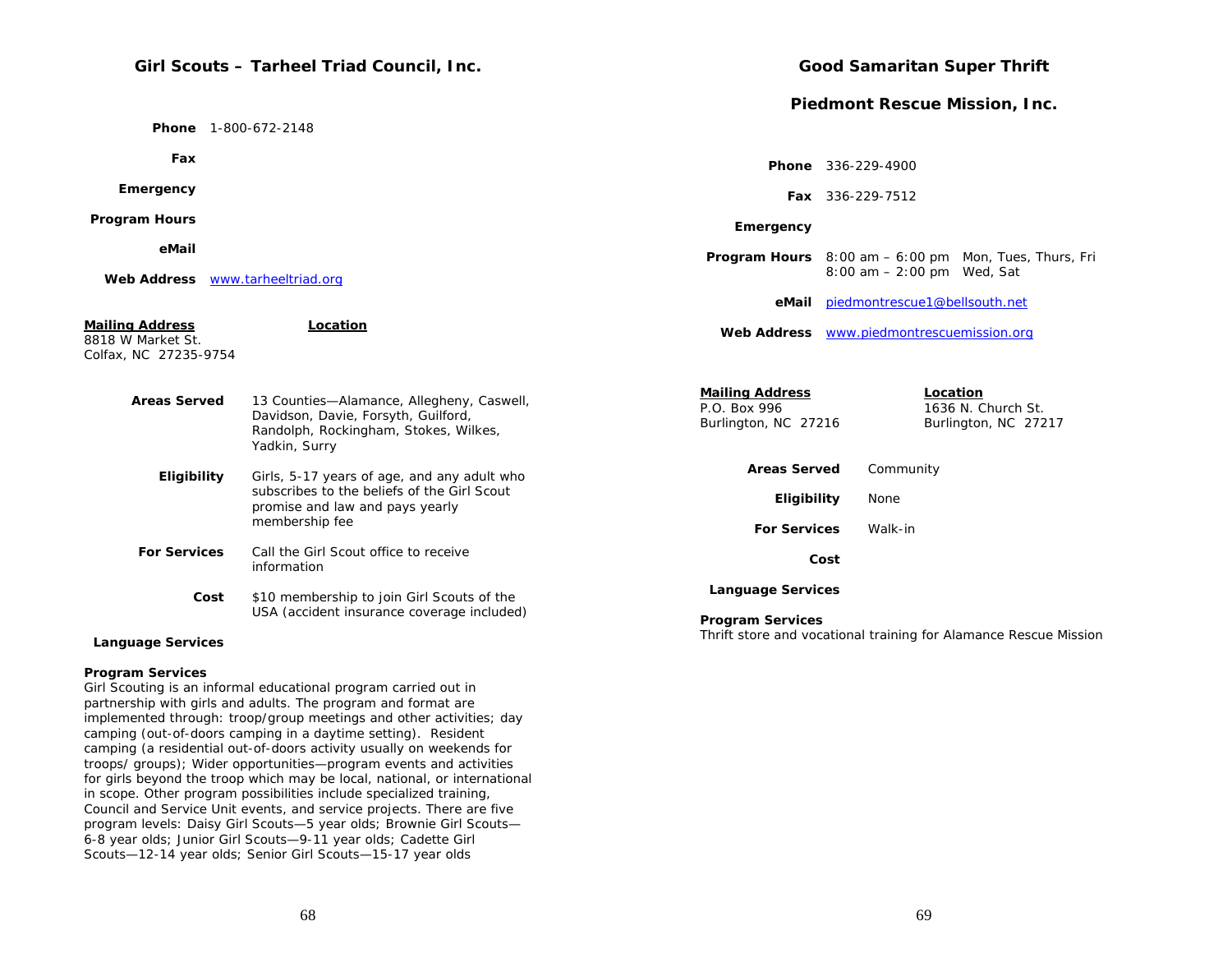## Girl Scouts – Tarheel Triad Council, Inc.

**Phone** 1-800-672-2148

**Fax**

**Emergency**

**Program Hours**

**eMail**

**Web Address** www.tarheeltriad.org

**Mailing Address**
8818 W Market St.
Colfax, NC 27235-9754

**Location**

**Areas Served** 13 Counties—Alamance, Allegheny, Caswell, Davidson, Davie, Forsyth, Guilford, Randolph, Rockingham, Stokes, Wilkes, Yadkin, Surry

**Eligibility** Girls, 5-17 years of age, and any adult who subscribes to the beliefs of the Girl Scout promise and law and pays yearly membership fee

**For Services** Call the Girl Scout office to receive information

**Cost** $10 membership to join Girl Scouts of the USA (accident insurance coverage included)

**Language Services**

**Program Services**
Girl Scouting is an informal educational program carried out in partnership with girls and adults. The program and format are implemented through: troop/group meetings and other activities; day camping (out-of-doors camping in a daytime setting). Resident camping (a residential out-of-doors activity usually on weekends for troops/ groups); Wider opportunities—program events and activities for girls beyond the troop which may be local, national, or international in scope. Other program possibilities include specialized training, Council and Service Unit events, and service projects. There are five program levels: Daisy Girl Scouts—5 year olds; Brownie Girl Scouts—6-8 year olds; Junior Girl Scouts—9-11 year olds; Cadette Girl Scouts—12-14 year olds; Senior Girl Scouts—15-17 year olds

## Good Samaritan Super Thrift

## Piedmont Rescue Mission, Inc.

**Phone** 336-229-4900

**Fax** 336-229-7512

**Emergency**

**Program Hours** 8:00 am – 6:00 pm Mon, Tues, Thurs, Fri
8:00 am – 2:00 pm Wed, Sat

**eMail** piedmontrescue1@bellsouth.net

**Web Address** www.piedmontrescuemission.org

**Mailing Address**
P.O. Box 996
Burlington, NC 27216

**Location**
1636 N. Church St.
Burlington, NC 27217

**Areas Served** Community

**Eligibility** None

**For Services** Walk-in

**Cost**

**Language Services**

**Program Services**
Thrift store and vocational training for Alamance Rescue Mission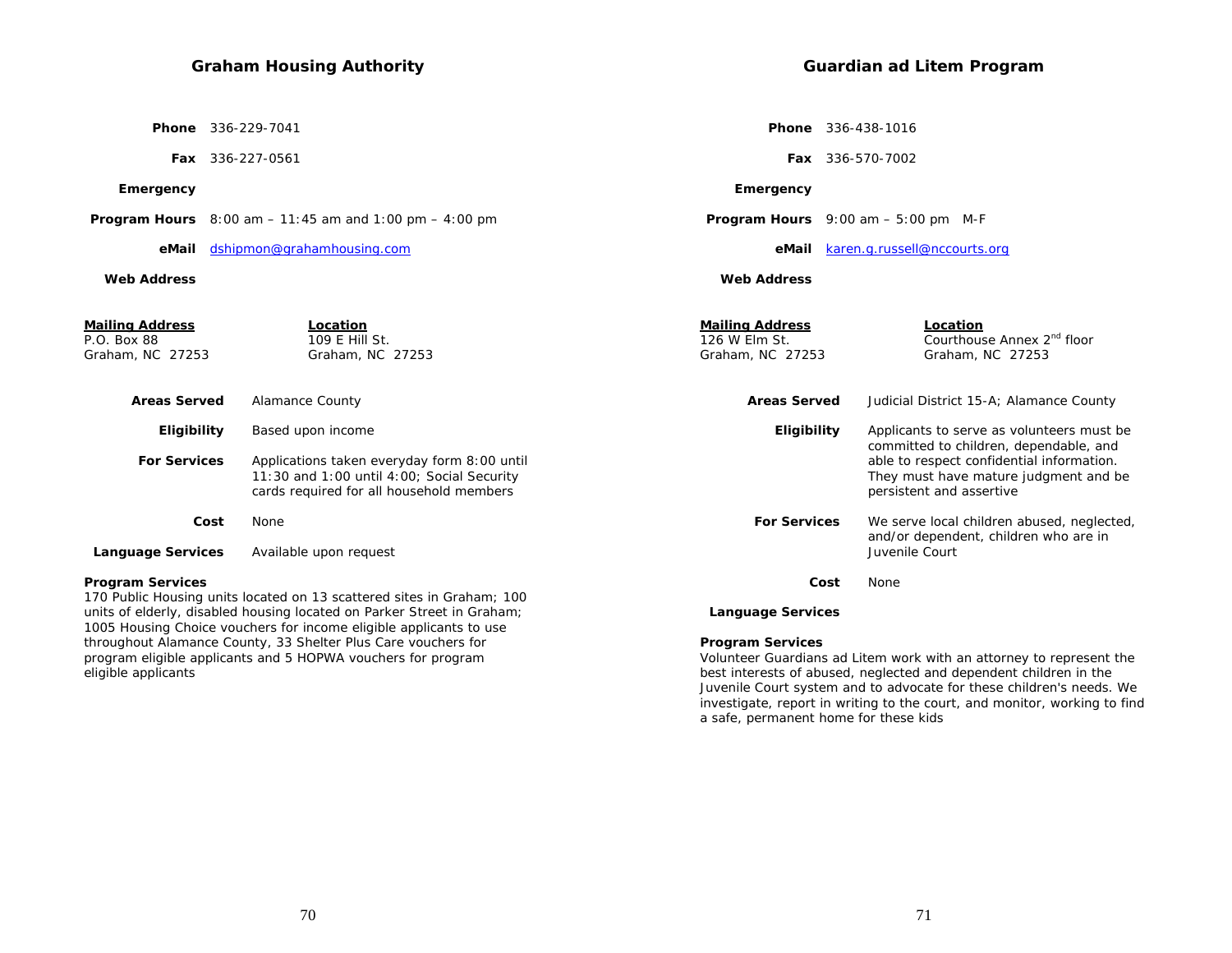## Graham Housing Authority

**Phone** 336-229-7041

**Fax** 336-227-0561

**Emergency**

**Program Hours** 8:00 am – 11:45 am and 1:00 pm – 4:00 pm

**eMail** dshipmon@grahamhousing.com

**Web Address**

**Mailing Address**
P.O. Box 88
Graham, NC 27253

**Location**
109 E Hill St.
Graham, NC 27253

**Areas Served** Alamance County

**Eligibility** Based upon income

**For Services** Applications taken everyday form 8:00 until 11:30 and 1:00 until 4:00; Social Security cards required for all household members

**Cost** None

**Language Services** Available upon request

**Program Services**
170 Public Housing units located on 13 scattered sites in Graham; 100 units of elderly, disabled housing located on Parker Street in Graham; 1005 Housing Choice vouchers for income eligible applicants to use throughout Alamance County, 33 Shelter Plus Care vouchers for program eligible applicants and 5 HOPWA vouchers for program eligible applicants

## Guardian ad Litem Program

**Phone** 336-438-1016

**Fax** 336-570-7002

**Emergency**

**Program Hours** 9:00 am – 5:00 pm M-F

**eMail** karen.g.russell@nccourts.org

**Web Address**

**Mailing Address**
126 W Elm St.
Graham, NC 27253

**Location**
Courthouse Annex 2nd floor
Graham, NC 27253

**Areas Served** Judicial District 15-A; Alamance County

**Eligibility** Applicants to serve as volunteers must be committed to children, dependable, and able to respect confidential information. They must have mature judgment and be persistent and assertive

**For Services** We serve local children abused, neglected, and/or dependent, children who are in Juvenile Court

**Cost** None

**Language Services**

**Program Services**
Volunteer Guardians ad Litem work with an attorney to represent the best interests of abused, neglected and dependent children in the Juvenile Court system and to advocate for these children's needs. We investigate, report in writing to the court, and monitor, working to find a safe, permanent home for these kids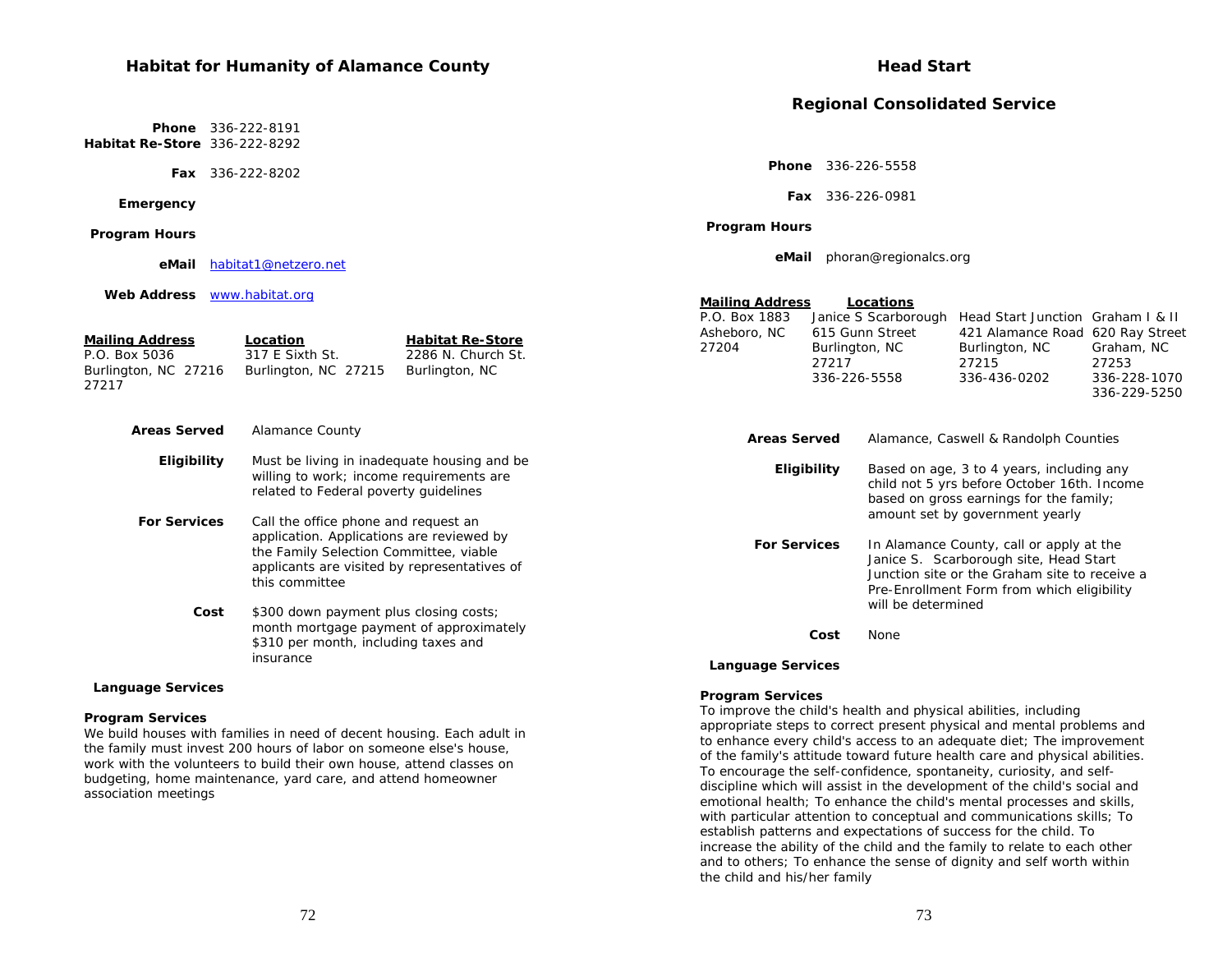## Habitat for Humanity of Alamance County

**Phone** 336-222-8191
**Habitat Re-Store** 336-222-8292

**Fax** 336-222-8202

**Emergency**

**Program Hours**

**eMail** habitat1@netzero.net

**Web Address** www.habitat.org

| Mailing Address | Location | Habitat Re-Store |
|---|---|---|
| P.O. Box 5036<br>Burlington, NC 27216 27217 | 317 E Sixth St.<br>Burlington, NC 27215 | 2286 N. Church St.<br>Burlington, NC |

**Areas Served** Alamance County

**Eligibility** Must be living in inadequate housing and be willing to work; income requirements are related to Federal poverty guidelines

**For Services** Call the office phone and request an application. Applications are reviewed by the Family Selection Committee, viable applicants are visited by representatives of this committee

**Cost** $300 down payment plus closing costs; month mortgage payment of approximately $310 per month, including taxes and insurance

**Language Services**

**Program Services**
We build houses with families in need of decent housing. Each adult in the family must invest 200 hours of labor on someone else's house, work with the volunteers to build their own house, attend classes on budgeting, home maintenance, yard care, and attend homeowner association meetings

## Head Start

## Regional Consolidated Service

**Phone** 336-226-5558

**Fax** 336-226-0981

**Program Hours**

**eMail** phoran@regionalcs.org

| Mailing Address | Locations | | |
|---|---|---|---|
| P.O. Box 1883<br>Asheboro, NC 27204 | Janice S Scarborough<br>615 Gunn Street<br>Burlington, NC 27217<br>336-226-5558 | Head Start Junction<br>421 Alamance Road<br>Burlington, NC 27215<br>336-436-0202 | Graham I & II<br>620 Ray Street<br>Graham, NC 27253<br>336-228-1070<br>336-229-5250 |

**Areas Served** Alamance, Caswell & Randolph Counties

**Eligibility** Based on age, 3 to 4 years, including any child not 5 yrs before October 16th. Income based on gross earnings for the family; amount set by government yearly

**For Services** In Alamance County, call or apply at the Janice S. Scarborough site, Head Start Junction site or the Graham site to receive a Pre-Enrollment Form from which eligibility will be determined

**Cost** None

**Language Services**

**Program Services**
To improve the child's health and physical abilities, including appropriate steps to correct present physical and mental problems and to enhance every child's access to an adequate diet; The improvement of the family's attitude toward future health care and physical abilities. To encourage the self-confidence, spontaneity, curiosity, and self-discipline which will assist in the development of the child's social and emotional health; To enhance the child's mental processes and skills, with particular attention to conceptual and communications skills; To establish patterns and expectations of success for the child. To increase the ability of the child and the family to relate to each other and to others; To enhance the sense of dignity and self worth within the child and his/her family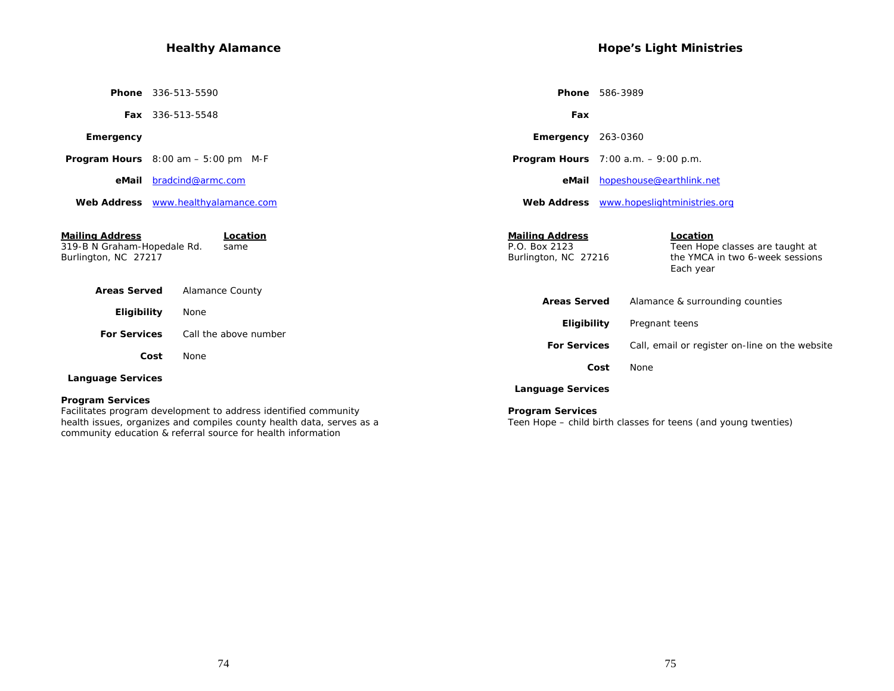## Healthy Alamance

**Phone** 336-513-5590

**Fax** 336-513-5548

**Emergency**

**Program Hours** 8:00 am – 5:00 pm M-F

**eMail** bradcind@armc.com

**Web Address** www.healthyalamance.com

**Mailing Address**
319-B N Graham-Hopedale Rd.
Burlington, NC 27217

**Location**
same

**Areas Served** Alamance County

**Eligibility** None

**For Services** Call the above number

**Cost** None

**Language Services**

**Program Services**
Facilitates program development to address identified community health issues, organizes and compiles county health data, serves as a community education & referral source for health information

## Hope's Light Ministries

**Phone** 586-3989

**Fax**

**Emergency** 263-0360

**Program Hours** 7:00 a.m. – 9:00 p.m.

**eMail** hopeshouse@earthlink.net

**Web Address** www.hopeslightministries.org

**Mailing Address**
P.O. Box 2123
Burlington, NC 27216

**Location**
Teen Hope classes are taught at the YMCA in two 6-week sessions Each year

**Areas Served** Alamance & surrounding counties

**Eligibility** Pregnant teens

**For Services** Call, email or register on-line on the website

**Cost** None

**Language Services**

**Program Services**
Teen Hope – child birth classes for teens (and young twenties)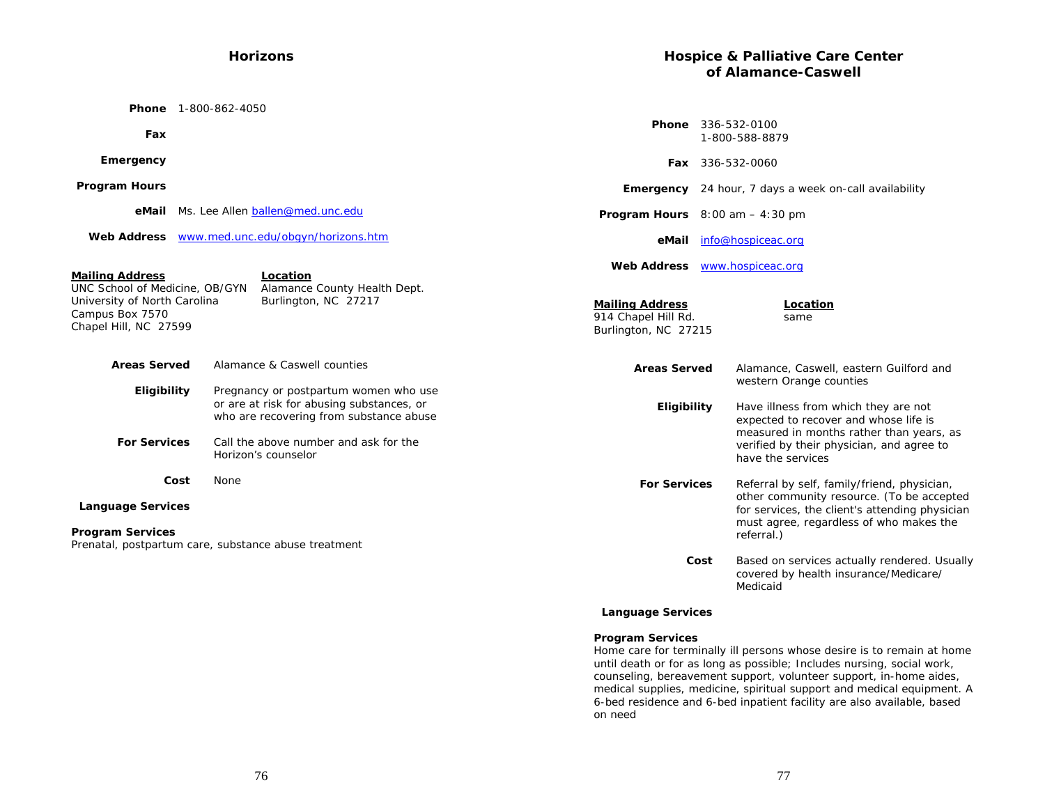## Horizons

**Phone** 1-800-862-4050

**Fax**

**Emergency**

**Program Hours**

**eMail** Ms. Lee Allen ballen@med.unc.edu

**Web Address** www.med.unc.edu/obgyn/horizons.htm

**Mailing Address**
UNC School of Medicine, OB/GYN
University of North Carolina
Campus Box 7570
Chapel Hill, NC 27599

**Location**
Alamance County Health Dept.
Burlington, NC 27217

**Areas Served** Alamance & Caswell counties

**Eligibility** Pregnancy or postpartum women who use or are at risk for abusing substances, or who are recovering from substance abuse

**For Services** Call the above number and ask for the Horizon's counselor

**Cost** None

**Language Services**

**Program Services**
Prenatal, postpartum care, substance abuse treatment

## Hospice & Palliative Care Center of Alamance-Caswell

**Phone** 336-532-0100
1-800-588-8879

**Fax** 336-532-0060

**Emergency** 24 hour, 7 days a week on-call availability

**Program Hours** 8:00 am – 4:30 pm

**eMail** info@hospiceac.org

**Web Address** www.hospiceac.org

**Mailing Address**
914 Chapel Hill Rd.
Burlington, NC 27215

**Location**
same

**Areas Served** Alamance, Caswell, eastern Guilford and western Orange counties

**Eligibility** Have illness from which they are not expected to recover and whose life is measured in months rather than years, as verified by their physician, and agree to have the services

**For Services** Referral by self, family/friend, physician, other community resource. (To be accepted for services, the client's attending physician must agree, regardless of who makes the referral.)

**Cost** Based on services actually rendered. Usually covered by health insurance/Medicare/ Medicaid

**Language Services**

**Program Services**
Home care for terminally ill persons whose desire is to remain at home until death or for as long as possible; Includes nursing, social work, counseling, bereavement support, volunteer support, in-home aides, medical supplies, medicine, spiritual support and medical equipment. A 6-bed residence and 6-bed inpatient facility are also available, based on need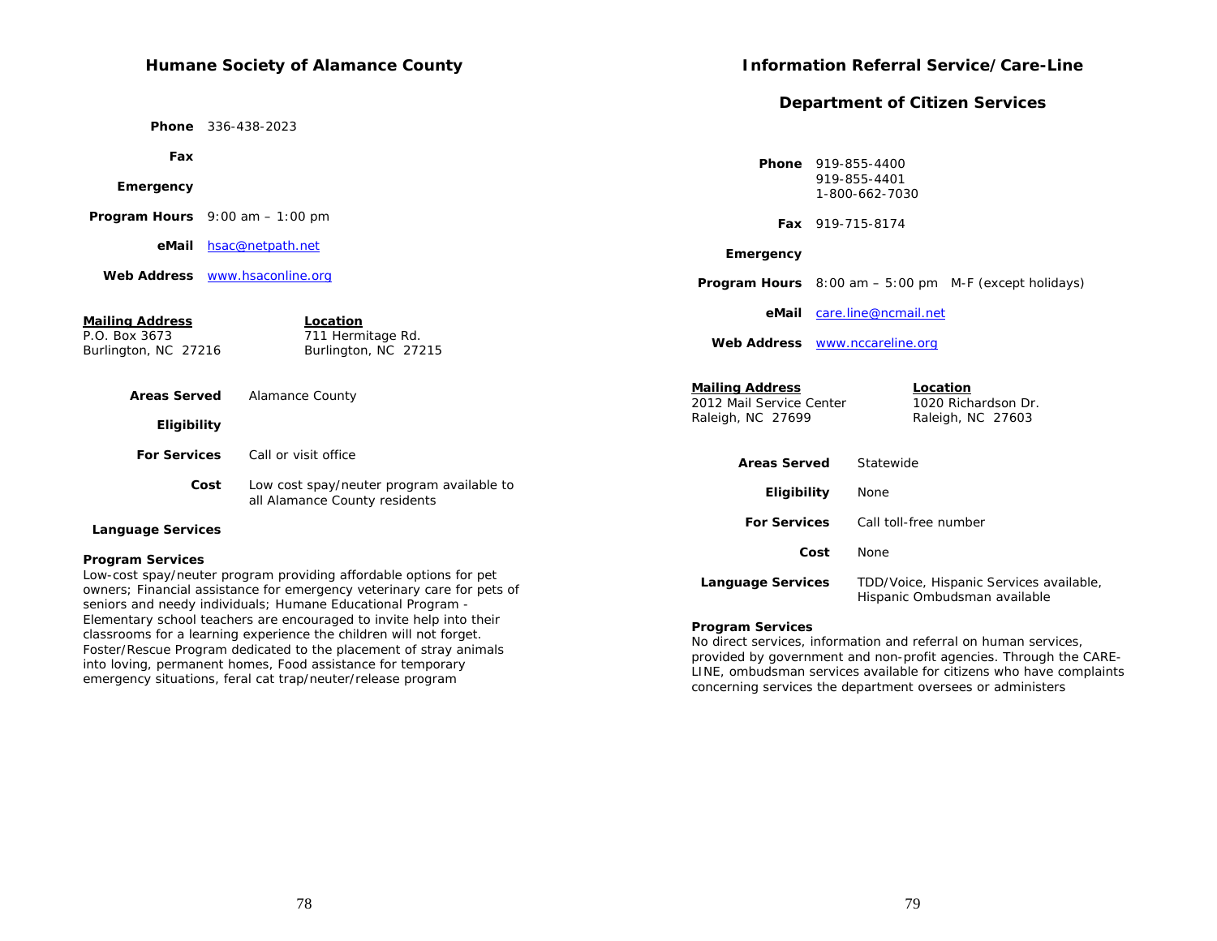## Humane Society of Alamance County

**Phone** 336-438-2023

**Fax**

**Emergency**

**Program Hours** 9:00 am – 1:00 pm

**eMail** hsac@netpath.net

**Web Address** www.hsaconline.org

**Mailing Address**
P.O. Box 3673
Burlington, NC 27216

**Location**
711 Hermitage Rd.
Burlington, NC 27215

**Areas Served** Alamance County

**Eligibility**

**For Services** Call or visit office

**Cost** Low cost spay/neuter program available to all Alamance County residents

**Language Services**

**Program Services**
Low-cost spay/neuter program providing affordable options for pet owners; Financial assistance for emergency veterinary care for pets of seniors and needy individuals; Humane Educational Program - Elementary school teachers are encouraged to invite help into their classrooms for a learning experience the children will not forget. Foster/Rescue Program dedicated to the placement of stray animals into loving, permanent homes, Food assistance for temporary emergency situations, feral cat trap/neuter/release program

## Information Referral Service/Care-Line

## Department of Citizen Services

**Phone** 919-855-4400
919-855-4401
1-800-662-7030

**Fax** 919-715-8174

**Emergency**

**Program Hours** 8:00 am – 5:00 pm M-F (except holidays)

**eMail** care.line@ncmail.net

**Web Address** www.nccareline.org

**Mailing Address**
2012 Mail Service Center
Raleigh, NC 27699

**Location**
1020 Richardson Dr.
Raleigh, NC 27603

**Areas Served** Statewide

**Eligibility** None

**For Services** Call toll-free number

**Cost** None

**Language Services** TDD/Voice, Hispanic Services available, Hispanic Ombudsman available

**Program Services**
No direct services, information and referral on human services, provided by government and non-profit agencies. Through the CARE-LINE, ombudsman services available for citizens who have complaints concerning services the department oversees or administers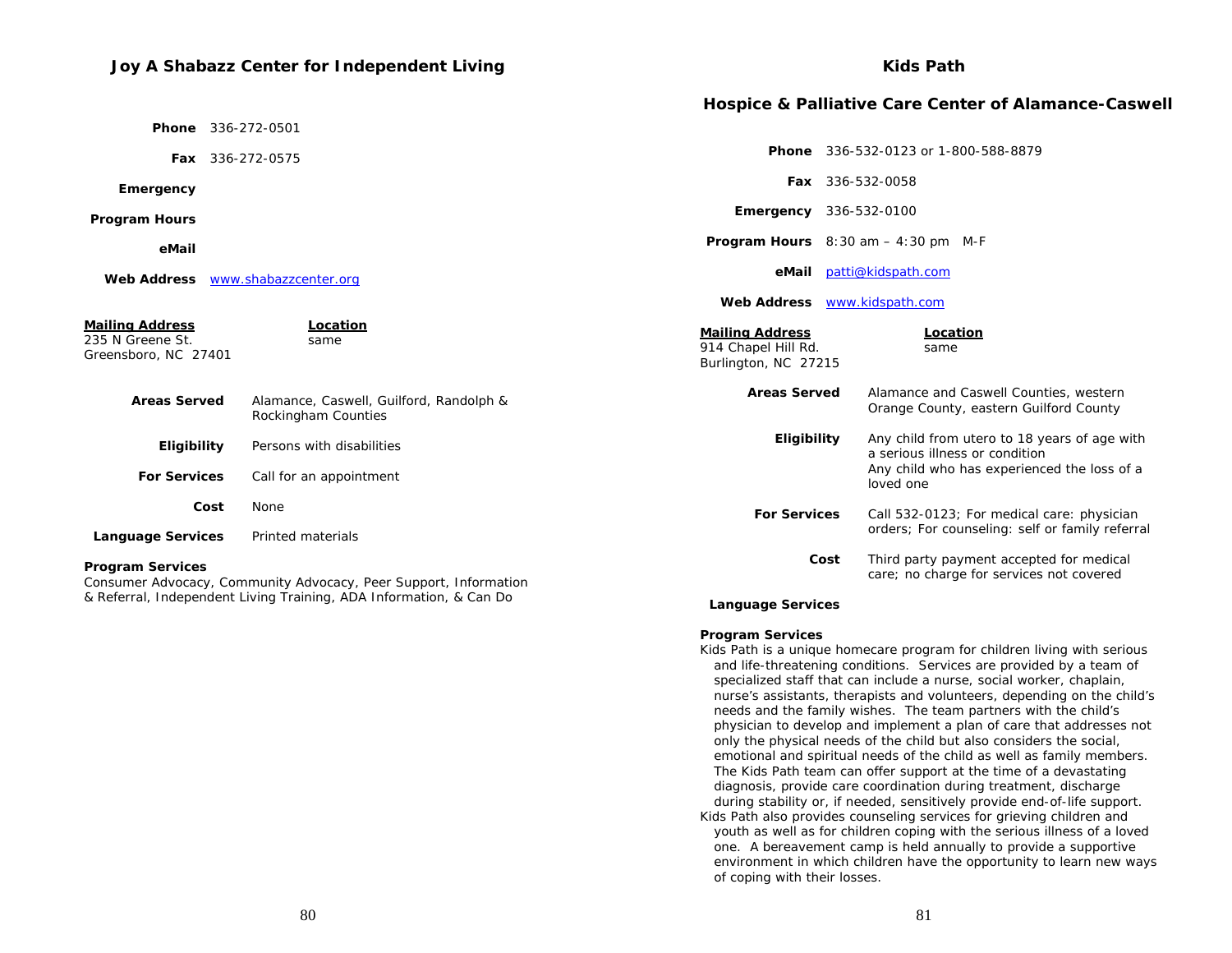## Joy A Shabazz Center for Independent Living

**Phone** 336-272-0501

**Fax** 336-272-0575

**Emergency**

**Program Hours**

**eMail**

**Web Address** www.shabazzcenter.org

**Mailing Address**
235 N Greene St.
Greensboro, NC 27401

**Location**
same

**Areas Served** Alamance, Caswell, Guilford, Randolph & Rockingham Counties

**Eligibility** Persons with disabilities

**For Services** Call for an appointment

**Cost** None

**Language Services** Printed materials

**Program Services**
Consumer Advocacy, Community Advocacy, Peer Support, Information & Referral, Independent Living Training, ADA Information, & Can Do

## Kids Path

## Hospice & Palliative Care Center of Alamance-Caswell

**Phone** 336-532-0123 or 1-800-588-8879

**Fax** 336-532-0058

**Emergency** 336-532-0100

**Program Hours** 8:30 am – 4:30 pm M-F

**eMail** patti@kidspath.com

**Web Address** www.kidspath.com

**Mailing Address**
914 Chapel Hill Rd.
Burlington, NC 27215

**Location**
same

**Areas Served** Alamance and Caswell Counties, western Orange County, eastern Guilford County

**Eligibility** Any child from utero to 18 years of age with a serious illness or condition
Any child who has experienced the loss of a loved one

**For Services** Call 532-0123; For medical care: physician orders; For counseling: self or family referral

**Cost** Third party payment accepted for medical care; no charge for services not covered

**Language Services**

**Program Services**
Kids Path is a unique homecare program for children living with serious and life-threatening conditions. Services are provided by a team of specialized staff that can include a nurse, social worker, chaplain, nurse's assistants, therapists and volunteers, depending on the child's needs and the family wishes. The team partners with the child's physician to develop and implement a plan of care that addresses not only the physical needs of the child but also considers the social, emotional and spiritual needs of the child as well as family members. The Kids Path team can offer support at the time of a devastating diagnosis, provide care coordination during treatment, discharge during stability or, if needed, sensitively provide end-of-life support.
Kids Path also provides counseling services for grieving children and youth as well as for children coping with the serious illness of a loved one. A bereavement camp is held annually to provide a supportive environment in which children have the opportunity to learn new ways of coping with their losses.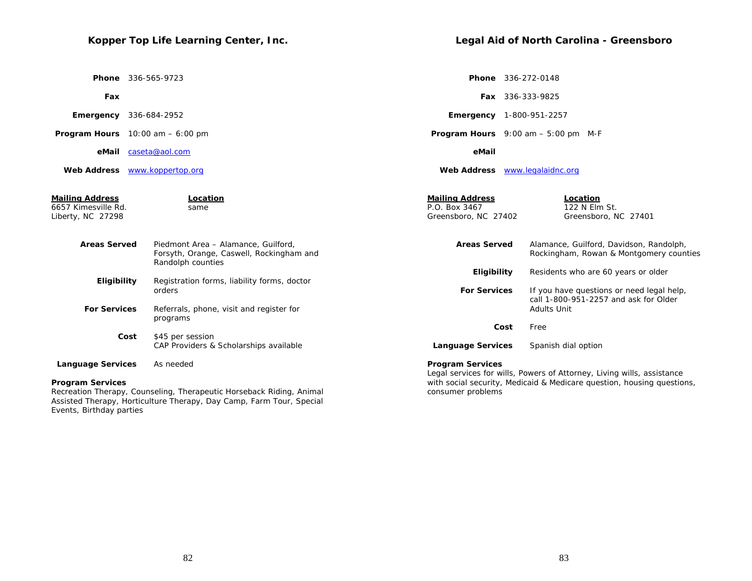## Kopper Top Life Learning Center, Inc.

**Phone** 336-565-9723

**Fax**

**Emergency** 336-684-2952

**Program Hours** 10:00 am – 6:00 pm

**eMail** caseta@aol.com

**Web Address** www.koppertop.org

| Mailing Address | Location |
|---|---|
| 6657 Kimesville Rd.<br>Liberty, NC 27298 | same |

**Areas Served** Piedmont Area – Alamance, Guilford, Forsyth, Orange, Caswell, Rockingham and Randolph counties

**Eligibility** Registration forms, liability forms, doctor orders

**For Services** Referrals, phone, visit and register for programs

**Cost** $45 per session
CAP Providers & Scholarships available

**Language Services** As needed

**Program Services**
Recreation Therapy, Counseling, Therapeutic Horseback Riding, Animal Assisted Therapy, Horticulture Therapy, Day Camp, Farm Tour, Special Events, Birthday parties

## Legal Aid of North Carolina - Greensboro

**Phone** 336-272-0148

**Fax** 336-333-9825

**Emergency** 1-800-951-2257

**Program Hours** 9:00 am – 5:00 pm M-F

**eMail**

**Web Address** www.legalaidnc.org

| Mailing Address | Location |
|---|---|
| P.O. Box 3467<br>Greensboro, NC 27402 | 122 N Elm St.<br>Greensboro, NC 27401 |

**Areas Served** Alamance, Guilford, Davidson, Randolph, Rockingham, Rowan & Montgomery counties

**Eligibility** Residents who are 60 years or older

**For Services** If you have questions or need legal help, call 1-800-951-2257 and ask for Older Adults Unit

**Cost** Free

**Language Services** Spanish dial option

**Program Services**
Legal services for wills, Powers of Attorney, Living wills, assistance with social security, Medicaid & Medicare question, housing questions, consumer problems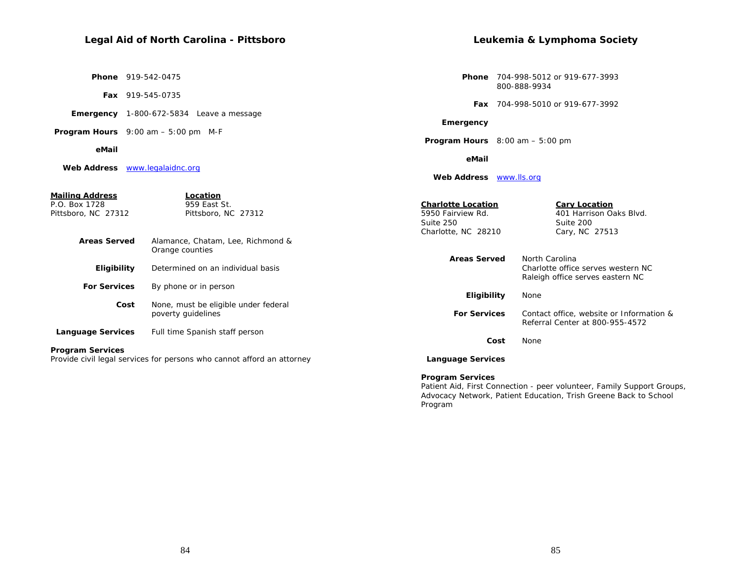## Legal Aid of North Carolina - Pittsboro

**Phone** 919-542-0475

**Fax** 919-545-0735

**Emergency** 1-800-672-5834 Leave a message

**Program Hours** 9:00 am – 5:00 pm M-F

**eMail**

**Web Address** www.legalaidnc.org

**Mailing Address**
P.O. Box 1728
Pittsboro, NC 27312

**Location**
959 East St.
Pittsboro, NC 27312

**Areas Served** Alamance, Chatam, Lee, Richmond & Orange counties

**Eligibility** Determined on an individual basis

**For Services** By phone or in person

**Cost** None, must be eligible under federal poverty guidelines

**Language Services** Full time Spanish staff person

**Program Services**
Provide civil legal services for persons who cannot afford an attorney

## Leukemia & Lymphoma Society

**Phone** 704-998-5012 or 919-677-3993
800-888-9934

**Fax** 704-998-5010 or 919-677-3992

**Emergency**

**Program Hours** 8:00 am – 5:00 pm

**eMail**

**Web Address** www.lls.org

**Charlotte Location**
5950 Fairview Rd.
Suite 250
Charlotte, NC 28210

**Cary Location**
401 Harrison Oaks Blvd.
Suite 200
Cary, NC 27513

**Areas Served** North Carolina
Charlotte office serves western NC
Raleigh office serves eastern NC

**Eligibility** None

**For Services** Contact office, website or Information & Referral Center at 800-955-4572

**Cost** None

**Language Services**

**Program Services**
Patient Aid, First Connection - peer volunteer, Family Support Groups, Advocacy Network, Patient Education, Trish Greene Back to School Program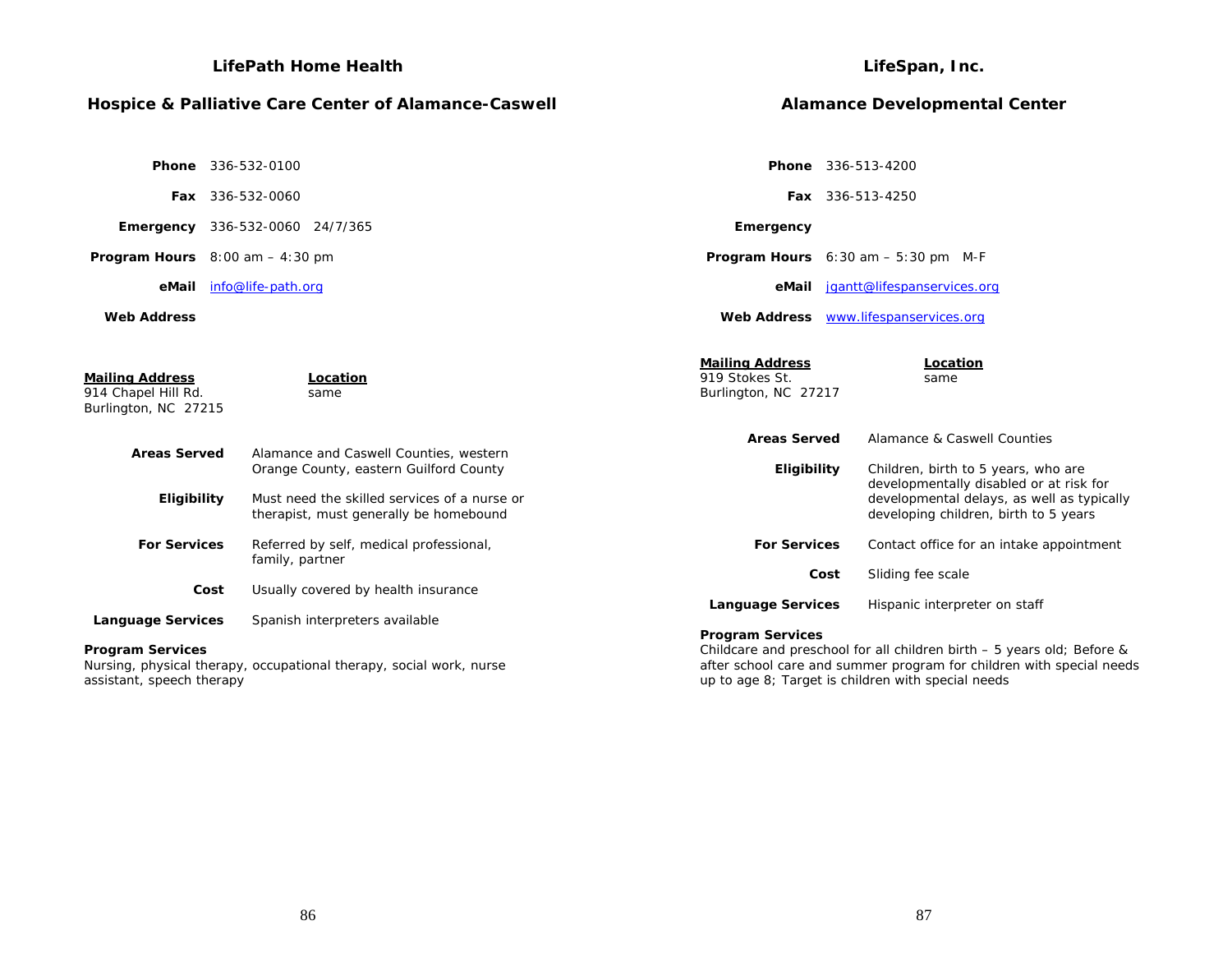## LifePath Home Health

### Hospice & Palliative Care Center of Alamance-Caswell

**Phone** 336-532-0100

**Fax** 336-532-0060

**Emergency** 336-532-0060 24/7/365

**Program Hours** 8:00 am – 4:30 pm

**eMail** info@life-path.org

**Web Address**

**Mailing Address**
914 Chapel Hill Rd.
Burlington, NC 27215

**Location**
same

**Areas Served** Alamance and Caswell Counties, western Orange County, eastern Guilford County

**Eligibility** Must need the skilled services of a nurse or therapist, must generally be homebound

**For Services** Referred by self, medical professional, family, partner

**Cost** Usually covered by health insurance

**Language Services** Spanish interpreters available

**Program Services**
Nursing, physical therapy, occupational therapy, social work, nurse assistant, speech therapy

## LifeSpan, Inc.

### Alamance Developmental Center

**Phone** 336-513-4200

**Fax** 336-513-4250

**Emergency**

**Program Hours** 6:30 am – 5:30 pm M-F

**eMail** jgantt@lifespanservices.org

**Web Address** www.lifespanservices.org

**Mailing Address**
919 Stokes St.
Burlington, NC 27217

**Location**
same

**Areas Served** Alamance & Caswell Counties

**Eligibility** Children, birth to 5 years, who are developmentally disabled or at risk for developmental delays, as well as typically developing children, birth to 5 years

**For Services** Contact office for an intake appointment

**Cost** Sliding fee scale

**Language Services** Hispanic interpreter on staff

**Program Services**
Childcare and preschool for all children birth – 5 years old; Before & after school care and summer program for children with special needs up to age 8; Target is children with special needs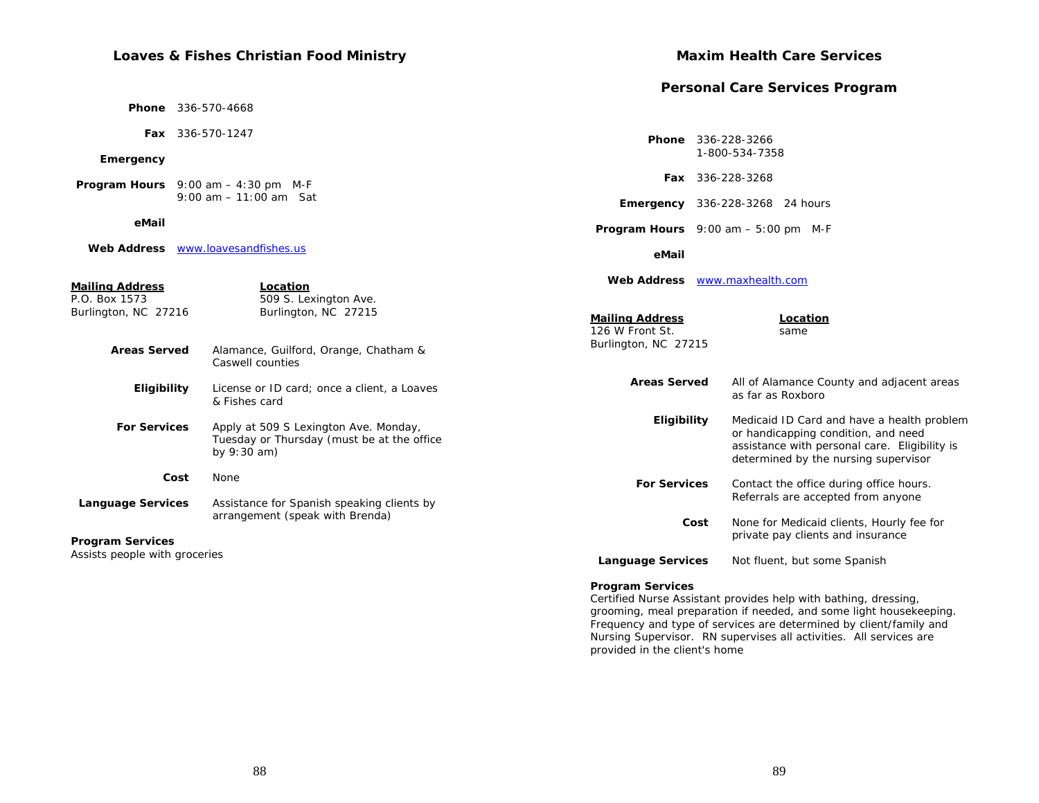## Loaves & Fishes Christian Food Ministry

**Phone** 336-570-4668

**Fax** 336-570-1247

**Emergency**

**Program Hours** 9:00 am – 4:30 pm M-F
9:00 am – 11:00 am Sat

**eMail**

**Web Address** www.loavesandfishes.us

| **Mailing Address** | **Location** |
|---|---|
| P.O. Box 1573 | 509 S. Lexington Ave. |
| Burlington, NC 27216 | Burlington, NC 27215 |

**Areas Served** Alamance, Guilford, Orange, Chatham & Caswell counties

**Eligibility** License or ID card; once a client, a Loaves & Fishes card

**For Services** Apply at 509 S Lexington Ave. Monday, Tuesday or Thursday (must be at the office by 9:30 am)

**Cost** None

**Language Services** Assistance for Spanish speaking clients by arrangement (speak with Brenda)

**Program Services**
Assists people with groceries

## Maxim Health Care Services

### Personal Care Services Program

**Phone** 336-228-3266
1-800-534-7358

**Fax** 336-228-3268

**Emergency** 336-228-3268 24 hours

**Program Hours** 9:00 am – 5:00 pm M-F

**eMail**

**Web Address** www.maxhealth.com

| **Mailing Address** | **Location** |
|---|---|
| 126 W Front St. | same |
| Burlington, NC 27215 | |

**Areas Served** All of Alamance County and adjacent areas as far as Roxboro

**Eligibility** Medicaid ID Card and have a health problem or handicapping condition, and need assistance with personal care. Eligibility is determined by the nursing supervisor

**For Services** Contact the office during office hours. Referrals are accepted from anyone

**Cost** None for Medicaid clients, Hourly fee for private pay clients and insurance

**Language Services** Not fluent, but some Spanish

**Program Services**
Certified Nurse Assistant provides help with bathing, dressing, grooming, meal preparation if needed, and some light housekeeping. Frequency and type of services are determined by client/family and Nursing Supervisor. RN supervises all activities. All services are provided in the client's home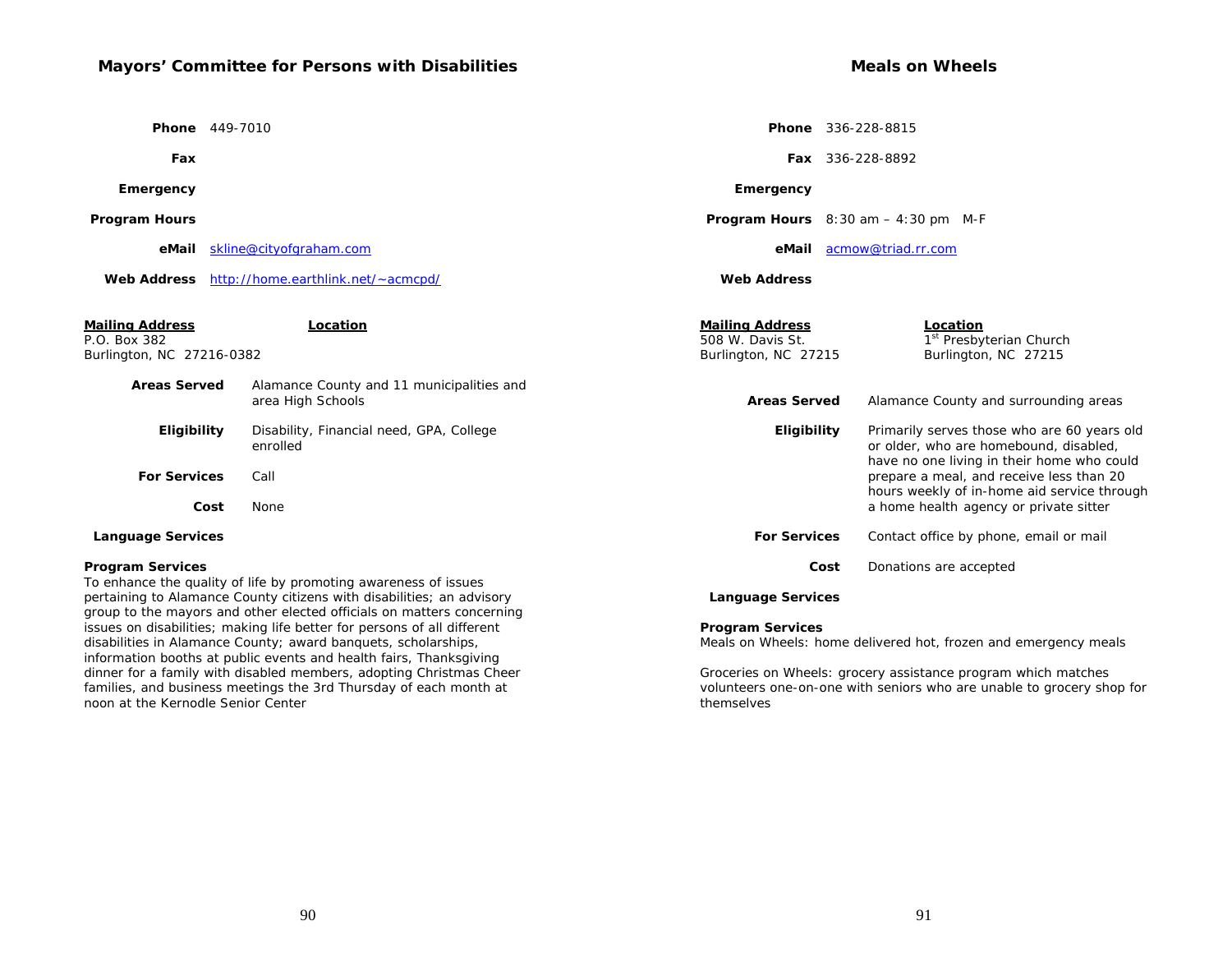## Mayors' Committee for Persons with Disabilities

**Phone** 449-7010

**Fax**

**Emergency**

**Program Hours**

**eMail** skline@cityofgraham.com

**Web Address** http://home.earthlink.net/~acmcpd/

**Mailing Address**
P.O. Box 382
Burlington, NC 27216-0382

**Location**

**Areas Served** Alamance County and 11 municipalities and area High Schools

**Eligibility** Disability, Financial need, GPA, College enrolled

**For Services** Call

**Cost** None

**Language Services**

**Program Services**
To enhance the quality of life by promoting awareness of issues pertaining to Alamance County citizens with disabilities; an advisory group to the mayors and other elected officials on matters concerning issues on disabilities; making life better for persons of all different disabilities in Alamance County; award banquets, scholarships, information booths at public events and health fairs, Thanksgiving dinner for a family with disabled members, adopting Christmas Cheer families, and business meetings the 3rd Thursday of each month at noon at the Kernodle Senior Center

## Meals on Wheels

**Phone** 336-228-8815

**Fax** 336-228-8892

**Emergency**

**Program Hours** 8:30 am – 4:30 pm M-F

**eMail** acmow@triad.rr.com

**Web Address**

**Mailing Address**
508 W. Davis St.
Burlington, NC 27215

**Location**
1st Presbyterian Church
Burlington, NC 27215

**Areas Served** Alamance County and surrounding areas

**Eligibility** Primarily serves those who are 60 years old or older, who are homebound, disabled, have no one living in their home who could prepare a meal, and receive less than 20 hours weekly of in-home aid service through a home health agency or private sitter

**For Services** Contact office by phone, email or mail

**Cost** Donations are accepted

**Language Services**

**Program Services**
Meals on Wheels: home delivered hot, frozen and emergency meals

Groceries on Wheels: grocery assistance program which matches volunteers one-on-one with seniors who are unable to grocery shop for themselves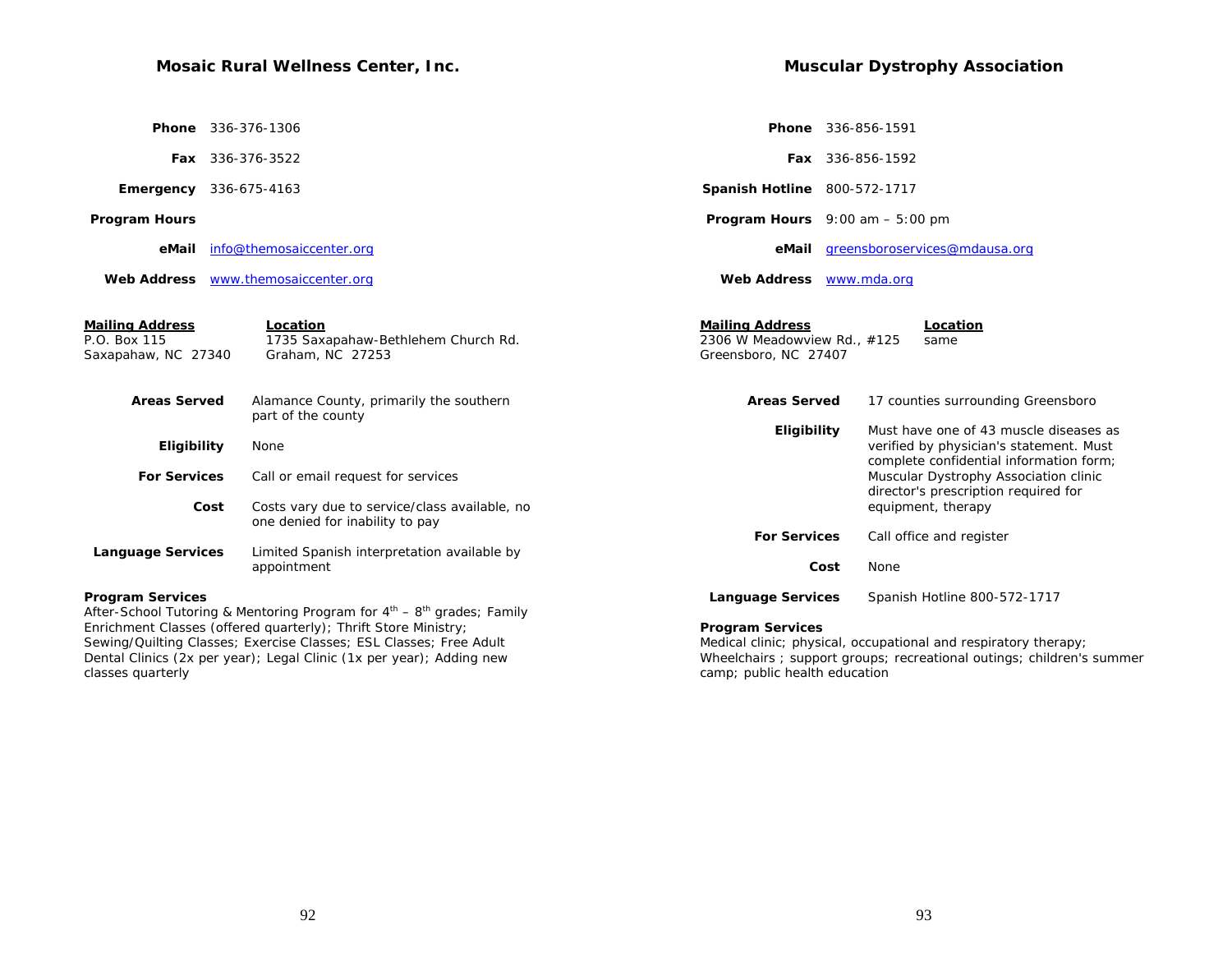## Mosaic Rural Wellness Center, Inc.

**Phone** 336-376-1306

**Fax** 336-376-3522

**Emergency** 336-675-4163

**Program Hours**

**eMail** info@themosaiccenter.org

**Web Address** www.themosaiccenter.org

| Mailing Address | Location |
|---|---|
| P.O. Box 115<br>Saxapahaw, NC 27340 | 1735 Saxapahaw-Bethlehem Church Rd.<br>Graham, NC 27253 |

**Areas Served** Alamance County, primarily the southern part of the county

**Eligibility** None

**For Services** Call or email request for services

**Cost** Costs vary due to service/class available, no one denied for inability to pay

**Language Services** Limited Spanish interpretation available by appointment

**Program Services**
After-School Tutoring & Mentoring Program for 4th – 8th grades; Family Enrichment Classes (offered quarterly); Thrift Store Ministry; Sewing/Quilting Classes; Exercise Classes; ESL Classes; Free Adult Dental Clinics (2x per year); Legal Clinic (1x per year); Adding new classes quarterly

## Muscular Dystrophy Association

**Phone** 336-856-1591

**Fax** 336-856-1592

**Spanish Hotline** 800-572-1717

**Program Hours** 9:00 am – 5:00 pm

**eMail** greensboroservices@mdausa.org

**Web Address** www.mda.org

| Mailing Address | Location |
|---|---|
| 2306 W Meadowview Rd., #125<br>Greensboro, NC 27407 | same |

**Areas Served** 17 counties surrounding Greensboro

**Eligibility** Must have one of 43 muscle diseases as verified by physician's statement. Must complete confidential information form; Muscular Dystrophy Association clinic director's prescription required for equipment, therapy

**For Services** Call office and register

**Cost** None

**Language Services** Spanish Hotline 800-572-1717

**Program Services**
Medical clinic; physical, occupational and respiratory therapy; Wheelchairs ; support groups; recreational outings; children's summer camp; public health education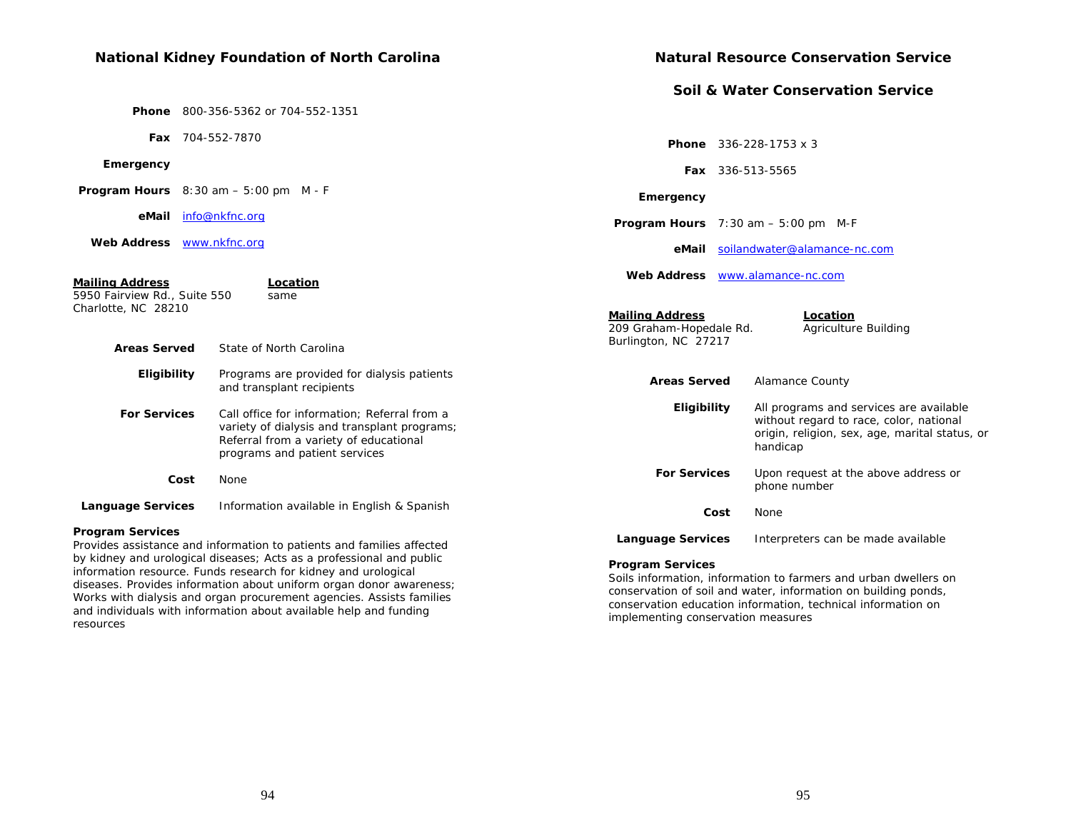## National Kidney Foundation of North Carolina

**Phone** 800-356-5362 or 704-552-1351

**Fax** 704-552-7870

**Emergency**

**Program Hours** 8:30 am – 5:00 pm M - F

**eMail** info@nkfnc.org

**Web Address** www.nkfnc.org

| **Mailing Address** | **Location** |
|---|---|
| 5950 Fairview Rd., Suite 550<br>Charlotte, NC 28210 | same |

**Areas Served** State of North Carolina

**Eligibility** Programs are provided for dialysis patients and transplant recipients

**For Services** Call office for information; Referral from a variety of dialysis and transplant programs; Referral from a variety of educational programs and patient services

**Cost** None

**Language Services** Information available in English & Spanish

**Program Services**
Provides assistance and information to patients and families affected by kidney and urological diseases; Acts as a professional and public information resource. Funds research for kidney and urological diseases. Provides information about uniform organ donor awareness; Works with dialysis and organ procurement agencies. Assists families and individuals with information about available help and funding resources

## Natural Resource Conservation Service

## Soil & Water Conservation Service

**Phone** 336-228-1753 x 3

**Fax** 336-513-5565

**Emergency**

**Program Hours** 7:30 am – 5:00 pm M-F

**eMail** soilandwater@alamance-nc.com

**Web Address** www.alamance-nc.com

| **Mailing Address** | **Location** |
|---|---|
| 209 Graham-Hopedale Rd.<br>Burlington, NC 27217 | Agriculture Building |

**Areas Served** Alamance County

**Eligibility** All programs and services are available without regard to race, color, national origin, religion, sex, age, marital status, or handicap

**For Services** Upon request at the above address or phone number

**Cost** None

**Language Services** Interpreters can be made available

**Program Services**
Soils information, information to farmers and urban dwellers on conservation of soil and water, information on building ponds, conservation education information, technical information on implementing conservation measures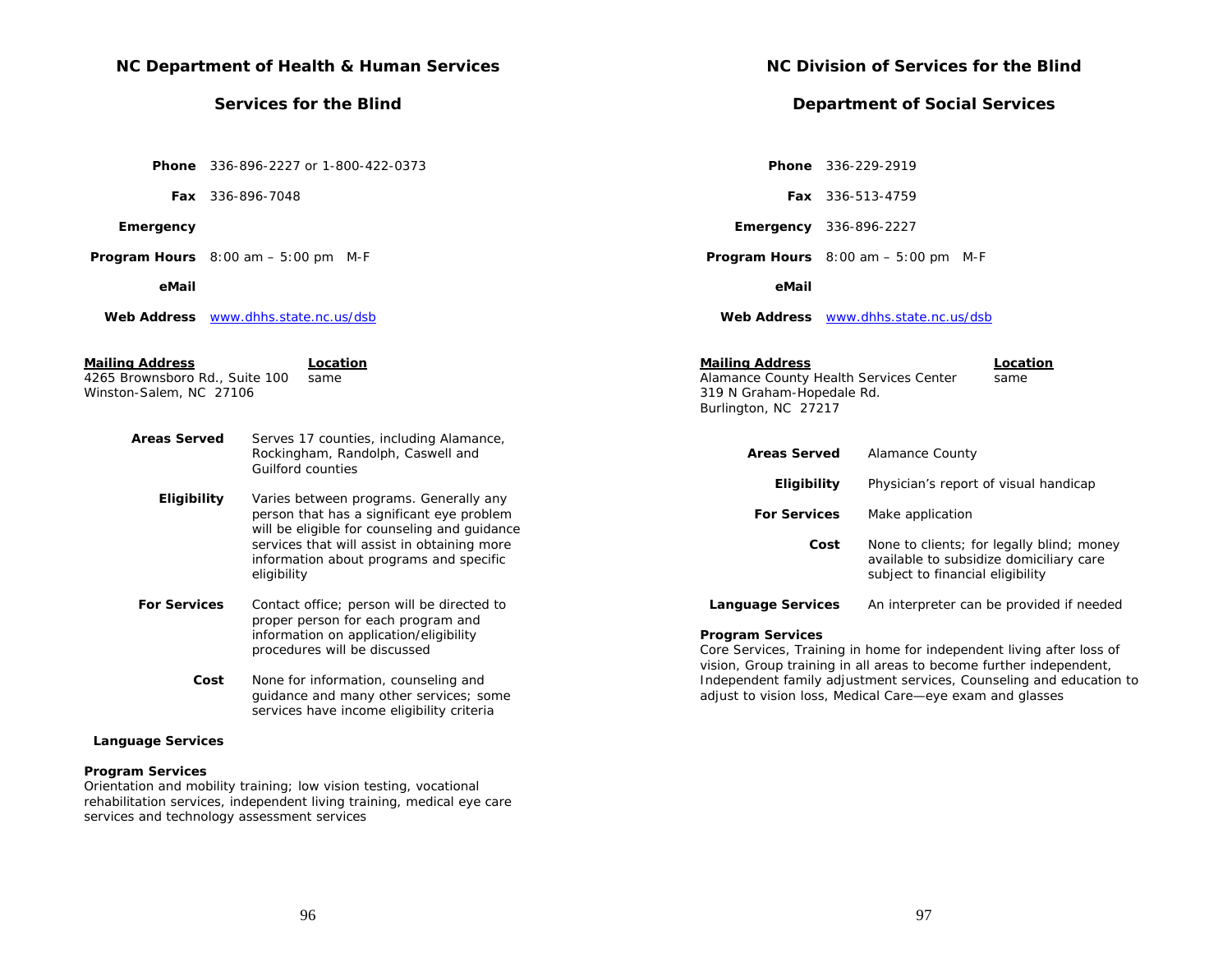## NC Department of Health & Human Services

### Services for the Blind

**Phone** 336-896-2227 or 1-800-422-0373

**Fax** 336-896-7048

**Emergency**

**Program Hours** 8:00 am – 5:00 pm M-F

**eMail**

**Web Address** www.dhhs.state.nc.us/dsb

**Mailing Address**
4265 Brownsboro Rd., Suite 100
Winston-Salem, NC 27106

**Location**
same

**Areas Served** Serves 17 counties, including Alamance, Rockingham, Randolph, Caswell and Guilford counties

**Eligibility** Varies between programs. Generally any person that has a significant eye problem will be eligible for counseling and guidance services that will assist in obtaining more information about programs and specific eligibility

**For Services** Contact office; person will be directed to proper person for each program and information on application/eligibility procedures will be discussed

**Cost** None for information, counseling and guidance and many other services; some services have income eligibility criteria

**Language Services**

**Program Services**
Orientation and mobility training; low vision testing, vocational rehabilitation services, independent living training, medical eye care services and technology assessment services

## NC Division of Services for the Blind

### Department of Social Services

**Phone** 336-229-2919

**Fax** 336-513-4759

**Emergency** 336-896-2227

**Program Hours** 8:00 am – 5:00 pm M-F

**eMail**

**Web Address** www.dhhs.state.nc.us/dsb

**Mailing Address**
Alamance County Health Services Center
319 N Graham-Hopedale Rd.
Burlington, NC 27217

**Location**
same

**Areas Served** Alamance County

**Eligibility** Physician's report of visual handicap

**For Services** Make application

**Cost** None to clients; for legally blind; money available to subsidize domiciliary care subject to financial eligibility

**Language Services** An interpreter can be provided if needed

**Program Services**
Core Services, Training in home for independent living after loss of vision, Group training in all areas to become further independent, Independent family adjustment services, Counseling and education to adjust to vision loss, Medical Care—eye exam and glasses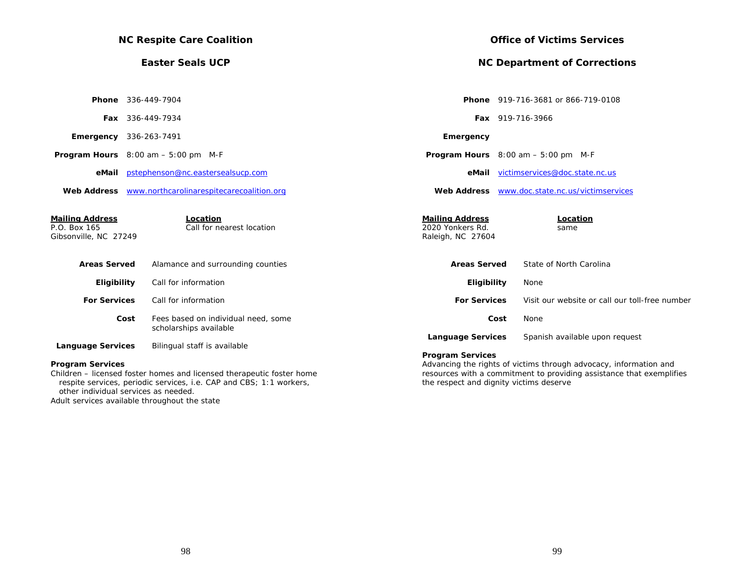## NC Respite Care Coalition

## Easter Seals UCP

| | |
|---|---|
| **Phone** | 336-449-7904 |
| **Fax** | 336-449-7934 |
| **Emergency** | 336-263-7491 |
| **Program Hours** | 8:00 am – 5:00 pm M-F |
| **eMail** | pstephenson@nc.eastersealsucp.com |
| **Web Address** | www.northcarolinarespitecarecoalition.org |

**Mailing Address**
P.O. Box 165
Gibsonville, NC 27249

**Location**
Call for nearest location

| | |
|---|---|
| **Areas Served** | Alamance and surrounding counties |
| **Eligibility** | Call for information |
| **For Services** | Call for information |
| **Cost** | Fees based on individual need, some scholarships available |
| **Language Services** | Bilingual staff is available |

**Program Services**

Children – licensed foster homes and licensed therapeutic foster home respite services, periodic services, i.e. CAP and CBS; 1:1 workers, other individual services as needed.
Adult services available throughout the state

## Office of Victims Services

## NC Department of Corrections

| | |
|---|---|
| **Phone** | 919-716-3681 or 866-719-0108 |
| **Fax** | 919-716-3966 |
| **Emergency** | |
| **Program Hours** | 8:00 am – 5:00 pm M-F |
| **eMail** | victimservices@doc.state.nc.us |
| **Web Address** | www.doc.state.nc.us/victimservices |

**Mailing Address**
2020 Yonkers Rd.
Raleigh, NC 27604

**Location**
same

| | |
|---|---|
| **Areas Served** | State of North Carolina |
| **Eligibility** | None |
| **For Services** | Visit our website or call our toll-free number |
| **Cost** | None |
| **Language Services** | Spanish available upon request |

**Program Services**

Advancing the rights of victims through advocacy, information and resources with a commitment to providing assistance that exemplifies the respect and dignity victims deserve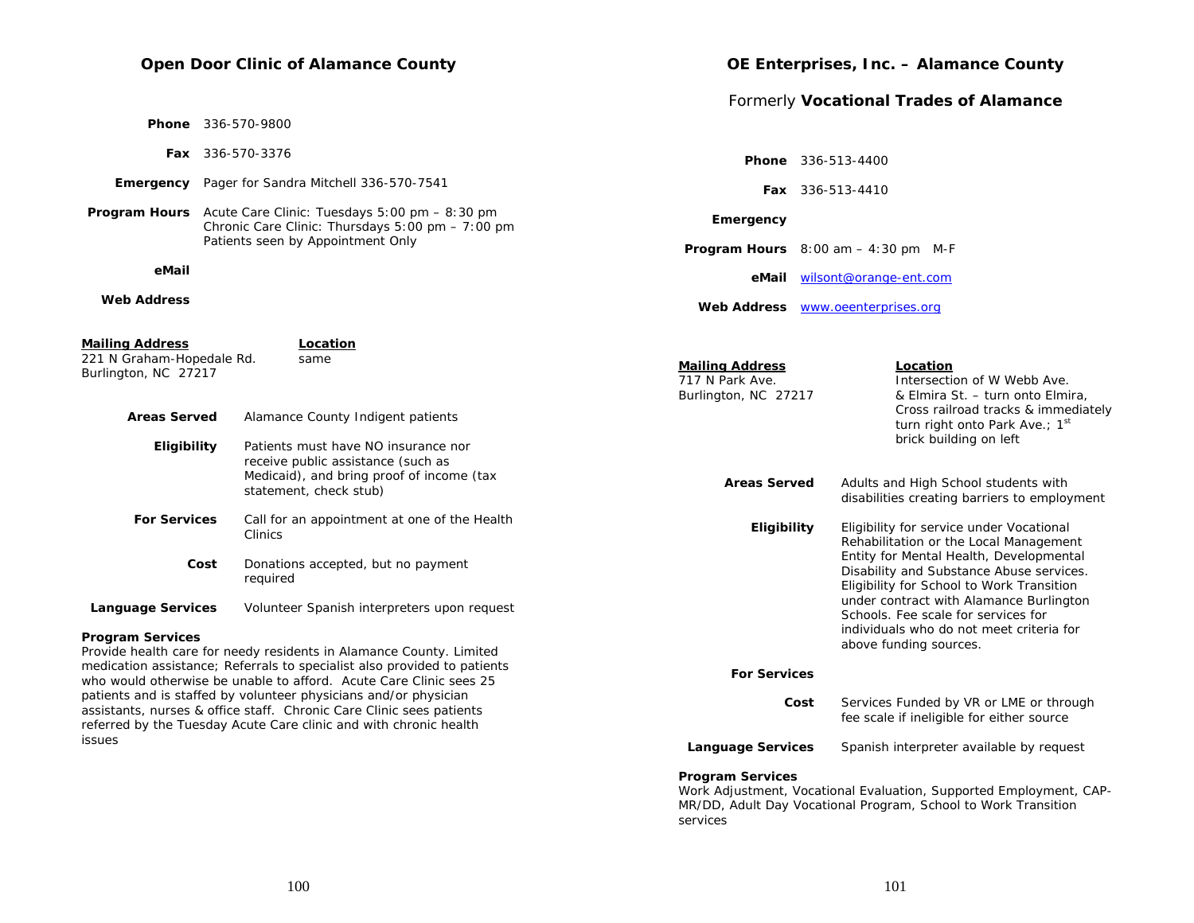## Open Door Clinic of Alamance County

| | |
|---|---|
| **Phone** | 336-570-9800 |
| **Fax** | 336-570-3376 |
| **Emergency** | Pager for Sandra Mitchell 336-570-7541 |
| **Program Hours** | Acute Care Clinic: Tuesdays 5:00 pm – 8:30 pm<br>Chronic Care Clinic: Thursdays 5:00 pm – 7:00 pm<br>Patients seen by Appointment Only |
| **eMail** | |
| **Web Address** | |

| **Mailing Address** | **Location** |
|---|---|
| 221 N Graham-Hopedale Rd.<br>Burlington, NC 27217 | same |

| | |
|---|---|
| **Areas Served** | Alamance County Indigent patients |
| **Eligibility** | Patients must have NO insurance nor receive public assistance (such as Medicaid), and bring proof of income (tax statement, check stub) |
| **For Services** | Call for an appointment at one of the Health Clinics |
| **Cost** | Donations accepted, but no payment required |
| **Language Services** | Volunteer Spanish interpreters upon request |

**Program Services**

Provide health care for needy residents in Alamance County. Limited medication assistance; Referrals to specialist also provided to patients who would otherwise be unable to afford. Acute Care Clinic sees 25 patients and is staffed by volunteer physicians and/or physician assistants, nurses & office staff. Chronic Care Clinic sees patients referred by the Tuesday Acute Care clinic and with chronic health issues

## OE Enterprises, Inc. – Alamance County

### Formerly **Vocational Trades of Alamance**

| | |
|---|---|
| **Phone** | 336-513-4400 |
| **Fax** | 336-513-4410 |
| **Emergency** | |
| **Program Hours** | 8:00 am – 4:30 pm M-F |
| **eMail** | wilsont@orange-ent.com |
| **Web Address** | www.oeenterprises.org |

| **Mailing Address** | **Location** |
|---|---|
| 717 N Park Ave.<br>Burlington, NC 27217 | Intersection of W Webb Ave. & Elmira St. – turn onto Elmira, Cross railroad tracks & immediately turn right onto Park Ave.; 1st brick building on left |

| | |
|---|---|
| **Areas Served** | Adults and High School students with disabilities creating barriers to employment |
| **Eligibility** | Eligibility for service under Vocational Rehabilitation or the Local Management Entity for Mental Health, Developmental Disability and Substance Abuse services. Eligibility for School to Work Transition under contract with Alamance Burlington Schools. Fee scale for services for individuals who do not meet criteria for above funding sources. |
| **For Services** | |
| **Cost** | Services Funded by VR or LME or through fee scale if ineligible for either source |
| **Language Services** | Spanish interpreter available by request |

**Program Services**

Work Adjustment, Vocational Evaluation, Supported Employment, CAP-MR/DD, Adult Day Vocational Program, School to Work Transition services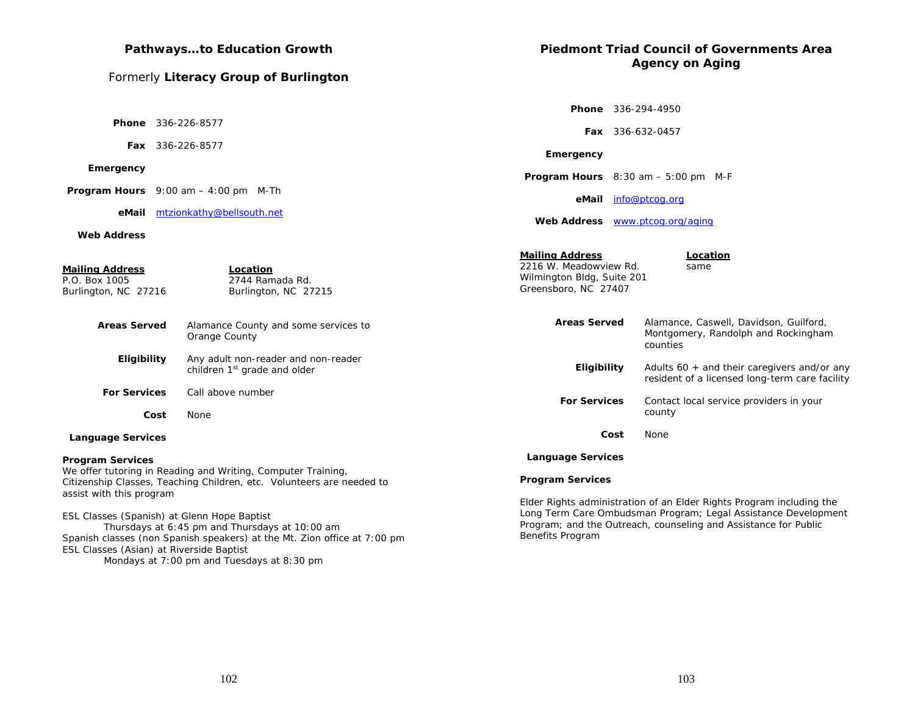## Pathways…to Education Growth

### Formerly **Literacy Group of Burlington**

**Phone** 336-226-8577

**Fax** 336-226-8577

**Emergency**

**Program Hours** 9:00 am – 4:00 pm M-Th

**eMail** mtzionkathy@bellsouth.net

**Web Address**

| **Mailing Address** | **Location** |
|---|---|
| P.O. Box 1005 | 2744 Ramada Rd. |
| Burlington, NC 27216 | Burlington, NC 27215 |

**Areas Served** Alamance County and some services to Orange County

**Eligibility** Any adult non-reader and non-reader children 1st grade and older

**For Services** Call above number

**Cost** None

**Language Services**

**Program Services**

We offer tutoring in Reading and Writing, Computer Training, Citizenship Classes, Teaching Children, etc. Volunteers are needed to assist with this program

ESL Classes (Spanish) at Glenn Hope Baptist
Thursdays at 6:45 pm and Thursdays at 10:00 am
Spanish classes (non Spanish speakers) at the Mt. Zion office at 7:00 pm
ESL Classes (Asian) at Riverside Baptist
Mondays at 7:00 pm and Tuesdays at 8:30 pm

## Piedmont Triad Council of Governments Area Agency on Aging

**Phone** 336-294-4950

**Fax** 336-632-0457

**Emergency**

**Program Hours** 8:30 am – 5:00 pm M-F

**eMail** info@ptcog.org

**Web Address** www.ptcog.org/aging

| **Mailing Address** | **Location** |
|---|---|
| 2216 W. Meadowview Rd. | same |
| Wilmington Bldg, Suite 201 | |
| Greensboro, NC 27407 | |

**Areas Served** Alamance, Caswell, Davidson, Guilford, Montgomery, Randolph and Rockingham counties

**Eligibility** Adults 60 + and their caregivers and/or any resident of a licensed long-term care facility

**For Services** Contact local service providers in your county

**Cost** None

**Language Services**

**Program Services**

Elder Rights administration of an Elder Rights Program including the Long Term Care Ombudsman Program; Legal Assistance Development Program; and the Outreach, counseling and Assistance for Public Benefits Program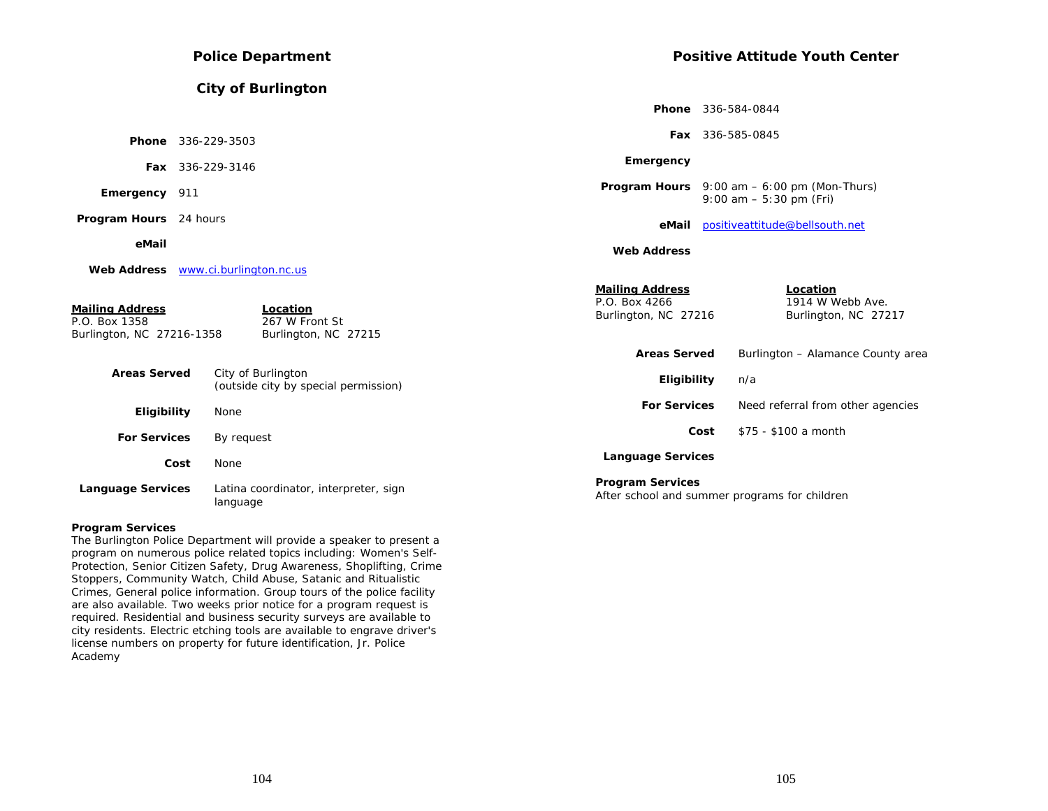## Police Department

## City of Burlington

**Phone** 336-229-3503

**Fax** 336-229-3146

**Emergency** 911

**Program Hours** 24 hours

**eMail**

**Web Address** www.ci.burlington.nc.us

**Mailing Address**
P.O. Box 1358
Burlington, NC 27216-1358

**Location**
267 W Front St
Burlington, NC 27215

**Areas Served** City of Burlington (outside city by special permission)

**Eligibility** None

**For Services** By request

**Cost** None

**Language Services** Latina coordinator, interpreter, sign language

**Program Services**
The Burlington Police Department will provide a speaker to present a program on numerous police related topics including: Women's Self-Protection, Senior Citizen Safety, Drug Awareness, Shoplifting, Crime Stoppers, Community Watch, Child Abuse, Satanic and Ritualistic Crimes, General police information. Group tours of the police facility are also available. Two weeks prior notice for a program request is required. Residential and business security surveys are available to city residents. Electric etching tools are available to engrave driver's license numbers on property for future identification, Jr. Police Academy

## Positive Attitude Youth Center

**Phone** 336-584-0844

**Fax** 336-585-0845

**Emergency**

**Program Hours** 9:00 am – 6:00 pm (Mon-Thurs)
9:00 am – 5:30 pm (Fri)

**eMail** positiveattitude@bellsouth.net

**Web Address**

**Mailing Address**
P.O. Box 4266
Burlington, NC 27216

**Location**
1914 W Webb Ave.
Burlington, NC 27217

**Areas Served** Burlington – Alamance County area

**Eligibility** n/a

**For Services** Need referral from other agencies

**Cost** $75 - $100 a month

**Language Services**

**Program Services**
After school and summer programs for children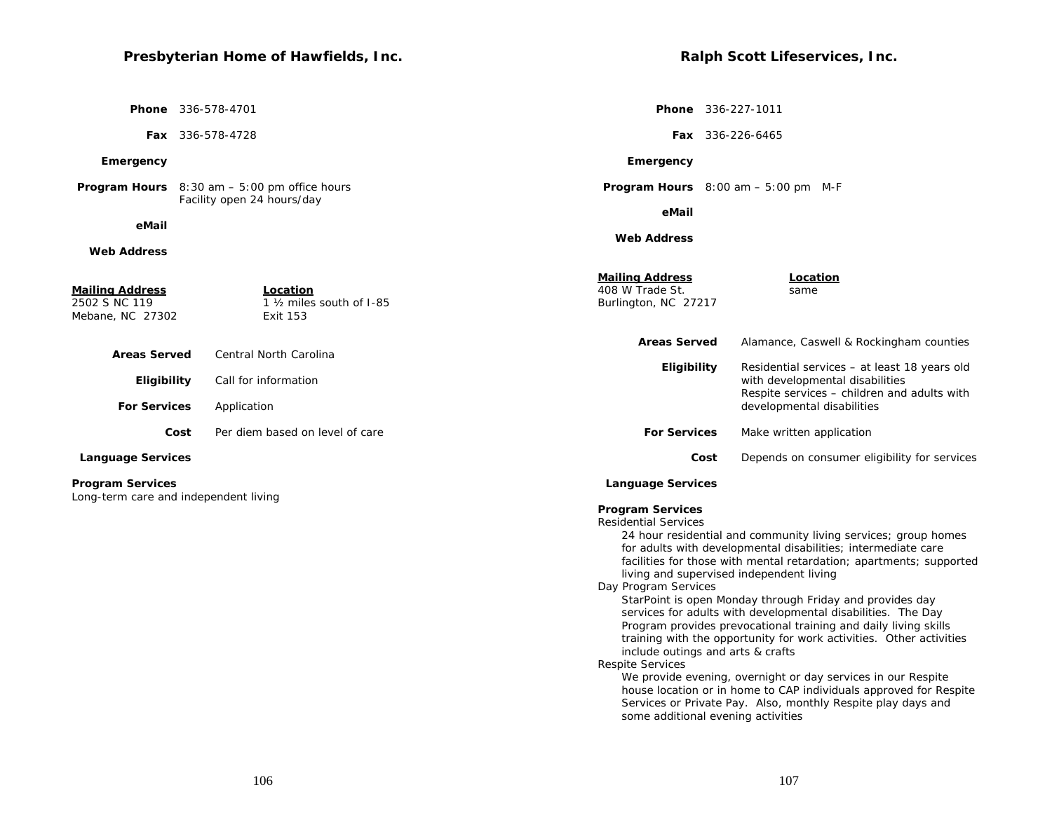## Presbyterian Home of Hawfields, Inc.

**Phone** 336-578-4701

**Fax** 336-578-4728

**Emergency**

**Program Hours** 8:30 am – 5:00 pm office hours
Facility open 24 hours/day

**eMail**

**Web Address**

| **Mailing Address** | **Location** |
|---|---|
| 2502 S NC 119 | 1 ½ miles south of I-85 |
| Mebane, NC 27302 | Exit 153 |

**Areas Served** Central North Carolina

**Eligibility** Call for information

**For Services** Application

**Cost** Per diem based on level of care

**Language Services**

**Program Services**
Long-term care and independent living

## Ralph Scott Lifeservices, Inc.

**Phone** 336-227-1011

**Fax** 336-226-6465

**Emergency**

**Program Hours** 8:00 am – 5:00 pm M-F

**eMail**

**Web Address**

| **Mailing Address** | **Location** |
|---|---|
| 408 W Trade St. | same |
| Burlington, NC 27217 | |

**Areas Served** Alamance, Caswell & Rockingham counties

**Eligibility** Residential services – at least 18 years old with developmental disabilities
Respite services – children and adults with developmental disabilities

**For Services** Make written application

**Cost** Depends on consumer eligibility for services

**Language Services**

**Program Services**

Residential Services

24 hour residential and community living services; group homes for adults with developmental disabilities; intermediate care facilities for those with mental retardation; apartments; supported living and supervised independent living

Day Program Services

StarPoint is open Monday through Friday and provides day services for adults with developmental disabilities. The Day Program provides prevocational training and daily living skills training with the opportunity for work activities. Other activities include outings and arts & crafts

Respite Services

We provide evening, overnight or day services in our Respite house location or in home to CAP individuals approved for Respite Services or Private Pay. Also, monthly Respite play days and some additional evening activities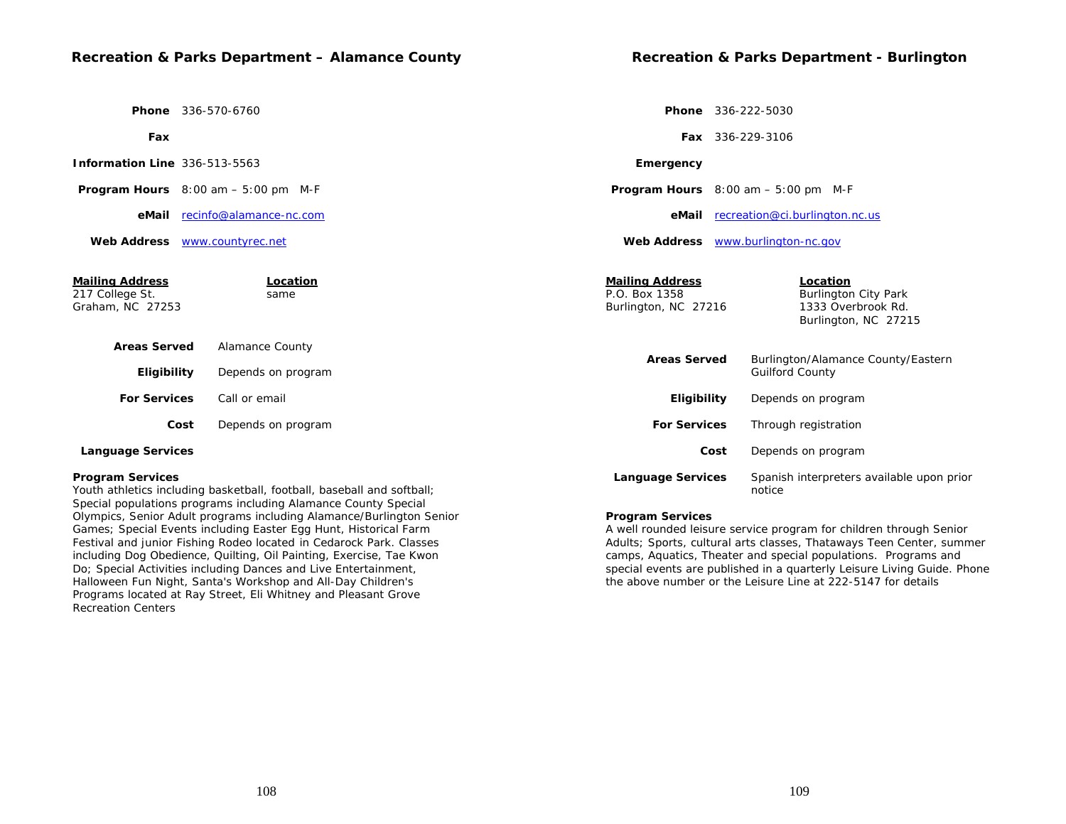## Recreation & Parks Department – Alamance County

**Phone** 336-570-6760

**Fax**

**Information Line** 336-513-5563

**Program Hours** 8:00 am – 5:00 pm M-F

**eMail** recinfo@alamance-nc.com

**Web Address** www.countyrec.net

| **Mailing Address** | **Location** |
|---|---|
| 217 College St.<br>Graham, NC 27253 | same |

**Areas Served** Alamance County

**Eligibility** Depends on program

**For Services** Call or email

**Cost** Depends on program

**Language Services**

**Program Services**
Youth athletics including basketball, football, baseball and softball; Special populations programs including Alamance County Special Olympics, Senior Adult programs including Alamance/Burlington Senior Games; Special Events including Easter Egg Hunt, Historical Farm Festival and junior Fishing Rodeo located in Cedarock Park. Classes including Dog Obedience, Quilting, Oil Painting, Exercise, Tae Kwon Do; Special Activities including Dances and Live Entertainment, Halloween Fun Night, Santa's Workshop and All-Day Children's Programs located at Ray Street, Eli Whitney and Pleasant Grove Recreation Centers

## Recreation & Parks Department - Burlington

**Phone** 336-222-5030

**Fax** 336-229-3106

**Emergency**

**Program Hours** 8:00 am – 5:00 pm M-F

**eMail** recreation@ci.burlington.nc.us

**Web Address** www.burlington-nc.gov

| **Mailing Address** | **Location** |
|---|---|
| P.O. Box 1358<br>Burlington, NC 27216 | Burlington City Park<br>1333 Overbrook Rd.<br>Burlington, NC 27215 |

**Areas Served** Burlington/Alamance County/Eastern Guilford County

**Eligibility** Depends on program

**For Services** Through registration

**Cost** Depends on program

**Language Services** Spanish interpreters available upon prior notice

**Program Services**
A well rounded leisure service program for children through Senior Adults; Sports, cultural arts classes, Thataways Teen Center, summer camps, Aquatics, Theater and special populations. Programs and special events are published in a quarterly Leisure Living Guide. Phone the above number or the Leisure Line at 222-5147 for details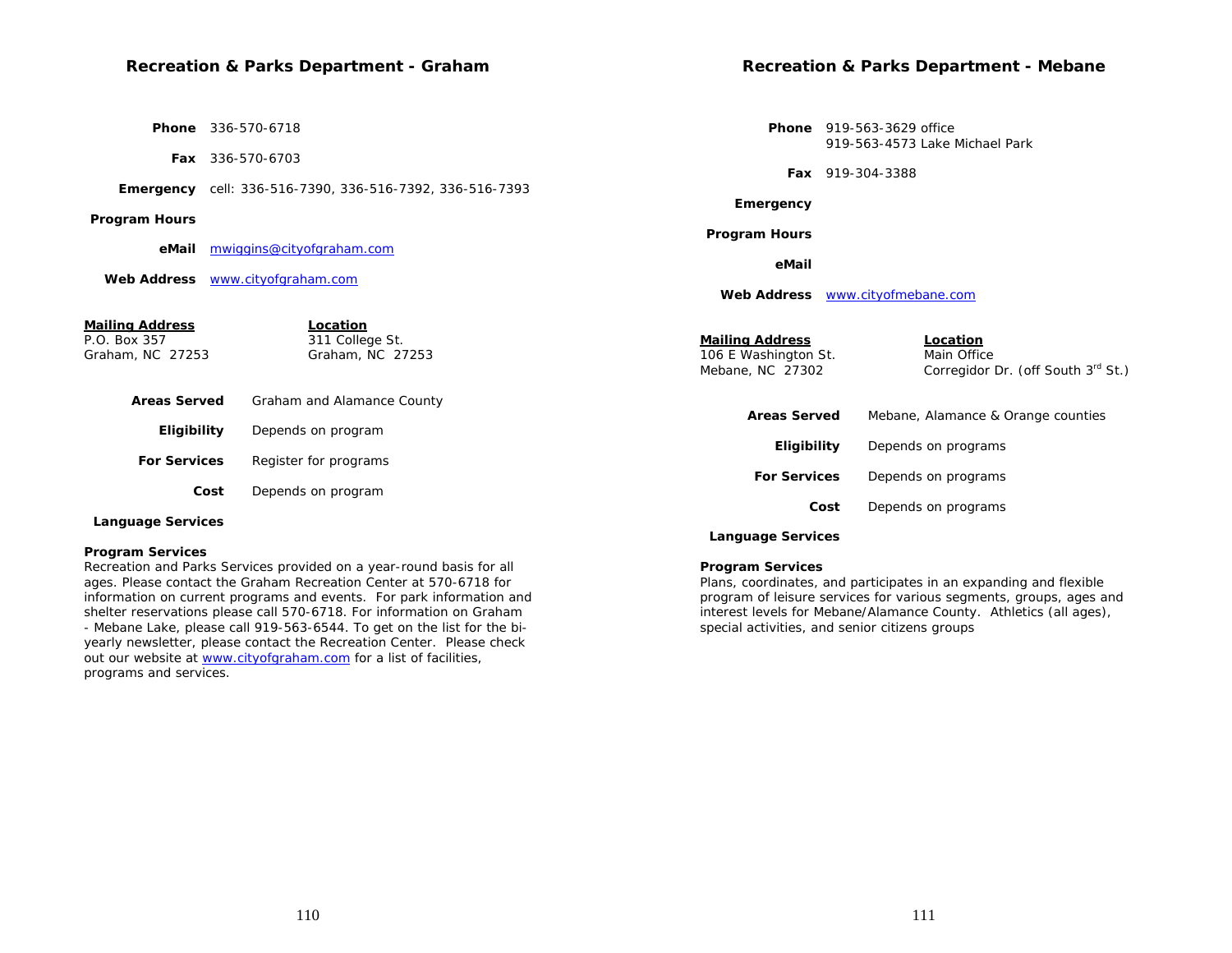## Recreation & Parks Department - Graham

**Phone** 336-570-6718

**Fax** 336-570-6703

**Emergency** cell: 336-516-7390, 336-516-7392, 336-516-7393

**Program Hours**

**eMail** mwiggins@cityofgraham.com

**Web Address** www.cityofgraham.com

| Mailing Address | Location |
|---|---|
| P.O. Box 357<br>Graham, NC 27253 | 311 College St.<br>Graham, NC 27253 |

**Areas Served** Graham and Alamance County

**Eligibility** Depends on program

**For Services** Register for programs

**Cost** Depends on program

**Language Services**

**Program Services**
Recreation and Parks Services provided on a year-round basis for all ages. Please contact the Graham Recreation Center at 570-6718 for information on current programs and events. For park information and shelter reservations please call 570-6718. For information on Graham - Mebane Lake, please call 919-563-6544. To get on the list for the bi-yearly newsletter, please contact the Recreation Center. Please check out our website at www.cityofgraham.com for a list of facilities, programs and services.

## Recreation & Parks Department - Mebane

**Phone** 919-563-3629 office
919-563-4573 Lake Michael Park

**Fax** 919-304-3388

**Emergency**

**Program Hours**

**eMail**

**Web Address** www.cityofmebane.com

| Mailing Address | Location |
|---|---|
| 106 E Washington St.<br>Mebane, NC 27302 | Main Office<br>Corregidor Dr. (off South 3rd St.) |

**Areas Served** Mebane, Alamance & Orange counties

**Eligibility** Depends on programs

**For Services** Depends on programs

**Cost** Depends on programs

**Language Services**

**Program Services**
Plans, coordinates, and participates in an expanding and flexible program of leisure services for various segments, groups, ages and interest levels for Mebane/Alamance County. Athletics (all ages), special activities, and senior citizens groups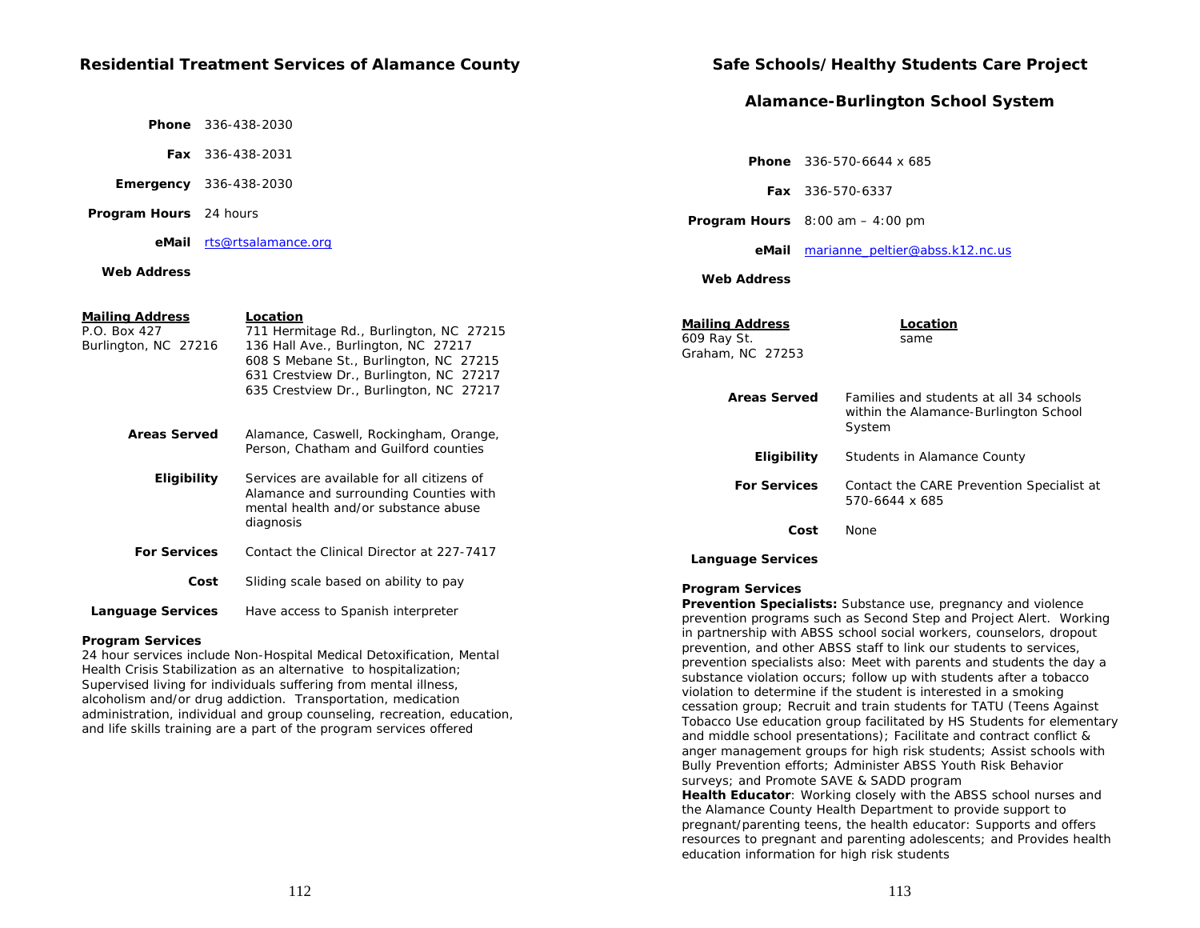## Residential Treatment Services of Alamance County

**Phone** 336-438-2030

**Fax** 336-438-2031

**Emergency** 336-438-2030

**Program Hours** 24 hours

**eMail** rts@rtsalamance.org

**Web Address**

**Mailing Address**
P.O. Box 427
Burlington, NC 27216

**Location**
711 Hermitage Rd., Burlington, NC 27215
136 Hall Ave., Burlington, NC 27217
608 S Mebane St., Burlington, NC 27215
631 Crestview Dr., Burlington, NC 27217
635 Crestview Dr., Burlington, NC 27217

**Areas Served** Alamance, Caswell, Rockingham, Orange, Person, Chatham and Guilford counties

**Eligibility** Services are available for all citizens of Alamance and surrounding Counties with mental health and/or substance abuse diagnosis

**For Services** Contact the Clinical Director at 227-7417

**Cost** Sliding scale based on ability to pay

**Language Services** Have access to Spanish interpreter

**Program Services**
24 hour services include Non-Hospital Medical Detoxification, Mental Health Crisis Stabilization as an alternative to hospitalization; Supervised living for individuals suffering from mental illness, alcoholism and/or drug addiction. Transportation, medication administration, individual and group counseling, recreation, education, and life skills training are a part of the program services offered

## Safe Schools/Healthy Students Care Project

## Alamance-Burlington School System

**Phone** 336-570-6644 x 685

**Fax** 336-570-6337

**Program Hours** 8:00 am – 4:00 pm

**eMail** marianne_peltier@abss.k12.nc.us

**Web Address**

**Mailing Address**
609 Ray St.
Graham, NC 27253

**Location**
same

**Areas Served** Families and students at all 34 schools within the Alamance-Burlington School System

**Eligibility** Students in Alamance County

**For Services** Contact the CARE Prevention Specialist at 570-6644 x 685

**Cost** None

**Language Services**

**Program Services**
**Prevention Specialists:** Substance use, pregnancy and violence prevention programs such as Second Step and Project Alert. Working in partnership with ABSS school social workers, counselors, dropout prevention, and other ABSS staff to link our students to services, prevention specialists also: Meet with parents and students the day a substance violation occurs; follow up with students after a tobacco violation to determine if the student is interested in a smoking cessation group; Recruit and train students for TATU (Teens Against Tobacco Use education group facilitated by HS Students for elementary and middle school presentations); Facilitate and contract conflict & anger management groups for high risk students; Assist schools with Bully Prevention efforts; Administer ABSS Youth Risk Behavior surveys; and Promote SAVE & SADD program
**Health Educator**: Working closely with the ABSS school nurses and the Alamance County Health Department to provide support to pregnant/parenting teens, the health educator: Supports and offers resources to pregnant and parenting adolescents; and Provides health education information for high risk students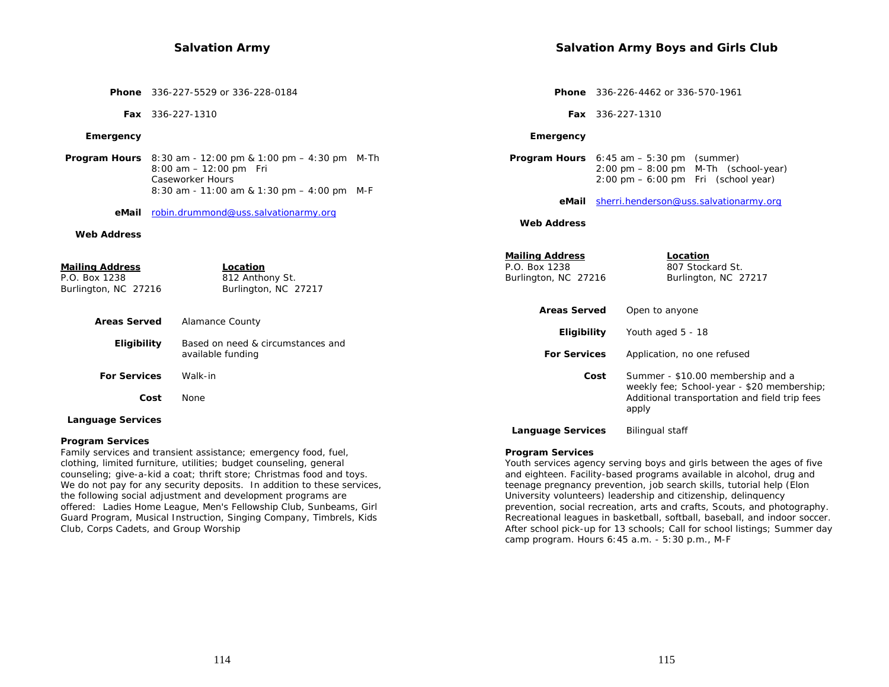## Salvation Army

**Phone** 336-227-5529 or 336-228-0184

**Fax** 336-227-1310

**Emergency**

**Program Hours** 8:30 am - 12:00 pm & 1:00 pm – 4:30 pm M-Th
8:00 am – 12:00 pm Fri
Caseworker Hours
8:30 am - 11:00 am & 1:30 pm – 4:00 pm M-F

**eMail** robin.drummond@uss.salvationarmy.org

**Web Address**

**Mailing Address**
P.O. Box 1238
Burlington, NC 27216

**Location**
812 Anthony St.
Burlington, NC 27217

**Areas Served** Alamance County

**Eligibility** Based on need & circumstances and available funding

**For Services** Walk-in

**Cost** None

**Language Services**

**Program Services**
Family services and transient assistance; emergency food, fuel, clothing, limited furniture, utilities; budget counseling, general counseling; give-a-kid a coat; thrift store; Christmas food and toys. We do not pay for any security deposits. In addition to these services, the following social adjustment and development programs are offered: Ladies Home League, Men's Fellowship Club, Sunbeams, Girl Guard Program, Musical Instruction, Singing Company, Timbrels, Kids Club, Corps Cadets, and Group Worship

## Salvation Army Boys and Girls Club

**Phone** 336-226-4462 or 336-570-1961

**Fax** 336-227-1310

**Emergency**

**Program Hours** 6:45 am – 5:30 pm (summer)
2:00 pm – 8:00 pm M-Th (school-year)
2:00 pm – 6:00 pm Fri (school year)

**eMail** sherri.henderson@uss.salvationarmy.org

**Web Address**

**Mailing Address**
P.O. Box 1238
Burlington, NC 27216

**Location**
807 Stockard St.
Burlington, NC 27217

**Areas Served** Open to anyone

**Eligibility** Youth aged 5 - 18

**For Services** Application, no one refused

**Cost** Summer - $10.00 membership and a weekly fee; School-year - $20 membership; Additional transportation and field trip fees apply

**Language Services** Bilingual staff

**Program Services**
Youth services agency serving boys and girls between the ages of five and eighteen. Facility-based programs available in alcohol, drug and teenage pregnancy prevention, job search skills, tutorial help (Elon University volunteers) leadership and citizenship, delinquency prevention, social recreation, arts and crafts, Scouts, and photography. Recreational leagues in basketball, softball, baseball, and indoor soccer. After school pick-up for 13 schools; Call for school listings; Summer day camp program. Hours 6:45 a.m. - 5:30 p.m., M-F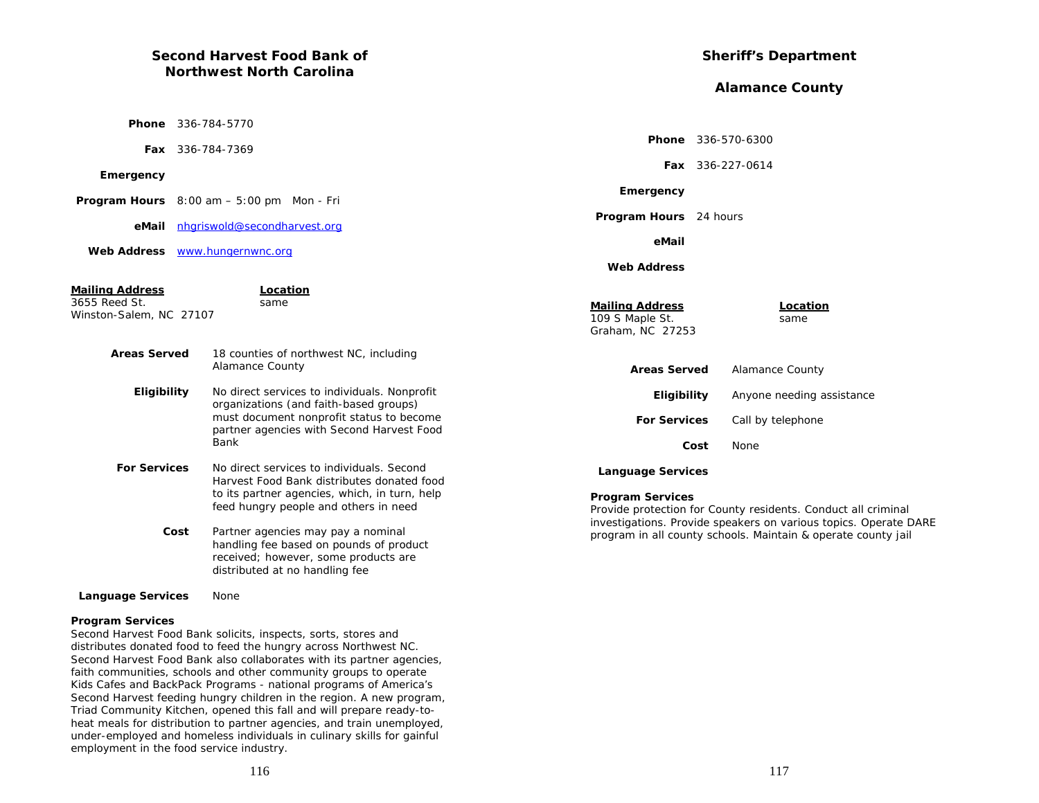## Second Harvest Food Bank of Northwest North Carolina

**Phone** 336-784-5770

**Fax** 336-784-7369

**Emergency**

**Program Hours** 8:00 am – 5:00 pm Mon - Fri

**eMail** nhgriswold@secondharvest.org

**Web Address** www.hungernwnc.org

| **Mailing Address** | **Location** |
|---|---|
| 3655 Reed St.<br>Winston-Salem, NC 27107 | same |

**Areas Served** 18 counties of northwest NC, including Alamance County

**Eligibility** No direct services to individuals. Nonprofit organizations (and faith-based groups) must document nonprofit status to become partner agencies with Second Harvest Food Bank

**For Services** No direct services to individuals. Second Harvest Food Bank distributes donated food to its partner agencies, which, in turn, help feed hungry people and others in need

**Cost** Partner agencies may pay a nominal handling fee based on pounds of product received; however, some products are distributed at no handling fee

**Language Services** None

**Program Services**
Second Harvest Food Bank solicits, inspects, sorts, stores and distributes donated food to feed the hungry across Northwest NC. Second Harvest Food Bank also collaborates with its partner agencies, faith communities, schools and other community groups to operate Kids Cafes and BackPack Programs - national programs of America's Second Harvest feeding hungry children in the region. A new program, Triad Community Kitchen, opened this fall and will prepare ready-to-heat meals for distribution to partner agencies, and train unemployed, under-employed and homeless individuals in culinary skills for gainful employment in the food service industry.

## Sheriff's Department

## Alamance County

**Phone** 336-570-6300

**Fax** 336-227-0614

**Emergency**

**Program Hours** 24 hours

**eMail**

**Web Address**

| **Mailing Address** | **Location** |
|---|---|
| 109 S Maple St.<br>Graham, NC 27253 | same |

**Areas Served** Alamance County

**Eligibility** Anyone needing assistance

**For Services** Call by telephone

**Cost** None

**Language Services**

**Program Services**
Provide protection for County residents. Conduct all criminal investigations. Provide speakers on various topics. Operate DARE program in all county schools. Maintain & operate county jail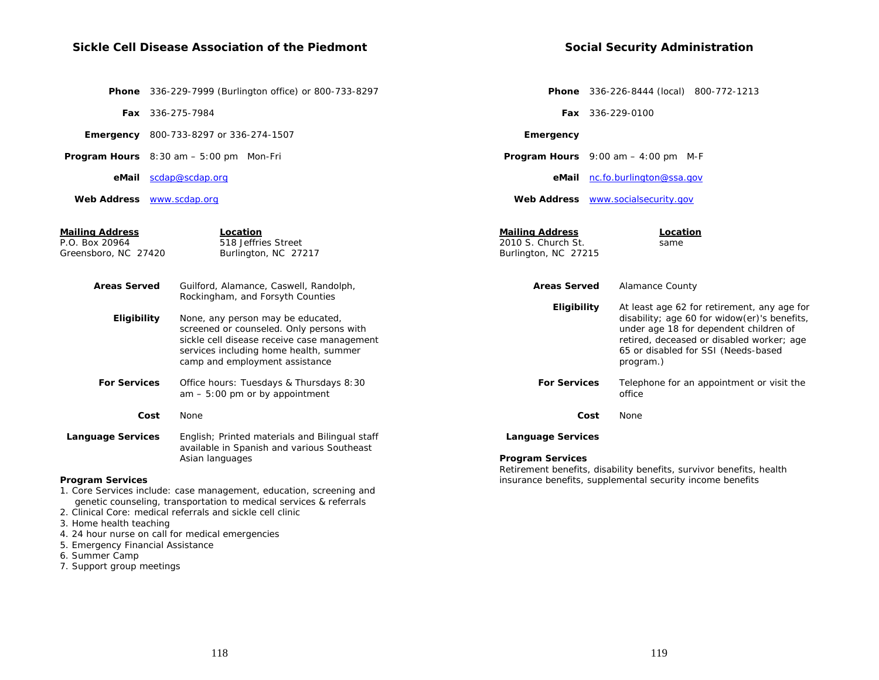## Sickle Cell Disease Association of the Piedmont

**Phone** 336-229-7999 (Burlington office) or 800-733-8297

**Fax** 336-275-7984

**Emergency** 800-733-8297 or 336-274-1507

**Program Hours** 8:30 am – 5:00 pm Mon-Fri

**eMail** scdap@scdap.org

**Web Address** www.scdap.org

**Mailing Address**
P.O. Box 20964
Greensboro, NC 27420

**Location**
518 Jeffries Street
Burlington, NC 27217

**Areas Served** Guilford, Alamance, Caswell, Randolph, Rockingham, and Forsyth Counties

**Eligibility** None, any person may be educated, screened or counseled. Only persons with sickle cell disease receive case management services including home health, summer camp and employment assistance

**For Services** Office hours: Tuesdays & Thursdays 8:30 am – 5:00 pm or by appointment

**Cost** None

**Language Services** English; Printed materials and Bilingual staff available in Spanish and various Southeast Asian languages

**Program Services**

1. Core Services include: case management, education, screening and genetic counseling, transportation to medical services & referrals
2. Clinical Core: medical referrals and sickle cell clinic
3. Home health teaching
4. 24 hour nurse on call for medical emergencies
5. Emergency Financial Assistance
6. Summer Camp
7. Support group meetings

## Social Security Administration

**Phone** 336-226-8444 (local) 800-772-1213

**Fax** 336-229-0100

**Emergency**

**Program Hours** 9:00 am – 4:00 pm M-F

**eMail** nc.fo.burlington@ssa.gov

**Web Address** www.socialsecurity.gov

**Mailing Address**
2010 S. Church St.
Burlington, NC 27215

**Location**
same

**Areas Served** Alamance County

**Eligibility** At least age 62 for retirement, any age for disability; age 60 for widow(er)'s benefits, under age 18 for dependent children of retired, deceased or disabled worker; age 65 or disabled for SSI (Needs-based program.)

**For Services** Telephone for an appointment or visit the office

**Cost** None

**Language Services**

**Program Services**
Retirement benefits, disability benefits, survivor benefits, health insurance benefits, supplemental security income benefits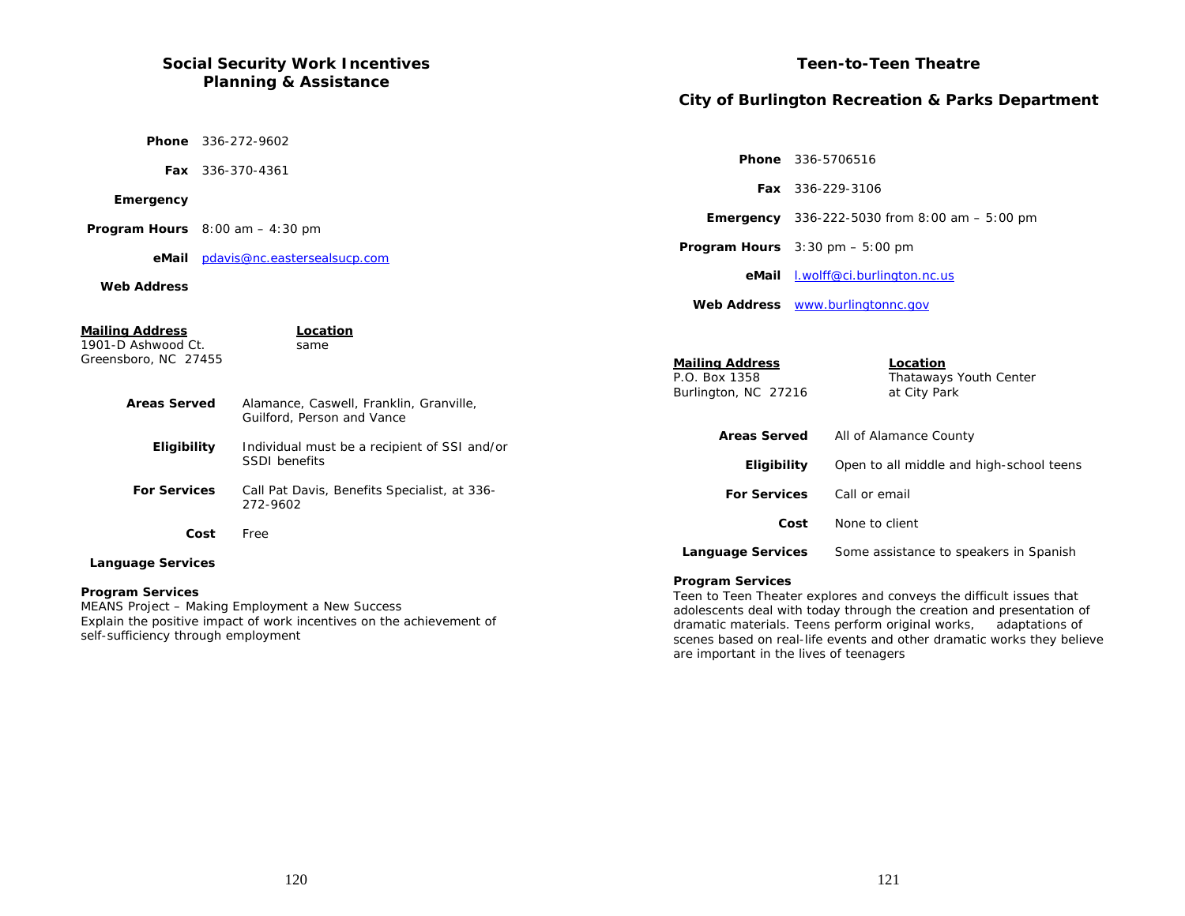## Social Security Work Incentives Planning & Assistance

**Phone** 336-272-9602

**Fax** 336-370-4361

**Emergency**

**Program Hours** 8:00 am – 4:30 pm

**eMail** pdavis@nc.eastersealsucp.com

**Web Address**

**Mailing Address**
1901-D Ashwood Ct.
Greensboro, NC 27455

**Location**
same

**Areas Served** Alamance, Caswell, Franklin, Granville, Guilford, Person and Vance

**Eligibility** Individual must be a recipient of SSI and/or SSDI benefits

**For Services** Call Pat Davis, Benefits Specialist, at 336-272-9602

**Cost** Free

**Language Services**

**Program Services**
MEANS Project – Making Employment a New Success
Explain the positive impact of work incentives on the achievement of self-sufficiency through employment

## Teen-to-Teen Theatre

## City of Burlington Recreation & Parks Department

**Phone** 336-5706516

**Fax** 336-229-3106

**Emergency** 336-222-5030 from 8:00 am – 5:00 pm

**Program Hours** 3:30 pm – 5:00 pm

**eMail** l.wolff@ci.burlington.nc.us

**Web Address** www.burlingtonnc.gov

**Mailing Address**
P.O. Box 1358
Burlington, NC 27216

**Location**
Thataways Youth Center
at City Park

**Areas Served** All of Alamance County

**Eligibility** Open to all middle and high-school teens

**For Services** Call or email

**Cost** None to client

**Language Services** Some assistance to speakers in Spanish

**Program Services**
Teen to Teen Theater explores and conveys the difficult issues that adolescents deal with today through the creation and presentation of dramatic materials. Teens perform original works, adaptations of scenes based on real-life events and other dramatic works they believe are important in the lives of teenagers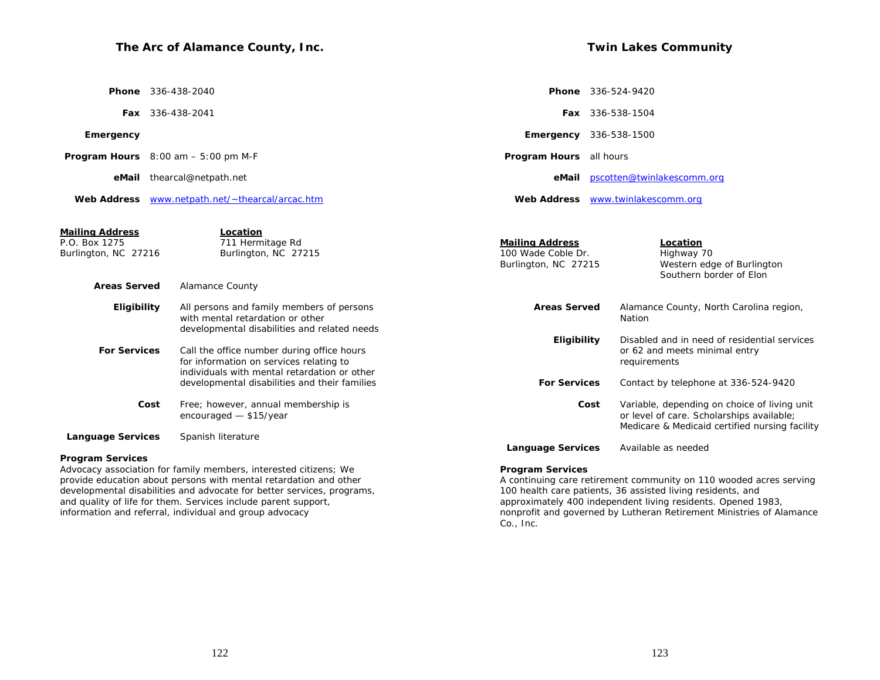## The Arc of Alamance County, Inc.

**Phone** 336-438-2040

**Fax** 336-438-2041

**Emergency**

**Program Hours** 8:00 am – 5:00 pm M-F

**eMail** thearcal@netpath.net

**Web Address** www.netpath.net/~thearcal/arcac.htm

| **Mailing Address** | **Location** |
|---|---|
| P.O. Box 1275<br>Burlington, NC 27216 | 711 Hermitage Rd<br>Burlington, NC 27215 |

**Areas Served** Alamance County

**Eligibility** All persons and family members of persons with mental retardation or other developmental disabilities and related needs

**For Services** Call the office number during office hours for information on services relating to individuals with mental retardation or other developmental disabilities and their families

**Cost** Free; however, annual membership is encouraged — $15/year

**Language Services** Spanish literature

**Program Services**
Advocacy association for family members, interested citizens; We provide education about persons with mental retardation and other developmental disabilities and advocate for better services, programs, and quality of life for them. Services include parent support, information and referral, individual and group advocacy

## Twin Lakes Community

**Phone** 336-524-9420

**Fax** 336-538-1504

**Emergency** 336-538-1500

**Program Hours** all hours

**eMail** pscotten@twinlakescomm.org

**Web Address** www.twinlakescomm.org

| **Mailing Address** | **Location** |
|---|---|
| 100 Wade Coble Dr.<br>Burlington, NC 27215 | Highway 70<br>Western edge of Burlington<br>Southern border of Elon |

**Areas Served** Alamance County, North Carolina region, Nation

**Eligibility** Disabled and in need of residential services or 62 and meets minimal entry requirements

**For Services** Contact by telephone at 336-524-9420

**Cost** Variable, depending on choice of living unit or level of care. Scholarships available; Medicare & Medicaid certified nursing facility

**Language Services** Available as needed

**Program Services**
A continuing care retirement community on 110 wooded acres serving 100 health care patients, 36 assisted living residents, and approximately 400 independent living residents. Opened 1983, nonprofit and governed by Lutheran Retirement Ministries of Alamance Co., Inc.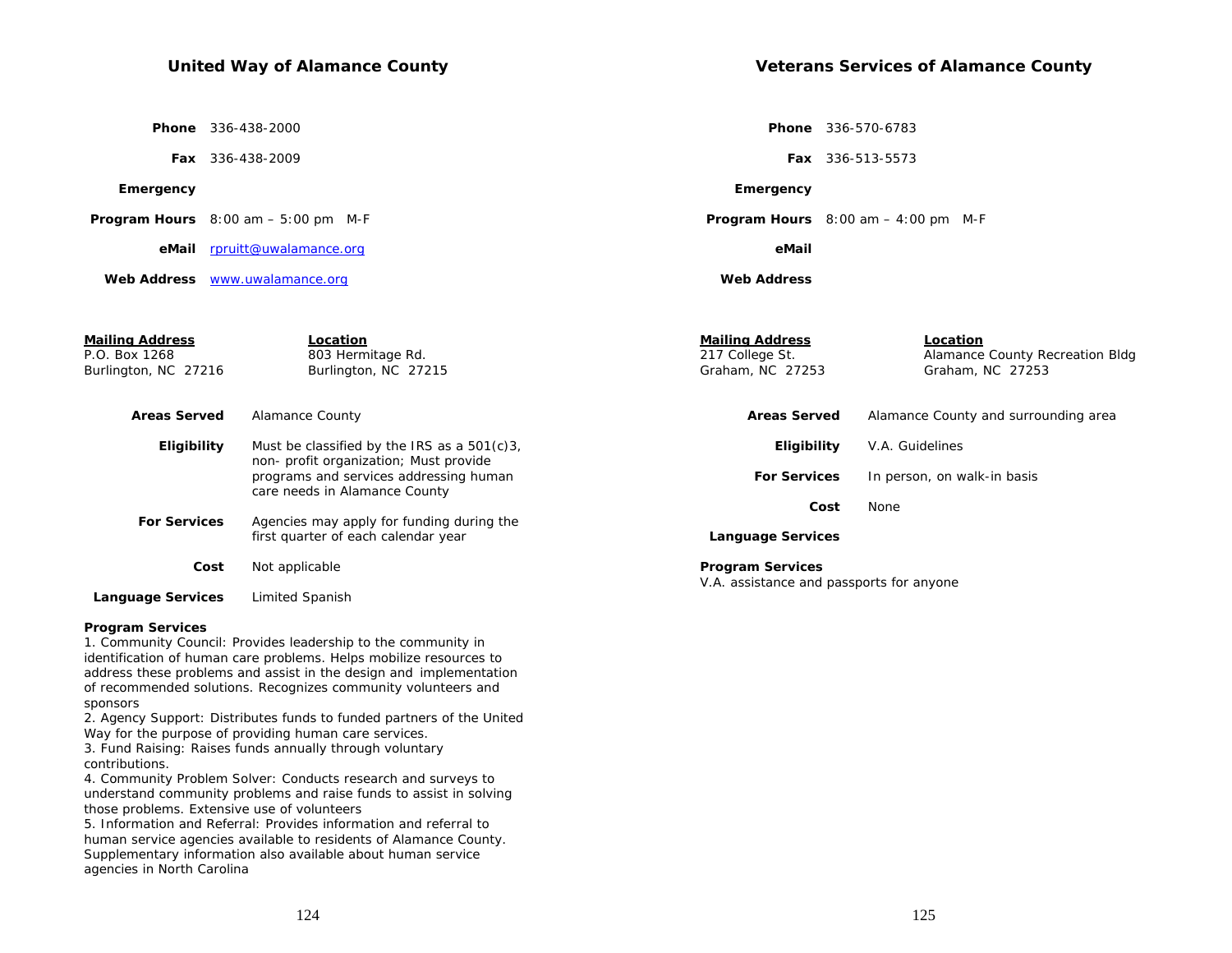## United Way of Alamance County

**Phone** 336-438-2000

**Fax** 336-438-2009

**Emergency**

**Program Hours** 8:00 am – 5:00 pm M-F

**eMail** rpruitt@uwalamance.org

**Web Address** www.uwalamance.org

**Mailing Address**
P.O. Box 1268
Burlington, NC 27216

**Location**
803 Hermitage Rd.
Burlington, NC 27215

**Areas Served** Alamance County

**Eligibility** Must be classified by the IRS as a 501(c)3, non- profit organization; Must provide programs and services addressing human care needs in Alamance County

**For Services** Agencies may apply for funding during the first quarter of each calendar year

**Cost** Not applicable

**Language Services** Limited Spanish

**Program Services**
1. Community Council: Provides leadership to the community in identification of human care problems. Helps mobilize resources to address these problems and assist in the design and implementation of recommended solutions. Recognizes community volunteers and sponsors
2. Agency Support: Distributes funds to funded partners of the United Way for the purpose of providing human care services.
3. Fund Raising: Raises funds annually through voluntary contributions.
4. Community Problem Solver: Conducts research and surveys to understand community problems and raise funds to assist in solving those problems. Extensive use of volunteers
5. Information and Referral: Provides information and referral to human service agencies available to residents of Alamance County. Supplementary information also available about human service agencies in North Carolina

## Veterans Services of Alamance County

**Phone** 336-570-6783

**Fax** 336-513-5573

**Emergency**

**Program Hours** 8:00 am – 4:00 pm M-F

**eMail**

**Web Address**

**Mailing Address**
217 College St.
Graham, NC 27253

**Location**
Alamance County Recreation Bldg
Graham, NC 27253

**Areas Served** Alamance County and surrounding area

**Eligibility** V.A. Guidelines

**For Services** In person, on walk-in basis

**Cost** None

**Language Services**

**Program Services**
V.A. assistance and passports for anyone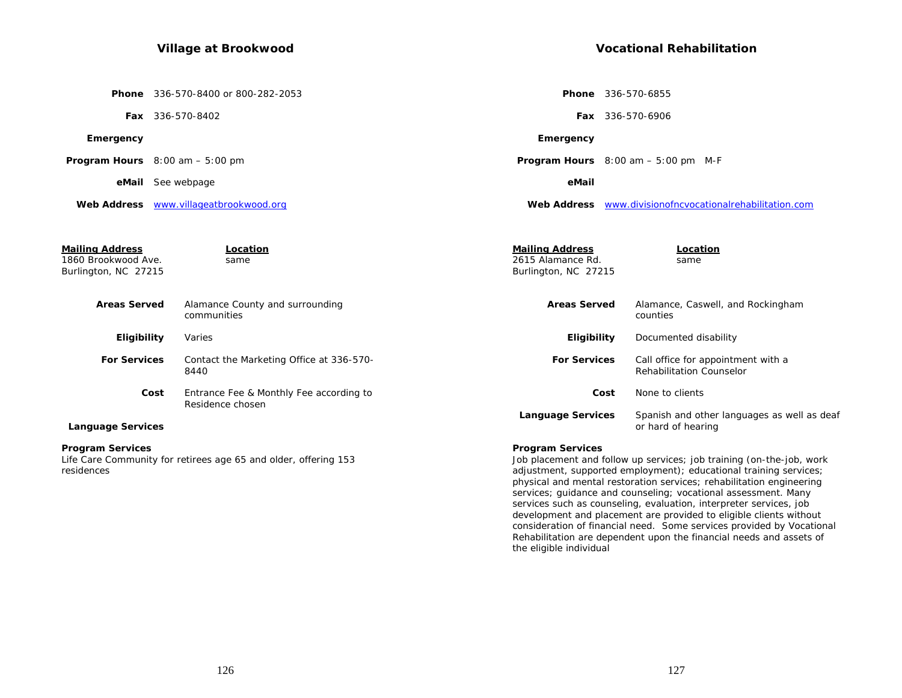## Village at Brookwood

**Phone** 336-570-8400 or 800-282-2053

**Fax** 336-570-8402

**Emergency**

**Program Hours** 8:00 am – 5:00 pm

**eMail** See webpage

**Web Address** www.villageatbrookwood.org

**Mailing Address**
1860 Brookwood Ave.
Burlington, NC 27215

**Location**
same

**Areas Served** Alamance County and surrounding communities

**Eligibility** Varies

**For Services** Contact the Marketing Office at 336-570-8440

**Cost** Entrance Fee & Monthly Fee according to Residence chosen

**Language Services**

**Program Services**
Life Care Community for retirees age 65 and older, offering 153 residences

## Vocational Rehabilitation

**Phone** 336-570-6855

**Fax** 336-570-6906

**Emergency**

**Program Hours** 8:00 am – 5:00 pm M-F

**eMail**

**Web Address** www.divisionofncvocationalrehabilitation.com

**Mailing Address**
2615 Alamance Rd.
Burlington, NC 27215

**Location**
same

**Areas Served** Alamance, Caswell, and Rockingham counties

**Eligibility** Documented disability

**For Services** Call office for appointment with a Rehabilitation Counselor

**Cost** None to clients

**Language Services** Spanish and other languages as well as deaf or hard of hearing

**Program Services**
Job placement and follow up services; job training (on-the-job, work adjustment, supported employment); educational training services; physical and mental restoration services; rehabilitation engineering services; guidance and counseling; vocational assessment. Many services such as counseling, evaluation, interpreter services, job development and placement are provided to eligible clients without consideration of financial need. Some services provided by Vocational Rehabilitation are dependent upon the financial needs and assets of the eligible individual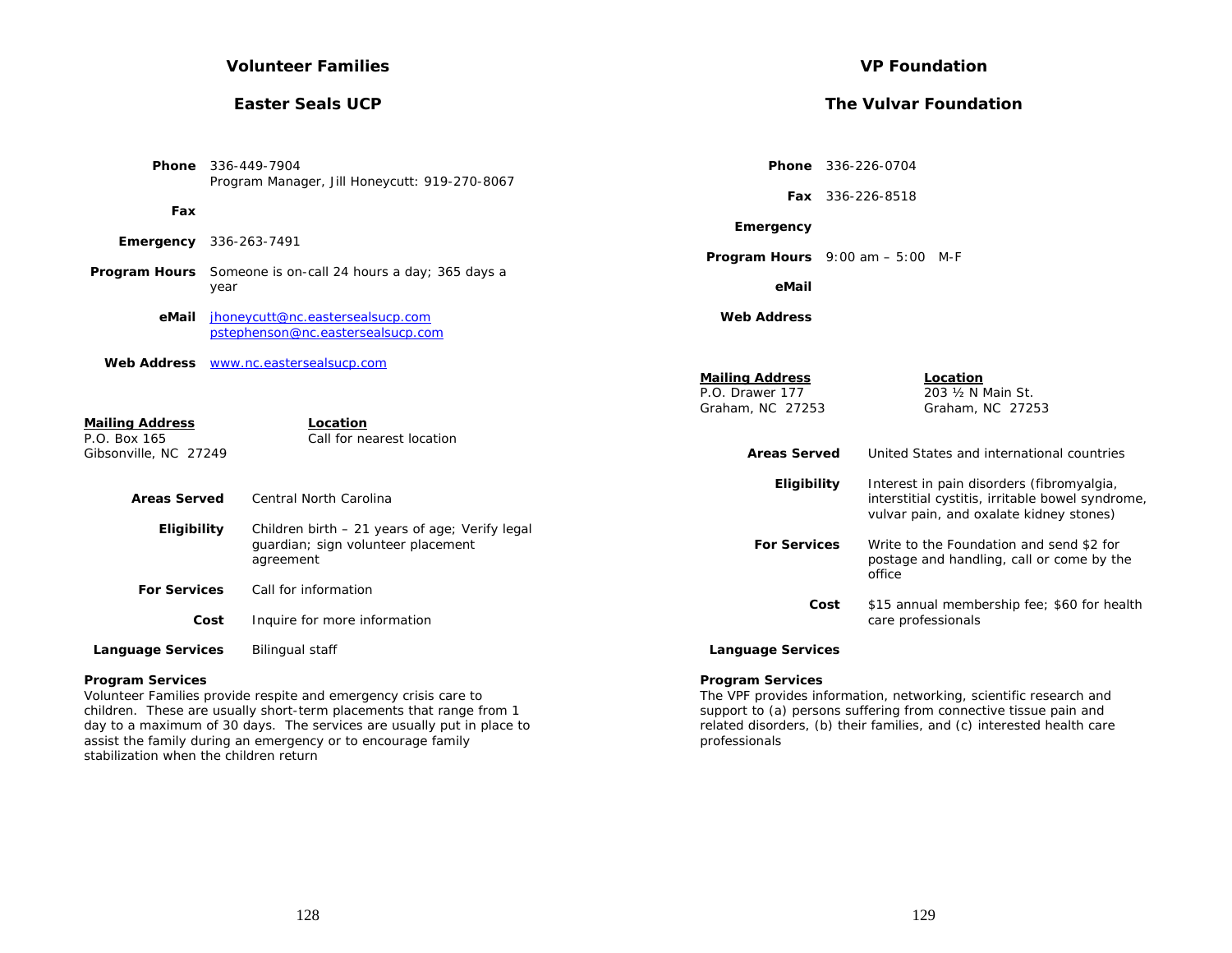## Volunteer Families

## Easter Seals UCP

**Phone** 336-449-7904
Program Manager, Jill Honeycutt: 919-270-8067

**Fax**

**Emergency** 336-263-7491

**Program Hours** Someone is on-call 24 hours a day; 365 days a year

**eMail** jhoneycutt@nc.eastersealsucp.com
pstephenson@nc.eastersealsucp.com

**Web Address** www.nc.eastersealsucp.com

**Mailing Address**
P.O. Box 165
Gibsonville, NC 27249

**Location**
Call for nearest location

**Areas Served** Central North Carolina

**Eligibility** Children birth – 21 years of age; Verify legal guardian; sign volunteer placement agreement

**For Services** Call for information

**Cost** Inquire for more information

**Language Services** Bilingual staff

**Program Services**
Volunteer Families provide respite and emergency crisis care to children. These are usually short-term placements that range from 1 day to a maximum of 30 days. The services are usually put in place to assist the family during an emergency or to encourage family stabilization when the children return

## VP Foundation

## The Vulvar Foundation

**Phone** 336-226-0704

**Fax** 336-226-8518

**Emergency**

**Program Hours** 9:00 am – 5:00 M-F

**eMail**

**Web Address**

**Mailing Address**
P.O. Drawer 177
Graham, NC 27253

**Location**
203 ½ N Main St.
Graham, NC 27253

**Areas Served** United States and international countries

**Eligibility** Interest in pain disorders (fibromyalgia, interstitial cystitis, irritable bowel syndrome, vulvar pain, and oxalate kidney stones)

**For Services** Write to the Foundation and send $2 for postage and handling, call or come by the office

**Cost** $15 annual membership fee; $60 for health care professionals

**Language Services**

**Program Services**
The VPF provides information, networking, scientific research and support to (a) persons suffering from connective tissue pain and related disorders, (b) their families, and (c) interested health care professionals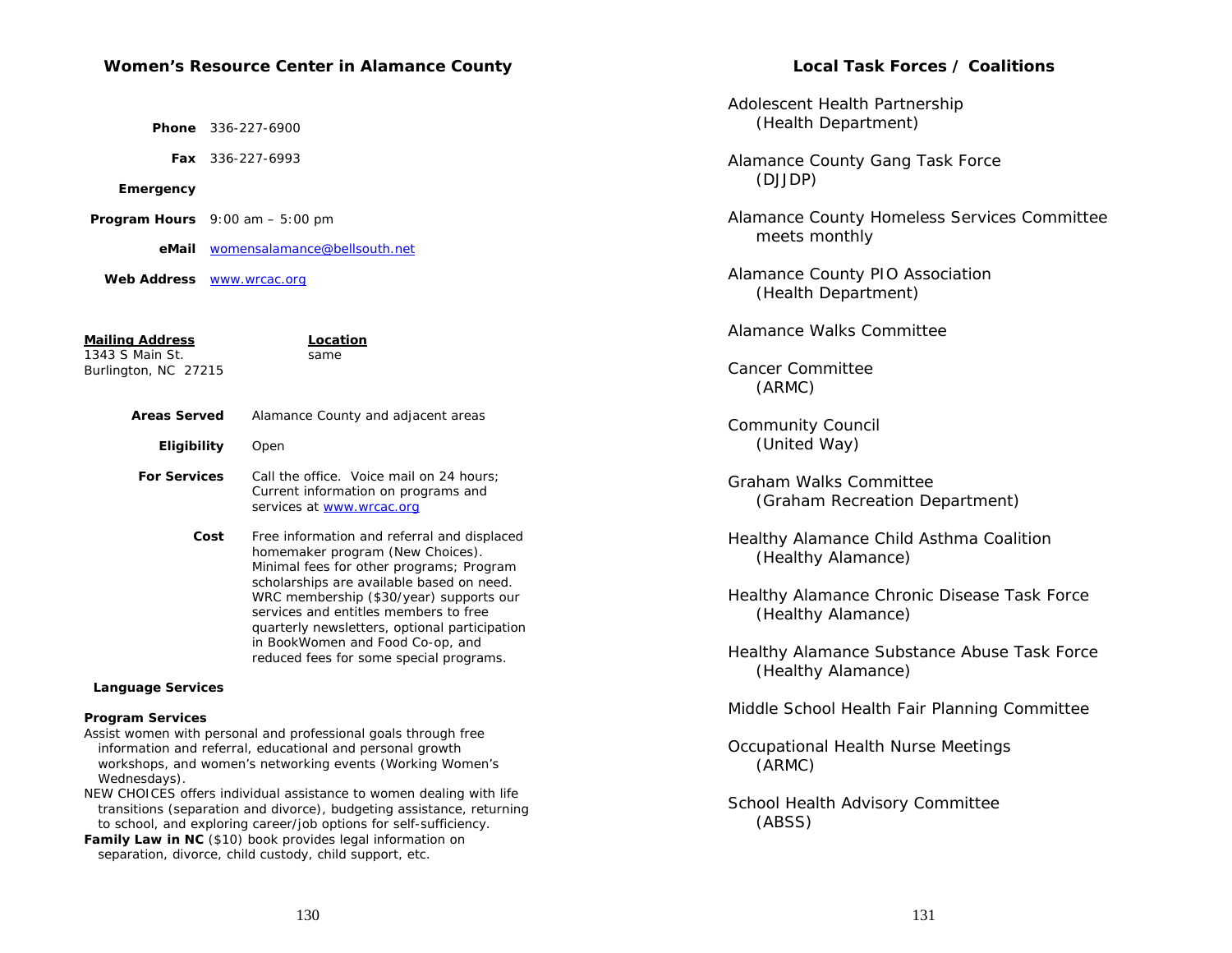## Women's Resource Center in Alamance County

**Phone** 336-227-6900

**Fax** 336-227-6993

**Emergency**

**Program Hours** 9:00 am – 5:00 pm

**eMail** womensalamance@bellsouth.net

**Web Address** www.wrcac.org

| **Mailing Address** | **Location** |
|---|---|
| 1343 S Main St.<br>Burlington, NC 27215 | same |

**Areas Served** Alamance County and adjacent areas

**Eligibility** Open

**For Services** Call the office. Voice mail on 24 hours; Current information on programs and services at www.wrcac.org

**Cost** Free information and referral and displaced homemaker program (New Choices). Minimal fees for other programs; Program scholarships are available based on need. WRC membership ($30/year) supports our services and entitles members to free quarterly newsletters, optional participation in BookWomen and Food Co-op, and reduced fees for some special programs.

**Language Services**

**Program Services**

Assist women with personal and professional goals through free information and referral, educational and personal growth workshops, and women's networking events (Working Women's Wednesdays).

NEW CHOICES offers individual assistance to women dealing with life transitions (separation and divorce), budgeting assistance, returning to school, and exploring career/job options for self-sufficiency.

**Family Law in NC** ($10) book provides legal information on separation, divorce, child custody, child support, etc.

## Local Task Forces / Coalitions

Adolescent Health Partnership
(Health Department)

Alamance County Gang Task Force
(DJJDP)

Alamance County Homeless Services Committee
meets monthly

Alamance County PIO Association
(Health Department)

Alamance Walks Committee

Cancer Committee
(ARMC)

Community Council
(United Way)

Graham Walks Committee
(Graham Recreation Department)

Healthy Alamance Child Asthma Coalition
(Healthy Alamance)

Healthy Alamance Chronic Disease Task Force
(Healthy Alamance)

Healthy Alamance Substance Abuse Task Force
(Healthy Alamance)

Middle School Health Fair Planning Committee

Occupational Health Nurse Meetings
(ARMC)

School Health Advisory Committee
(ABSS)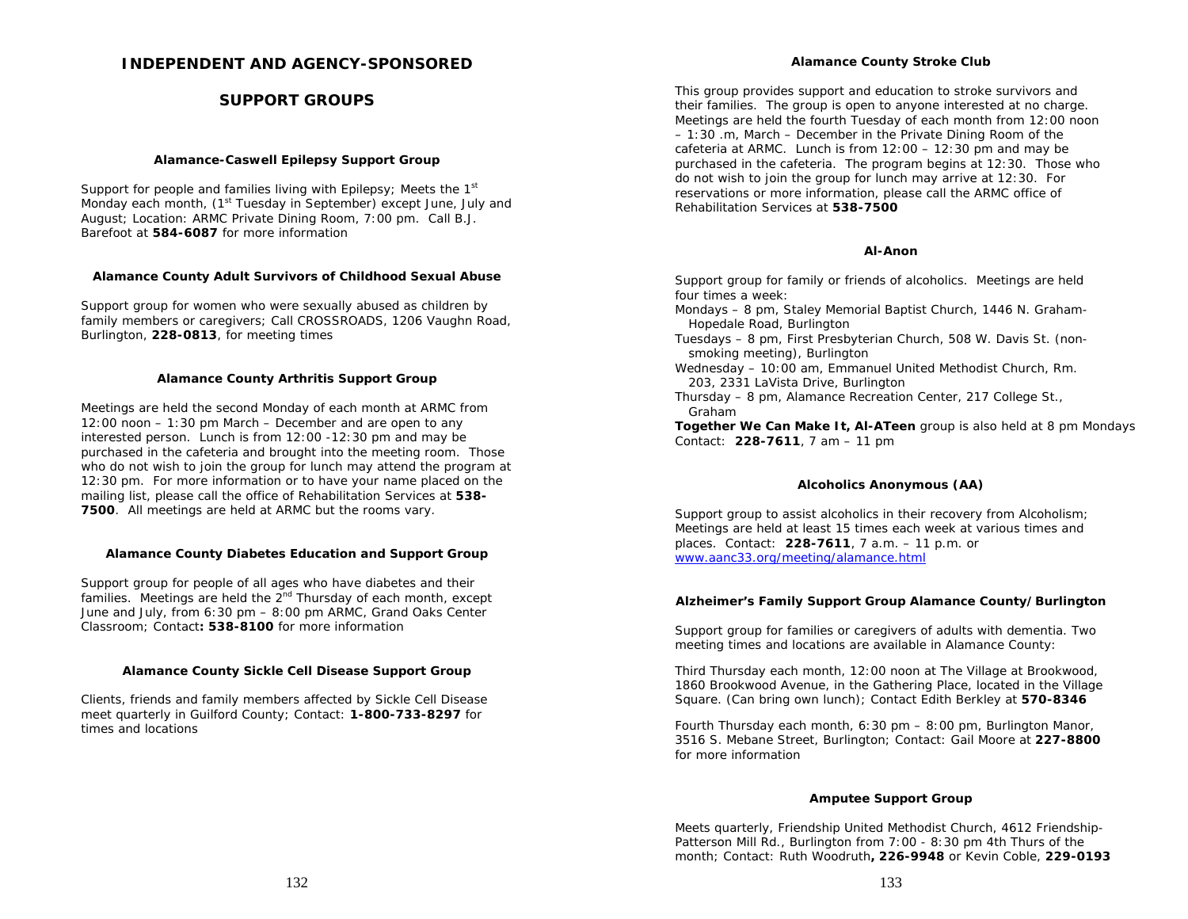# INDEPENDENT AND AGENCY-SPONSORED

# SUPPORT GROUPS

### Alamance-Caswell Epilepsy Support Group

Support for people and families living with Epilepsy; Meets the 1st Monday each month, (1st Tuesday in September) except June, July and August; Location: ARMC Private Dining Room, 7:00 pm. Call B.J. Barefoot at **584-6087** for more information

### Alamance County Adult Survivors of Childhood Sexual Abuse

Support group for women who were sexually abused as children by family members or caregivers; Call CROSSROADS, 1206 Vaughn Road, Burlington, **228-0813**, for meeting times

### Alamance County Arthritis Support Group

Meetings are held the second Monday of each month at ARMC from 12:00 noon – 1:30 pm March – December and are open to any interested person. Lunch is from 12:00 -12:30 pm and may be purchased in the cafeteria and brought into the meeting room. Those who do not wish to join the group for lunch may attend the program at 12:30 pm. For more information or to have your name placed on the mailing list, please call the office of Rehabilitation Services at **538-7500**. All meetings are held at ARMC but the rooms vary.

### Alamance County Diabetes Education and Support Group

Support group for people of all ages who have diabetes and their families. Meetings are held the 2nd Thursday of each month, except June and July, from 6:30 pm – 8:00 pm ARMC, Grand Oaks Center Classroom; Contact**: 538-8100** for more information

### Alamance County Sickle Cell Disease Support Group

Clients, friends and family members affected by Sickle Cell Disease meet quarterly in Guilford County; Contact: **1-800-733-8297** for times and locations

### Alamance County Stroke Club

This group provides support and education to stroke survivors and their families. The group is open to anyone interested at no charge. Meetings are held the fourth Tuesday of each month from 12:00 noon – 1:30 .m, March – December in the Private Dining Room of the cafeteria at ARMC. Lunch is from 12:00 – 12:30 pm and may be purchased in the cafeteria. The program begins at 12:30. Those who do not wish to join the group for lunch may arrive at 12:30. For reservations or more information, please call the ARMC office of Rehabilitation Services at **538-7500**

### Al-Anon

Support group for family or friends of alcoholics. Meetings are held four times a week:

Mondays – 8 pm, Staley Memorial Baptist Church, 1446 N. Graham-Hopedale Road, Burlington
Tuesdays – 8 pm, First Presbyterian Church, 508 W. Davis St. (non-smoking meeting), Burlington
Wednesday – 10:00 am, Emmanuel United Methodist Church, Rm. 203, 2331 LaVista Drive, Burlington
Thursday – 8 pm, Alamance Recreation Center, 217 College St., Graham

**Together We Can Make It, Al-ATeen** group is also held at 8 pm Mondays
Contact: **228-7611**, 7 am – 11 pm

### Alcoholics Anonymous (AA)

Support group to assist alcoholics in their recovery from Alcoholism; Meetings are held at least 15 times each week at various times and places. Contact: **228-7611**, 7 a.m. – 11 p.m. or www.aanc33.org/meeting/alamance.html

### Alzheimer's Family Support Group Alamance County/Burlington

Support group for families or caregivers of adults with dementia. Two meeting times and locations are available in Alamance County:

Third Thursday each month, 12:00 noon at The Village at Brookwood, 1860 Brookwood Avenue, in the Gathering Place, located in the Village Square. (Can bring own lunch); Contact Edith Berkley at **570-8346**

Fourth Thursday each month, 6:30 pm – 8:00 pm, Burlington Manor, 3516 S. Mebane Street, Burlington; Contact: Gail Moore at **227-8800** for more information

### Amputee Support Group

Meets quarterly, Friendship United Methodist Church, 4612 Friendship-Patterson Mill Rd., Burlington from 7:00 - 8:30 pm 4th Thurs of the month; Contact: Ruth Woodruth**, 226-9948** or Kevin Coble, **229-0193**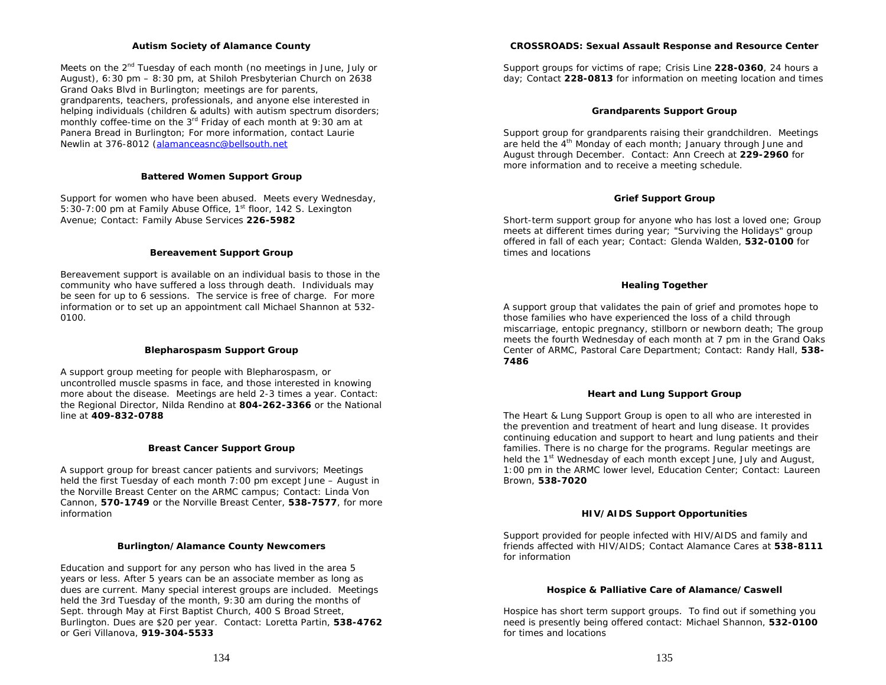### Autism Society of Alamance County

Meets on the 2nd Tuesday of each month (no meetings in June, July or August), 6:30 pm – 8:30 pm, at Shiloh Presbyterian Church on 2638 Grand Oaks Blvd in Burlington; meetings are for parents, grandparents, teachers, professionals, and anyone else interested in helping individuals (children & adults) with autism spectrum disorders; monthly coffee-time on the 3rd Friday of each month at 9:30 am at Panera Bread in Burlington; For more information, contact Laurie Newlin at 376-8012 (alamanceasnc@bellsouth.net

### Battered Women Support Group

Support for women who have been abused. Meets every Wednesday, 5:30-7:00 pm at Family Abuse Office, 1st floor, 142 S. Lexington Avenue; Contact: Family Abuse Services **226-5982**

### Bereavement Support Group

Bereavement support is available on an individual basis to those in the community who have suffered a loss through death. Individuals may be seen for up to 6 sessions. The service is free of charge. For more information or to set up an appointment call Michael Shannon at 532-0100.

### Blepharospasm Support Group

A support group meeting for people with Blepharospasm, or uncontrolled muscle spasms in face, and those interested in knowing more about the disease. Meetings are held 2-3 times a year. Contact: the Regional Director, Nilda Rendino at **804-262-3366** or the National line at **409-832-0788**

### Breast Cancer Support Group

A support group for breast cancer patients and survivors; Meetings held the first Tuesday of each month 7:00 pm except June – August in the Norville Breast Center on the ARMC campus; Contact: Linda Von Cannon, **570-1749** or the Norville Breast Center, **538-7577**, for more information

### Burlington/Alamance County Newcomers

Education and support for any person who has lived in the area 5 years or less. After 5 years can be an associate member as long as dues are current. Many special interest groups are included. Meetings held the 3rd Tuesday of the month, 9:30 am during the months of Sept. through May at First Baptist Church, 400 S Broad Street, Burlington. Dues are $20 per year. Contact: Loretta Partin, **538-4762** or Geri Villanova, **919-304-5533**

### CROSSROADS: Sexual Assault Response and Resource Center

Support groups for victims of rape; Crisis Line **228-0360**, 24 hours a day; Contact **228-0813** for information on meeting location and times

### Grandparents Support Group

Support group for grandparents raising their grandchildren. Meetings are held the 4th Monday of each month; January through June and August through December. Contact: Ann Creech at **229-2960** for more information and to receive a meeting schedule.

### Grief Support Group

Short-term support group for anyone who has lost a loved one; Group meets at different times during year; "Surviving the Holidays" group offered in fall of each year; Contact: Glenda Walden, **532-0100** for times and locations

### Healing Together

A support group that validates the pain of grief and promotes hope to those families who have experienced the loss of a child through miscarriage, entopic pregnancy, stillborn or newborn death; The group meets the fourth Wednesday of each month at 7 pm in the Grand Oaks Center of ARMC, Pastoral Care Department; Contact: Randy Hall, **538-7486**

### Heart and Lung Support Group

The Heart & Lung Support Group is open to all who are interested in the prevention and treatment of heart and lung disease. It provides continuing education and support to heart and lung patients and their families. There is no charge for the programs. Regular meetings are held the 1st Wednesday of each month except June, July and August, 1:00 pm in the ARMC lower level, Education Center; Contact: Laureen Brown, **538-7020**

### HIV/AIDS Support Opportunities

Support provided for people infected with HIV/AIDS and family and friends affected with HIV/AIDS; Contact Alamance Cares at **538-8111** for information

### Hospice & Palliative Care of Alamance/Caswell

Hospice has short term support groups. To find out if something you need is presently being offered contact: Michael Shannon, **532-0100** for times and locations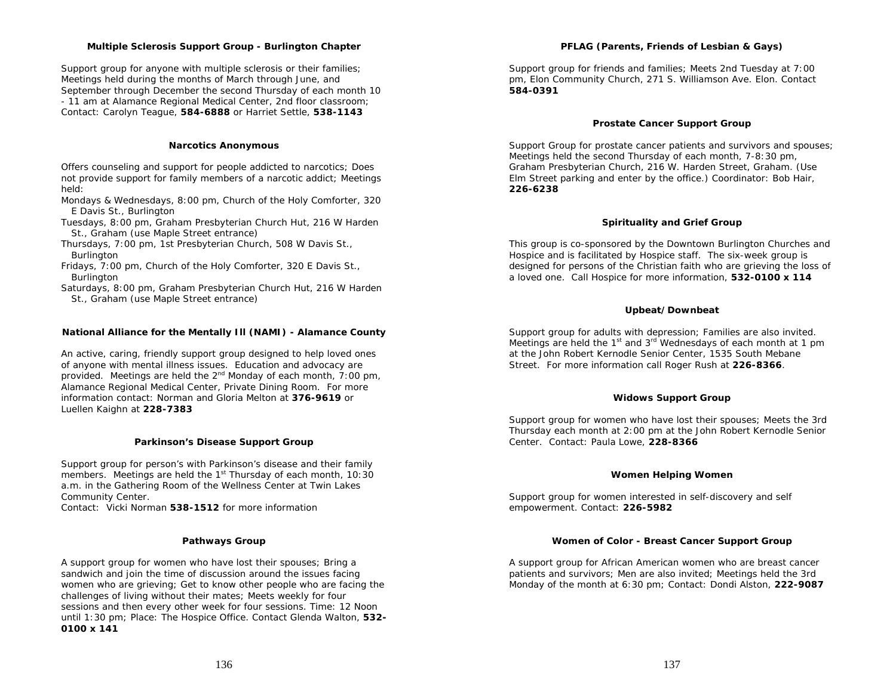### Multiple Sclerosis Support Group - Burlington Chapter

Support group for anyone with multiple sclerosis or their families; Meetings held during the months of March through June, and September through December the second Thursday of each month 10 - 11 am at Alamance Regional Medical Center, 2nd floor classroom; Contact: Carolyn Teague, **584-6888** or Harriet Settle, **538-1143**

### Narcotics Anonymous

Offers counseling and support for people addicted to narcotics; Does not provide support for family members of a narcotic addict; Meetings held:

Mondays & Wednesdays, 8:00 pm, Church of the Holy Comforter, 320 E Davis St., Burlington
Tuesdays, 8:00 pm, Graham Presbyterian Church Hut, 216 W Harden St., Graham (use Maple Street entrance)
Thursdays, 7:00 pm, 1st Presbyterian Church, 508 W Davis St., Burlington
Fridays, 7:00 pm, Church of the Holy Comforter, 320 E Davis St., Burlington
Saturdays, 8:00 pm, Graham Presbyterian Church Hut, 216 W Harden St., Graham (use Maple Street entrance)

### National Alliance for the Mentally Ill (NAMI) - Alamance County

An active, caring, friendly support group designed to help loved ones of anyone with mental illness issues. Education and advocacy are provided. Meetings are held the 2nd Monday of each month, 7:00 pm, Alamance Regional Medical Center, Private Dining Room. For more information contact: Norman and Gloria Melton at **376-9619** or Luellen Kaighn at **228-7383**

### Parkinson's Disease Support Group

Support group for person's with Parkinson's disease and their family members. Meetings are held the 1st Thursday of each month, 10:30 a.m. in the Gathering Room of the Wellness Center at Twin Lakes Community Center.
Contact: Vicki Norman **538-1512** for more information

### Pathways Group

A support group for women who have lost their spouses; Bring a sandwich and join the time of discussion around the issues facing women who are grieving; Get to know other people who are facing the challenges of living without their mates; Meets weekly for four sessions and then every other week for four sessions. Time: 12 Noon until 1:30 pm; Place: The Hospice Office. Contact Glenda Walton, **532-0100 x 141**

### PFLAG (Parents, Friends of Lesbian & Gays)

Support group for friends and families; Meets 2nd Tuesday at 7:00 pm, Elon Community Church, 271 S. Williamson Ave. Elon. Contact **584-0391**

### Prostate Cancer Support Group

Support Group for prostate cancer patients and survivors and spouses; Meetings held the second Thursday of each month, 7-8:30 pm, Graham Presbyterian Church, 216 W. Harden Street, Graham. (Use Elm Street parking and enter by the office.) Coordinator: Bob Hair, **226-6238**

### Spirituality and Grief Group

This group is co-sponsored by the Downtown Burlington Churches and Hospice and is facilitated by Hospice staff. The six-week group is designed for persons of the Christian faith who are grieving the loss of a loved one. Call Hospice for more information, **532-0100 x 114**

### Upbeat/Downbeat

Support group for adults with depression; Families are also invited. Meetings are held the 1st and 3rd Wednesdays of each month at 1 pm at the John Robert Kernodle Senior Center, 1535 South Mebane Street. For more information call Roger Rush at **226-8366**.

### Widows Support Group

Support group for women who have lost their spouses; Meets the 3rd Thursday each month at 2:00 pm at the John Robert Kernodle Senior Center. Contact: Paula Lowe, **228-8366**

### Women Helping Women

Support group for women interested in self-discovery and self empowerment. Contact: **226-5982**

### Women of Color - Breast Cancer Support Group

A support group for African American women who are breast cancer patients and survivors; Men are also invited; Meetings held the 3rd Monday of the month at 6:30 pm; Contact: Dondi Alston, **222-9087**